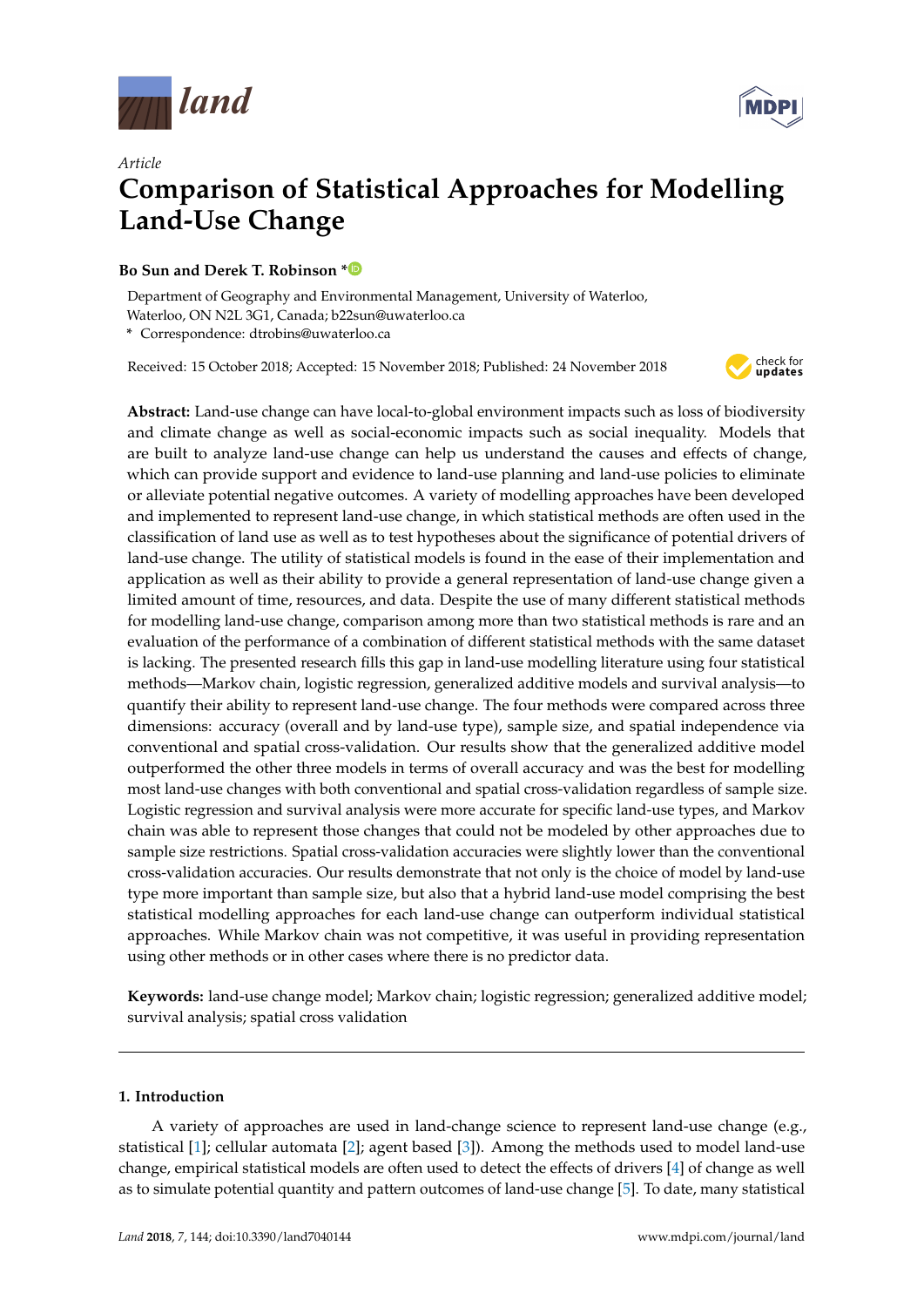*Article*

# Comparison of Statistical Approaches for Modelling Land-Use Change

**Bo Sun and Derek T. Robinson ***

Department of Geography and Environmental Management, University of Waterloo, Waterloo, ON N2L 3G1, Canada; b22sun@uwaterloo.ca

\* Correspondence: dtrobins@uwaterloo.ca

Received: 15 October 2018; Accepted: 15 November 2018; Published: 24 November 2018

**Abstract:** Land-use change can have local-to-global environment impacts such as loss of biodiversity and climate change as well as social-economic impacts such as social inequality. Models that are built to analyze land-use change can help us understand the causes and effects of change, which can provide support and evidence to land-use planning and land-use policies to eliminate or alleviate potential negative outcomes. A variety of modelling approaches have been developed and implemented to represent land-use change, in which statistical methods are often used in the classification of land use as well as to test hypotheses about the significance of potential drivers of land-use change. The utility of statistical models is found in the ease of their implementation and application as well as their ability to provide a general representation of land-use change given a limited amount of time, resources, and data. Despite the use of many different statistical methods for modelling land-use change, comparison among more than two statistical methods is rare and an evaluation of the performance of a combination of different statistical methods with the same dataset is lacking. The presented research fills this gap in land-use modelling literature using four statistical methods—Markov chain, logistic regression, generalized additive models and survival analysis—to quantify their ability to represent land-use change. The four methods were compared across three dimensions: accuracy (overall and by land-use type), sample size, and spatial independence via conventional and spatial cross-validation. Our results show that the generalized additive model outperformed the other three models in terms of overall accuracy and was the best for modelling most land-use changes with both conventional and spatial cross-validation regardless of sample size. Logistic regression and survival analysis were more accurate for specific land-use types, and Markov chain was able to represent those changes that could not be modeled by other approaches due to sample size restrictions. Spatial cross-validation accuracies were slightly lower than the conventional cross-validation accuracies. Our results demonstrate that not only is the choice of model by land-use type more important than sample size, but also that a hybrid land-use model comprising the best statistical modelling approaches for each land-use change can outperform individual statistical approaches. While Markov chain was not competitive, it was useful in providing representation using other methods or in other cases where there is no predictor data.

**Keywords:** land-use change model; Markov chain; logistic regression; generalized additive model; survival analysis; spatial cross validation

## 1. Introduction

A variety of approaches are used in land-change science to represent land-use change (e.g., statistical [1]; cellular automata [2]; agent based [3]). Among the methods used to model land-use change, empirical statistical models are often used to detect the effects of drivers [4] of change as well as to simulate potential quantity and pattern outcomes of land-use change [5]. To date, many statistical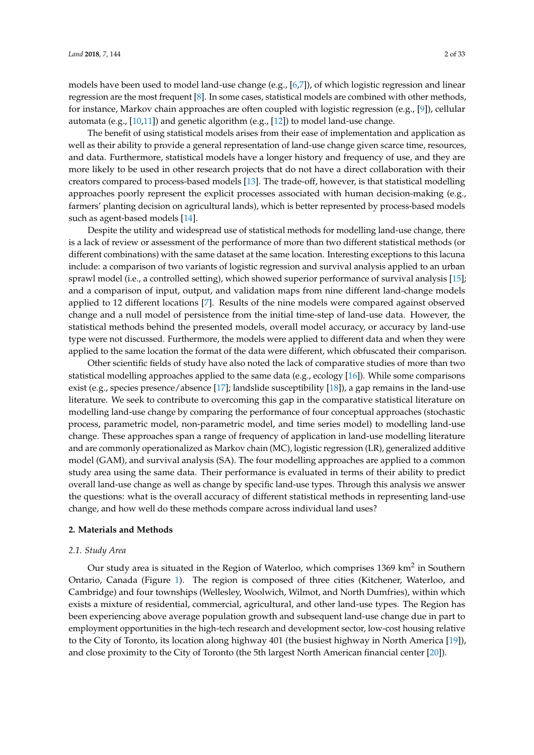models have been used to model land-use change (e.g., [6,7]), of which logistic regression and linear regression are the most frequent [8]. In some cases, statistical models are combined with other methods, for instance, Markov chain approaches are often coupled with logistic regression (e.g., [9]), cellular automata (e.g., [10,11]) and genetic algorithm (e.g., [12]) to model land-use change.

The benefit of using statistical models arises from their ease of implementation and application as well as their ability to provide a general representation of land-use change given scarce time, resources, and data. Furthermore, statistical models have a longer history and frequency of use, and they are more likely to be used in other research projects that do not have a direct collaboration with their creators compared to process-based models [13]. The trade-off, however, is that statistical modelling approaches poorly represent the explicit processes associated with human decision-making (e.g., farmers' planting decision on agricultural lands), which is better represented by process-based models such as agent-based models [14].

Despite the utility and widespread use of statistical methods for modelling land-use change, there is a lack of review or assessment of the performance of more than two different statistical methods (or different combinations) with the same dataset at the same location. Interesting exceptions to this lacuna include: a comparison of two variants of logistic regression and survival analysis applied to an urban sprawl model (i.e., a controlled setting), which showed superior performance of survival analysis [15]; and a comparison of input, output, and validation maps from nine different land-change models applied to 12 different locations [7]. Results of the nine models were compared against observed change and a null model of persistence from the initial time-step of land-use data. However, the statistical methods behind the presented models, overall model accuracy, or accuracy by land-use type were not discussed. Furthermore, the models were applied to different data and when they were applied to the same location the format of the data were different, which obfuscated their comparison.

Other scientific fields of study have also noted the lack of comparative studies of more than two statistical modelling approaches applied to the same data (e.g., ecology [16]). While some comparisons exist (e.g., species presence/absence [17]; landslide susceptibility [18]), a gap remains in the land-use literature. We seek to contribute to overcoming this gap in the comparative statistical literature on modelling land-use change by comparing the performance of four conceptual approaches (stochastic process, parametric model, non-parametric model, and time series model) to modelling land-use change. These approaches span a range of frequency of application in land-use modelling literature and are commonly operationalized as Markov chain (MC), logistic regression (LR), generalized additive model (GAM), and survival analysis (SA). The four modelling approaches are applied to a common study area using the same data. Their performance is evaluated in terms of their ability to predict overall land-use change as well as change by specific land-use types. Through this analysis we answer the questions: what is the overall accuracy of different statistical methods in representing land-use change, and how well do these methods compare across individual land uses?

## 2. Materials and Methods

### 2.1. Study Area

Our study area is situated in the Region of Waterloo, which comprises 1369 km$^2$ in Southern Ontario, Canada (Figure 1). The region is composed of three cities (Kitchener, Waterloo, and Cambridge) and four townships (Wellesley, Woolwich, Wilmot, and North Dumfries), within which exists a mixture of residential, commercial, agricultural, and other land-use types. The Region has been experiencing above average population growth and subsequent land-use change due in part to employment opportunities in the high-tech research and development sector, low-cost housing relative to the City of Toronto, its location along highway 401 (the busiest highway in North America [19]), and close proximity to the City of Toronto (the 5th largest North American financial center [20]).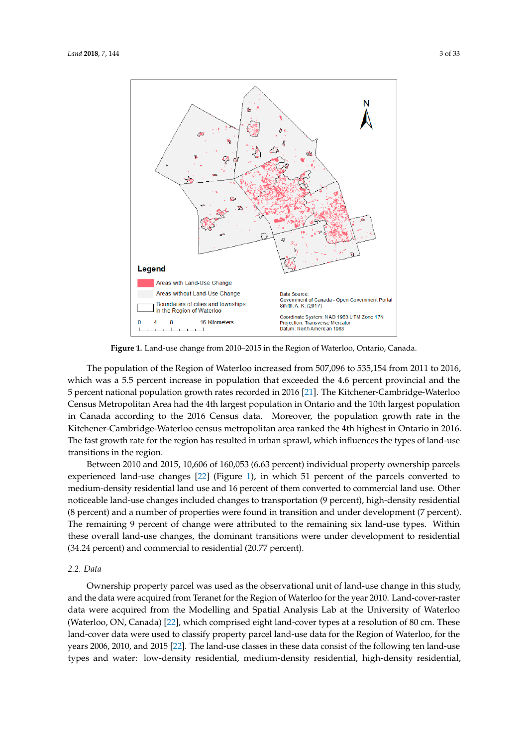Figure 1. Land-use change from 2010–2015 in the Region of Waterloo, Ontario, Canada.

The population of the Region of Waterloo increased from 507,096 to 535,154 from 2011 to 2016, which was a 5.5 percent increase in population that exceeded the 4.6 percent provincial and the 5 percent national population growth rates recorded in 2016 [21]. The Kitchener-Cambridge-Waterloo Census Metropolitan Area had the 4th largest population in Ontario and the 10th largest population in Canada according to the 2016 Census data. Moreover, the population growth rate in the Kitchener-Cambridge-Waterloo census metropolitan area ranked the 4th highest in Ontario in 2016. The fast growth rate for the region has resulted in urban sprawl, which influences the types of land-use transitions in the region.

Between 2010 and 2015, 10,606 of 160,053 (6.63 percent) individual property ownership parcels experienced land-use changes [22] (Figure 1), in which 51 percent of the parcels converted to medium-density residential land use and 16 percent of them converted to commercial land use. Other noticeable land-use changes included changes to transportation (9 percent), high-density residential (8 percent) and a number of properties were found in transition and under development (7 percent). The remaining 9 percent of change were attributed to the remaining six land-use types. Within these overall land-use changes, the dominant transitions were under development to residential (34.24 percent) and commercial to residential (20.77 percent).

### 2.2. Data

Ownership property parcel was used as the observational unit of land-use change in this study, and the data were acquired from Teranet for the Region of Waterloo for the year 2010. Land-cover-raster data were acquired from the Modelling and Spatial Analysis Lab at the University of Waterloo (Waterloo, ON, Canada) [22], which comprised eight land-cover types at a resolution of 80 cm. These land-cover data were used to classify property parcel land-use data for the Region of Waterloo, for the years 2006, 2010, and 2015 [22]. The land-use classes in these data consist of the following ten land-use types and water: low-density residential, medium-density residential, high-density residential,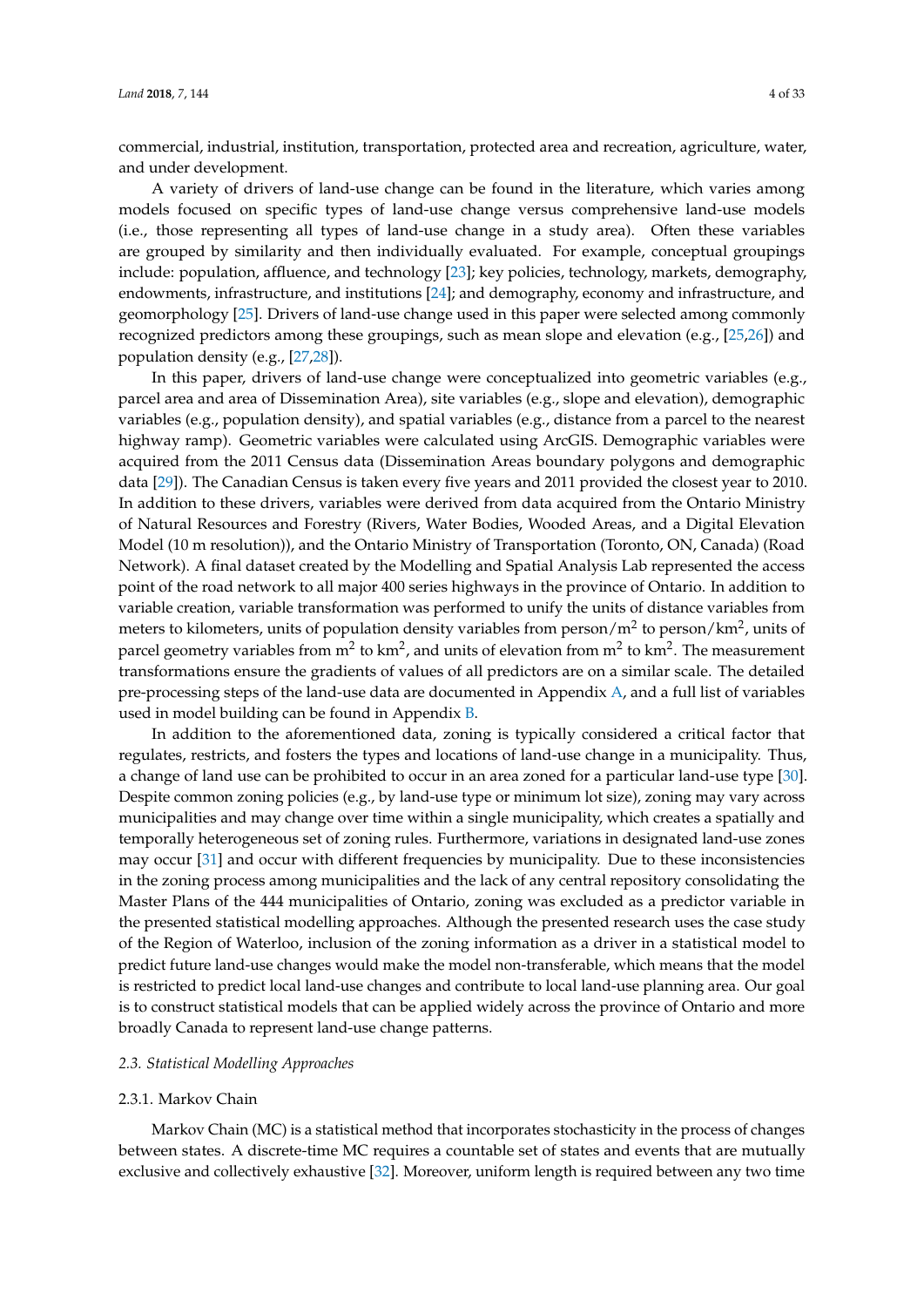commercial, industrial, institution, transportation, protected area and recreation, agriculture, water, and under development.

A variety of drivers of land-use change can be found in the literature, which varies among models focused on specific types of land-use change versus comprehensive land-use models (i.e., those representing all types of land-use change in a study area). Often these variables are grouped by similarity and then individually evaluated. For example, conceptual groupings include: population, affluence, and technology [23]; key policies, technology, markets, demography, endowments, infrastructure, and institutions [24]; and demography, economy and infrastructure, and geomorphology [25]. Drivers of land-use change used in this paper were selected among commonly recognized predictors among these groupings, such as mean slope and elevation (e.g., [25,26]) and population density (e.g., [27,28]).

In this paper, drivers of land-use change were conceptualized into geometric variables (e.g., parcel area and area of Dissemination Area), site variables (e.g., slope and elevation), demographic variables (e.g., population density), and spatial variables (e.g., distance from a parcel to the nearest highway ramp). Geometric variables were calculated using ArcGIS. Demographic variables were acquired from the 2011 Census data (Dissemination Areas boundary polygons and demographic data [29]). The Canadian Census is taken every five years and 2011 provided the closest year to 2010. In addition to these drivers, variables were derived from data acquired from the Ontario Ministry of Natural Resources and Forestry (Rivers, Water Bodies, Wooded Areas, and a Digital Elevation Model (10 m resolution)), and the Ontario Ministry of Transportation (Toronto, ON, Canada) (Road Network). A final dataset created by the Modelling and Spatial Analysis Lab represented the access point of the road network to all major 400 series highways in the province of Ontario. In addition to variable creation, variable transformation was performed to unify the units of distance variables from meters to kilometers, units of population density variables from person/$m^2$ to person/$km^2$, units of parcel geometry variables from $m^2$ to $km^2$, and units of elevation from $m^2$ to $km^2$. The measurement transformations ensure the gradients of values of all predictors are on a similar scale. The detailed pre-processing steps of the land-use data are documented in Appendix A, and a full list of variables used in model building can be found in Appendix B.

In addition to the aforementioned data, zoning is typically considered a critical factor that regulates, restricts, and fosters the types and locations of land-use change in a municipality. Thus, a change of land use can be prohibited to occur in an area zoned for a particular land-use type [30]. Despite common zoning policies (e.g., by land-use type or minimum lot size), zoning may vary across municipalities and may change over time within a single municipality, which creates a spatially and temporally heterogeneous set of zoning rules. Furthermore, variations in designated land-use zones may occur [31] and occur with different frequencies by municipality. Due to these inconsistencies in the zoning process among municipalities and the lack of any central repository consolidating the Master Plans of the 444 municipalities of Ontario, zoning was excluded as a predictor variable in the presented statistical modelling approaches. Although the presented research uses the case study of the Region of Waterloo, inclusion of the zoning information as a driver in a statistical model to predict future land-use changes would make the model non-transferable, which means that the model is restricted to predict local land-use changes and contribute to local land-use planning area. Our goal is to construct statistical models that can be applied widely across the province of Ontario and more broadly Canada to represent land-use change patterns.

### *2.3. Statistical Modelling Approaches*

#### 2.3.1. Markov Chain

Markov Chain (MC) is a statistical method that incorporates stochasticity in the process of changes between states. A discrete-time MC requires a countable set of states and events that are mutually exclusive and collectively exhaustive [32]. Moreover, uniform length is required between any two time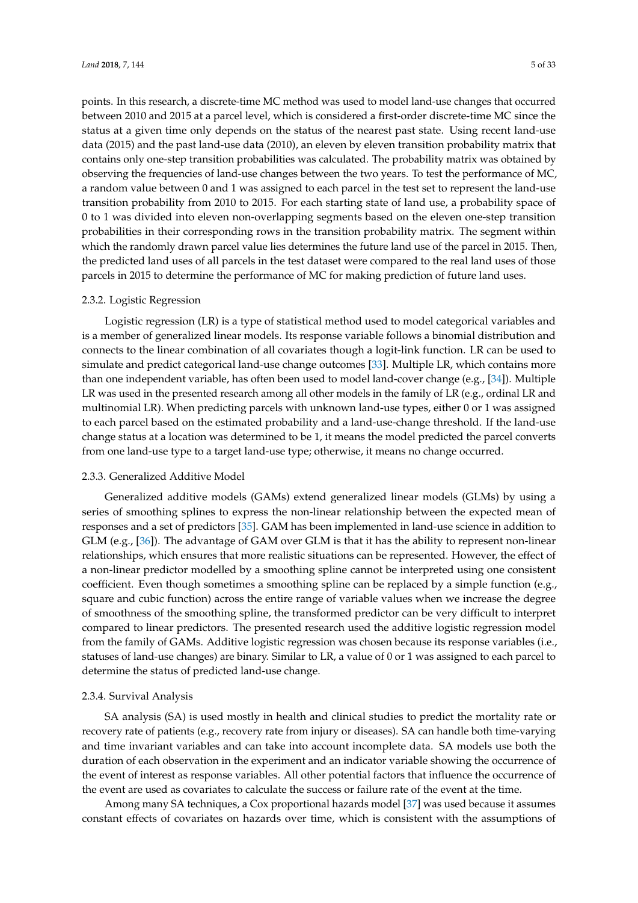points. In this research, a discrete-time MC method was used to model land-use changes that occurred between 2010 and 2015 at a parcel level, which is considered a first-order discrete-time MC since the status at a given time only depends on the status of the nearest past state. Using recent land-use data (2015) and the past land-use data (2010), an eleven by eleven transition probability matrix that contains only one-step transition probabilities was calculated. The probability matrix was obtained by observing the frequencies of land-use changes between the two years. To test the performance of MC, a random value between 0 and 1 was assigned to each parcel in the test set to represent the land-use transition probability from 2010 to 2015. For each starting state of land use, a probability space of 0 to 1 was divided into eleven non-overlapping segments based on the eleven one-step transition probabilities in their corresponding rows in the transition probability matrix. The segment within which the randomly drawn parcel value lies determines the future land use of the parcel in 2015. Then, the predicted land uses of all parcels in the test dataset were compared to the real land uses of those parcels in 2015 to determine the performance of MC for making prediction of future land uses.

#### 2.3.2. Logistic Regression

Logistic regression (LR) is a type of statistical method used to model categorical variables and is a member of generalized linear models. Its response variable follows a binomial distribution and connects to the linear combination of all covariates though a logit-link function. LR can be used to simulate and predict categorical land-use change outcomes [33]. Multiple LR, which contains more than one independent variable, has often been used to model land-cover change (e.g., [34]). Multiple LR was used in the presented research among all other models in the family of LR (e.g., ordinal LR and multinomial LR). When predicting parcels with unknown land-use types, either 0 or 1 was assigned to each parcel based on the estimated probability and a land-use-change threshold. If the land-use change status at a location was determined to be 1, it means the model predicted the parcel converts from one land-use type to a target land-use type; otherwise, it means no change occurred.

#### 2.3.3. Generalized Additive Model

Generalized additive models (GAMs) extend generalized linear models (GLMs) by using a series of smoothing splines to express the non-linear relationship between the expected mean of responses and a set of predictors [35]. GAM has been implemented in land-use science in addition to GLM (e.g., [36]). The advantage of GAM over GLM is that it has the ability to represent non-linear relationships, which ensures that more realistic situations can be represented. However, the effect of a non-linear predictor modelled by a smoothing spline cannot be interpreted using one consistent coefficient. Even though sometimes a smoothing spline can be replaced by a simple function (e.g., square and cubic function) across the entire range of variable values when we increase the degree of smoothness of the smoothing spline, the transformed predictor can be very difficult to interpret compared to linear predictors. The presented research used the additive logistic regression model from the family of GAMs. Additive logistic regression was chosen because its response variables (i.e., statuses of land-use changes) are binary. Similar to LR, a value of 0 or 1 was assigned to each parcel to determine the status of predicted land-use change.

#### 2.3.4. Survival Analysis

SA analysis (SA) is used mostly in health and clinical studies to predict the mortality rate or recovery rate of patients (e.g., recovery rate from injury or diseases). SA can handle both time-varying and time invariant variables and can take into account incomplete data. SA models use both the duration of each observation in the experiment and an indicator variable showing the occurrence of the event of interest as response variables. All other potential factors that influence the occurrence of the event are used as covariates to calculate the success or failure rate of the event at the time.

Among many SA techniques, a Cox proportional hazards model [37] was used because it assumes constant effects of covariates on hazards over time, which is consistent with the assumptions of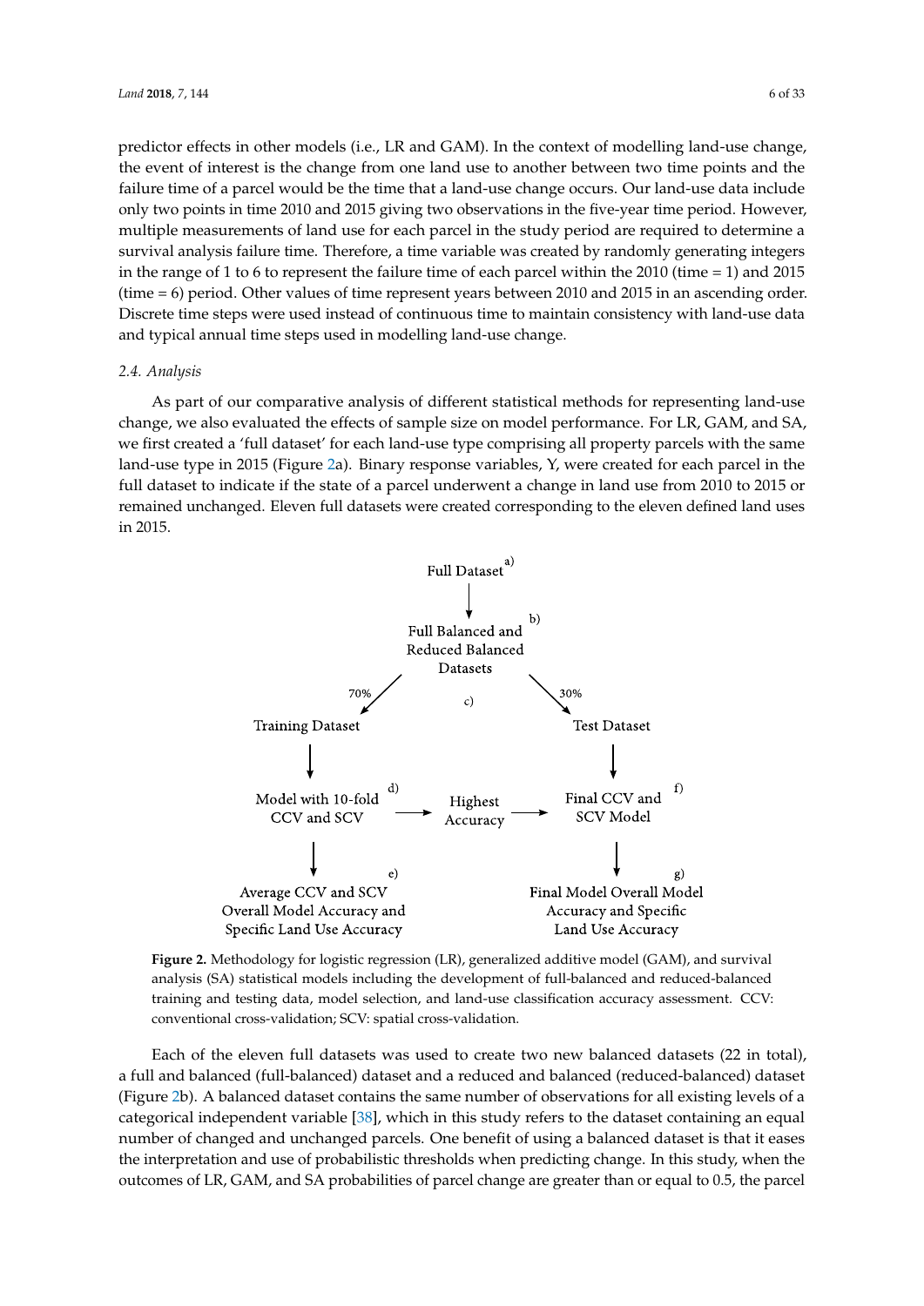predictor effects in other models (i.e., LR and GAM). In the context of modelling land-use change, the event of interest is the change from one land use to another between two time points and the failure time of a parcel would be the time that a land-use change occurs. Our land-use data include only two points in time 2010 and 2015 giving two observations in the five-year time period. However, multiple measurements of land use for each parcel in the study period are required to determine a survival analysis failure time. Therefore, a time variable was created by randomly generating integers in the range of 1 to 6 to represent the failure time of each parcel within the 2010 (time = 1) and 2015 (time = 6) period. Other values of time represent years between 2010 and 2015 in an ascending order. Discrete time steps were used instead of continuous time to maintain consistency with land-use data and typical annual time steps used in modelling land-use change.

### 2.4. Analysis

As part of our comparative analysis of different statistical methods for representing land-use change, we also evaluated the effects of sample size on model performance. For LR, GAM, and SA, we first created a 'full dataset' for each land-use type comprising all property parcels with the same land-use type in 2015 (Figure 2a). Binary response variables, Y, were created for each parcel in the full dataset to indicate if the state of a parcel underwent a change in land use from 2010 to 2015 or remained unchanged. Eleven full datasets were created corresponding to the eleven defined land uses in 2015.

Full Dataset a)

Full Balanced and Reduced Balanced Datasets b)

c) 70% Training Dataset; 30% Test Dataset

Model with 10-fold CCV and SCV d) → Highest Accuracy → Final CCV and SCV Model f)

Average CCV and SCV Overall Model Accuracy and Specific Land Use Accuracy e)

Final Model Overall Model Accuracy and Specific Land Use Accuracy g)

**Figure 2.** Methodology for logistic regression (LR), generalized additive model (GAM), and survival analysis (SA) statistical models including the development of full-balanced and reduced-balanced training and testing data, model selection, and land-use classification accuracy assessment. CCV: conventional cross-validation; SCV: spatial cross-validation.

Each of the eleven full datasets was used to create two new balanced datasets (22 in total), a full and balanced (full-balanced) dataset and a reduced and balanced (reduced-balanced) dataset (Figure 2b). A balanced dataset contains the same number of observations for all existing levels of a categorical independent variable [38], which in this study refers to the dataset containing an equal number of changed and unchanged parcels. One benefit of using a balanced dataset is that it eases the interpretation and use of probabilistic thresholds when predicting change. In this study, when the outcomes of LR, GAM, and SA probabilities of parcel change are greater than or equal to 0.5, the parcel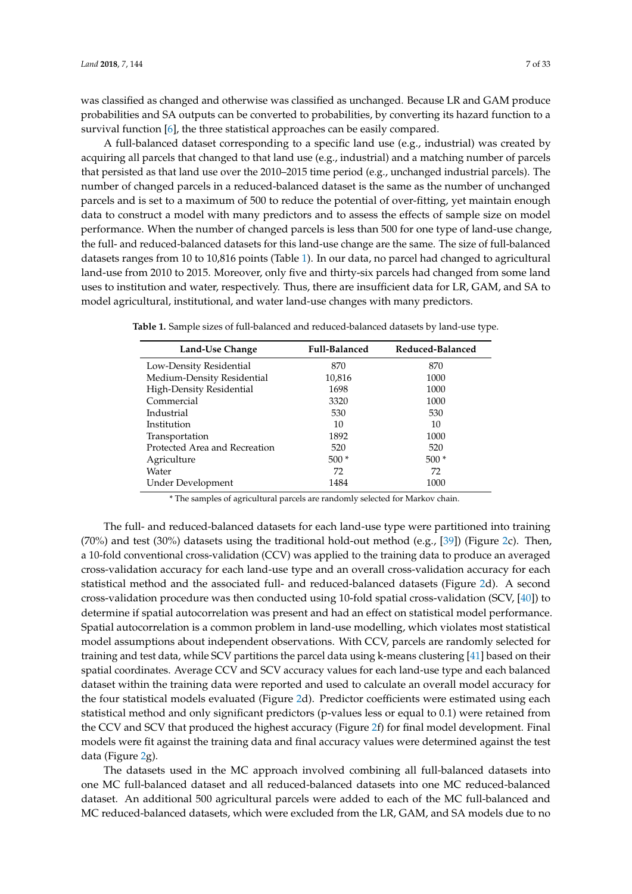was classified as changed and otherwise was classified as unchanged. Because LR and GAM produce probabilities and SA outputs can be converted to probabilities, by converting its hazard function to a survival function [6], the three statistical approaches can be easily compared.

A full-balanced dataset corresponding to a specific land use (e.g., industrial) was created by acquiring all parcels that changed to that land use (e.g., industrial) and a matching number of parcels that persisted as that land use over the 2010–2015 time period (e.g., unchanged industrial parcels). The number of changed parcels in a reduced-balanced dataset is the same as the number of unchanged parcels and is set to a maximum of 500 to reduce the potential of over-fitting, yet maintain enough data to construct a model with many predictors and to assess the effects of sample size on model performance. When the number of changed parcels is less than 500 for one type of land-use change, the full- and reduced-balanced datasets for this land-use change are the same. The size of full-balanced datasets ranges from 10 to 10,816 points (Table 1). In our data, no parcel had changed to agricultural land-use from 2010 to 2015. Moreover, only five and thirty-six parcels had changed from some land uses to institution and water, respectively. Thus, there are insufficient data for LR, GAM, and SA to model agricultural, institutional, and water land-use changes with many predictors.

**Table 1.** Sample sizes of full-balanced and reduced-balanced datasets by land-use type.

| Land-Use Change | Full-Balanced | Reduced-Balanced |
|---|---|---|
| Low-Density Residential | 870 | 870 |
| Medium-Density Residential | 10,816 | 1000 |
| High-Density Residential | 1698 | 1000 |
| Commercial | 3320 | 1000 |
| Industrial | 530 | 530 |
| Institution | 10 | 10 |
| Transportation | 1892 | 1000 |
| Protected Area and Recreation | 520 | 520 |
| Agriculture | 500 * | 500 * |
| Water | 72 | 72 |
| Under Development | 1484 | 1000 |

\* The samples of agricultural parcels are randomly selected for Markov chain.

The full- and reduced-balanced datasets for each land-use type were partitioned into training (70%) and test (30%) datasets using the traditional hold-out method (e.g., [39]) (Figure 2c). Then, a 10-fold conventional cross-validation (CCV) was applied to the training data to produce an averaged cross-validation accuracy for each land-use type and an overall cross-validation accuracy for each statistical method and the associated full- and reduced-balanced datasets (Figure 2d). A second cross-validation procedure was then conducted using 10-fold spatial cross-validation (SCV, [40]) to determine if spatial autocorrelation was present and had an effect on statistical model performance. Spatial autocorrelation is a common problem in land-use modelling, which violates most statistical model assumptions about independent observations. With CCV, parcels are randomly selected for training and test data, while SCV partitions the parcel data using k-means clustering [41] based on their spatial coordinates. Average CCV and SCV accuracy values for each land-use type and each balanced dataset within the training data were reported and used to calculate an overall model accuracy for the four statistical models evaluated (Figure 2d). Predictor coefficients were estimated using each statistical method and only significant predictors (p-values less or equal to 0.1) were retained from the CCV and SCV that produced the highest accuracy (Figure 2f) for final model development. Final models were fit against the training data and final accuracy values were determined against the test data (Figure 2g).

The datasets used in the MC approach involved combining all full-balanced datasets into one MC full-balanced dataset and all reduced-balanced datasets into one MC reduced-balanced dataset. An additional 500 agricultural parcels were added to each of the MC full-balanced and MC reduced-balanced datasets, which were excluded from the LR, GAM, and SA models due to no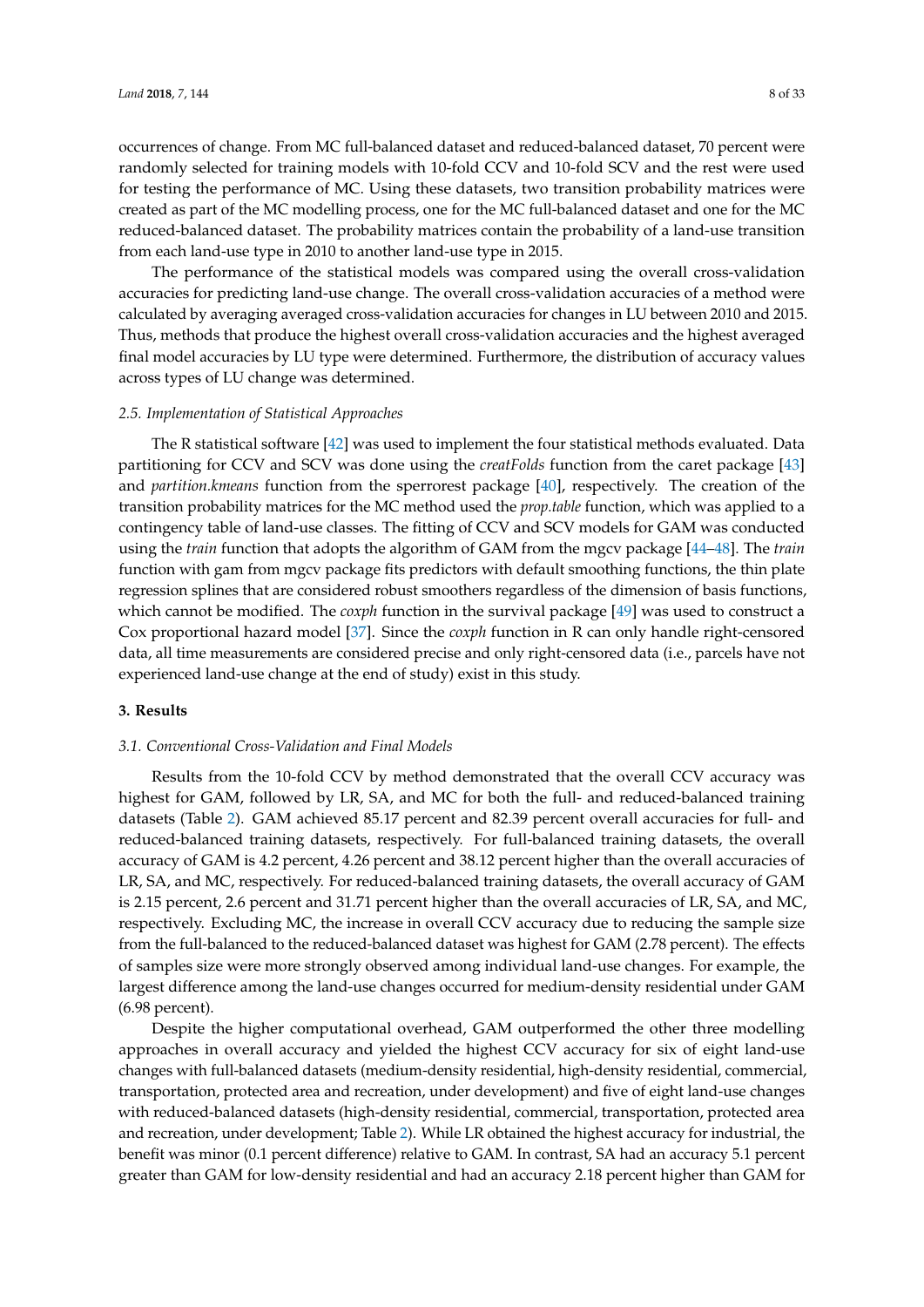occurrences of change. From MC full-balanced dataset and reduced-balanced dataset, 70 percent were randomly selected for training models with 10-fold CCV and 10-fold SCV and the rest were used for testing the performance of MC. Using these datasets, two transition probability matrices were created as part of the MC modelling process, one for the MC full-balanced dataset and one for the MC reduced-balanced dataset. The probability matrices contain the probability of a land-use transition from each land-use type in 2010 to another land-use type in 2015.

The performance of the statistical models was compared using the overall cross-validation accuracies for predicting land-use change. The overall cross-validation accuracies of a method were calculated by averaging averaged cross-validation accuracies for changes in LU between 2010 and 2015. Thus, methods that produce the highest overall cross-validation accuracies and the highest averaged final model accuracies by LU type were determined. Furthermore, the distribution of accuracy values across types of LU change was determined.

### 2.5. Implementation of Statistical Approaches

The R statistical software [42] was used to implement the four statistical methods evaluated. Data partitioning for CCV and SCV was done using the *creatFolds* function from the caret package [43] and *partition.kmeans* function from the sperrorest package [40], respectively. The creation of the transition probability matrices for the MC method used the *prop.table* function, which was applied to a contingency table of land-use classes. The fitting of CCV and SCV models for GAM was conducted using the *train* function that adopts the algorithm of GAM from the mgcv package [44–48]. The *train* function with gam from mgcv package fits predictors with default smoothing functions, the thin plate regression splines that are considered robust smoothers regardless of the dimension of basis functions, which cannot be modified. The *coxph* function in the survival package [49] was used to construct a Cox proportional hazard model [37]. Since the *coxph* function in R can only handle right-censored data, all time measurements are considered precise and only right-censored data (i.e., parcels have not experienced land-use change at the end of study) exist in this study.

## 3. Results

### 3.1. Conventional Cross-Validation and Final Models

Results from the 10-fold CCV by method demonstrated that the overall CCV accuracy was highest for GAM, followed by LR, SA, and MC for both the full- and reduced-balanced training datasets (Table 2). GAM achieved 85.17 percent and 82.39 percent overall accuracies for full- and reduced-balanced training datasets, respectively. For full-balanced training datasets, the overall accuracy of GAM is 4.2 percent, 4.26 percent and 38.12 percent higher than the overall accuracies of LR, SA, and MC, respectively. For reduced-balanced training datasets, the overall accuracy of GAM is 2.15 percent, 2.6 percent and 31.71 percent higher than the overall accuracies of LR, SA, and MC, respectively. Excluding MC, the increase in overall CCV accuracy due to reducing the sample size from the full-balanced to the reduced-balanced dataset was highest for GAM (2.78 percent). The effects of samples size were more strongly observed among individual land-use changes. For example, the largest difference among the land-use changes occurred for medium-density residential under GAM (6.98 percent).

Despite the higher computational overhead, GAM outperformed the other three modelling approaches in overall accuracy and yielded the highest CCV accuracy for six of eight land-use changes with full-balanced datasets (medium-density residential, high-density residential, commercial, transportation, protected area and recreation, under development) and five of eight land-use changes with reduced-balanced datasets (high-density residential, commercial, transportation, protected area and recreation, under development; Table 2). While LR obtained the highest accuracy for industrial, the benefit was minor (0.1 percent difference) relative to GAM. In contrast, SA had an accuracy 5.1 percent greater than GAM for low-density residential and had an accuracy 2.18 percent higher than GAM for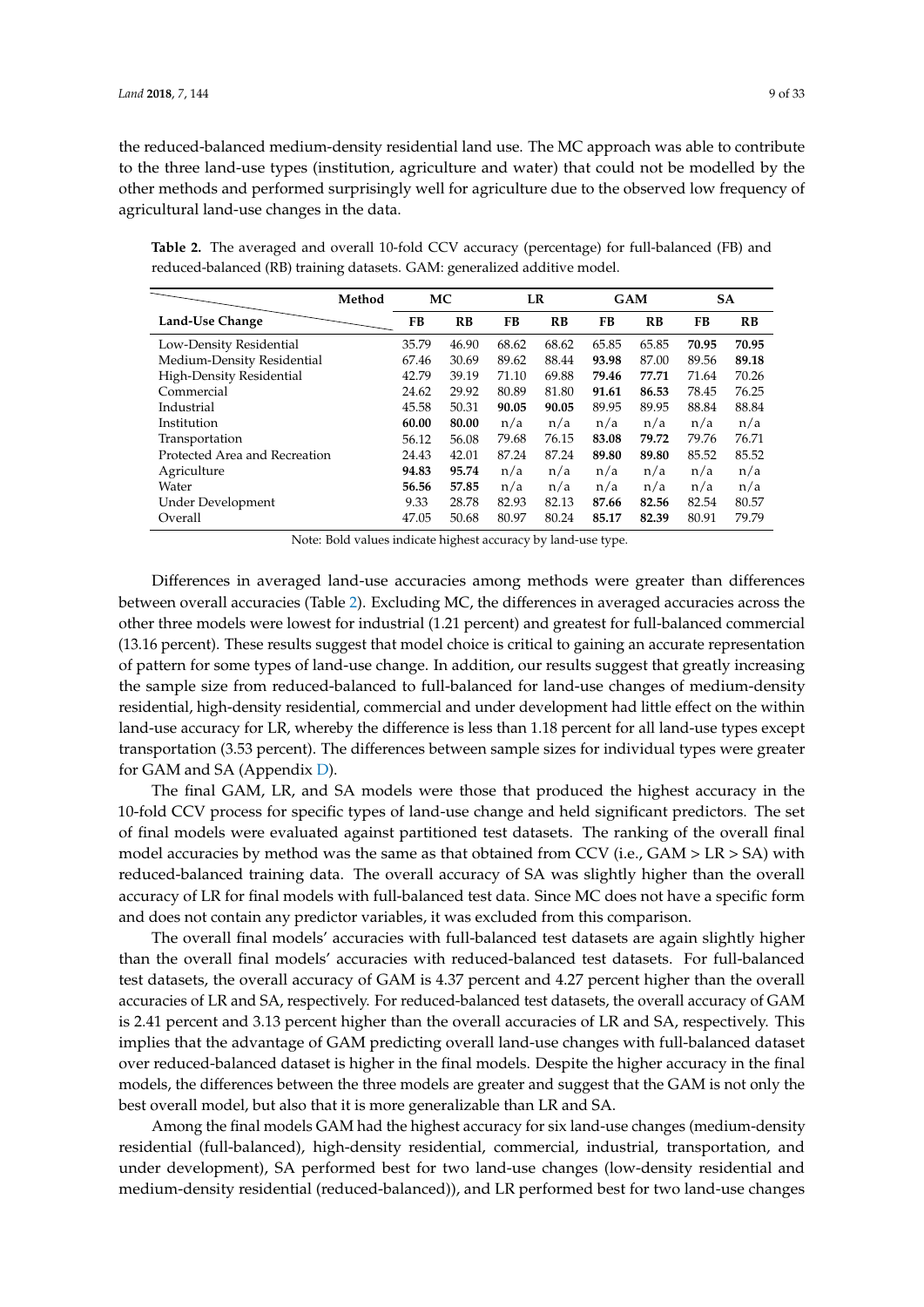the reduced-balanced medium-density residential land use. The MC approach was able to contribute to the three land-use types (institution, agriculture and water) that could not be modelled by the other methods and performed surprisingly well for agriculture due to the observed low frequency of agricultural land-use changes in the data.

**Table 2.** The averaged and overall 10-fold CCV accuracy (percentage) for full-balanced (FB) and reduced-balanced (RB) training datasets. GAM: generalized additive model.

| Method | MC | | LR | | GAM | | SA | |
|---|---|---|---|---|---|---|---|---|
| **Land-Use Change** | **FB** | **RB** | **FB** | **RB** | **FB** | **RB** | **FB** | **RB** |
| Low-Density Residential | 35.79 | 46.90 | 68.62 | 68.62 | 65.85 | 65.85 | **70.95** | **70.95** |
| Medium-Density Residential | 67.46 | 30.69 | 89.62 | 88.44 | **93.98** | 87.00 | 89.56 | **89.18** |
| High-Density Residential | 42.79 | 39.19 | 71.10 | 69.88 | **79.46** | **77.71** | 71.64 | 70.26 |
| Commercial | 24.62 | 29.92 | 80.89 | 81.80 | **91.61** | **86.53** | 78.45 | 76.25 |
| Industrial | 45.58 | 50.31 | **90.05** | **90.05** | 89.95 | 89.95 | 88.84 | 88.84 |
| Institution | **60.00** | **80.00** | n/a | n/a | n/a | n/a | n/a | n/a |
| Transportation | 56.12 | 56.08 | 79.68 | 76.15 | **83.08** | **79.72** | 79.76 | 76.71 |
| Protected Area and Recreation | 24.43 | 42.01 | 87.24 | 87.24 | **89.80** | **89.80** | 85.52 | 85.52 |
| Agriculture | **94.83** | **95.74** | n/a | n/a | n/a | n/a | n/a | n/a |
| Water | **56.56** | **57.85** | n/a | n/a | n/a | n/a | n/a | n/a |
| Under Development | 9.33 | 28.78 | 82.93 | 82.13 | **87.66** | **82.56** | 82.54 | 80.57 |
| Overall | 47.05 | 50.68 | 80.97 | 80.24 | **85.17** | **82.39** | 80.91 | 79.79 |

Note: Bold values indicate highest accuracy by land-use type.

Differences in averaged land-use accuracies among methods were greater than differences between overall accuracies (Table 2). Excluding MC, the differences in averaged accuracies across the other three models were lowest for industrial (1.21 percent) and greatest for full-balanced commercial (13.16 percent). These results suggest that model choice is critical to gaining an accurate representation of pattern for some types of land-use change. In addition, our results suggest that greatly increasing the sample size from reduced-balanced to full-balanced for land-use changes of medium-density residential, high-density residential, commercial and under development had little effect on the within land-use accuracy for LR, whereby the difference is less than 1.18 percent for all land-use types except transportation (3.53 percent). The differences between sample sizes for individual types were greater for GAM and SA (Appendix D).

The final GAM, LR, and SA models were those that produced the highest accuracy in the 10-fold CCV process for specific types of land-use change and held significant predictors. The set of final models were evaluated against partitioned test datasets. The ranking of the overall final model accuracies by method was the same as that obtained from CCV (i.e., GAM > LR > SA) with reduced-balanced training data. The overall accuracy of SA was slightly higher than the overall accuracy of LR for final models with full-balanced test data. Since MC does not have a specific form and does not contain any predictor variables, it was excluded from this comparison.

The overall final models' accuracies with full-balanced test datasets are again slightly higher than the overall final models' accuracies with reduced-balanced test datasets. For full-balanced test datasets, the overall accuracy of GAM is 4.37 percent and 4.27 percent higher than the overall accuracies of LR and SA, respectively. For reduced-balanced test datasets, the overall accuracy of GAM is 2.41 percent and 3.13 percent higher than the overall accuracies of LR and SA, respectively. This implies that the advantage of GAM predicting overall land-use changes with full-balanced dataset over reduced-balanced dataset is higher in the final models. Despite the higher accuracy in the final models, the differences between the three models are greater and suggest that the GAM is not only the best overall model, but also that it is more generalizable than LR and SA.

Among the final models GAM had the highest accuracy for six land-use changes (medium-density residential (full-balanced), high-density residential, commercial, industrial, transportation, and under development), SA performed best for two land-use changes (low-density residential and medium-density residential (reduced-balanced)), and LR performed best for two land-use changes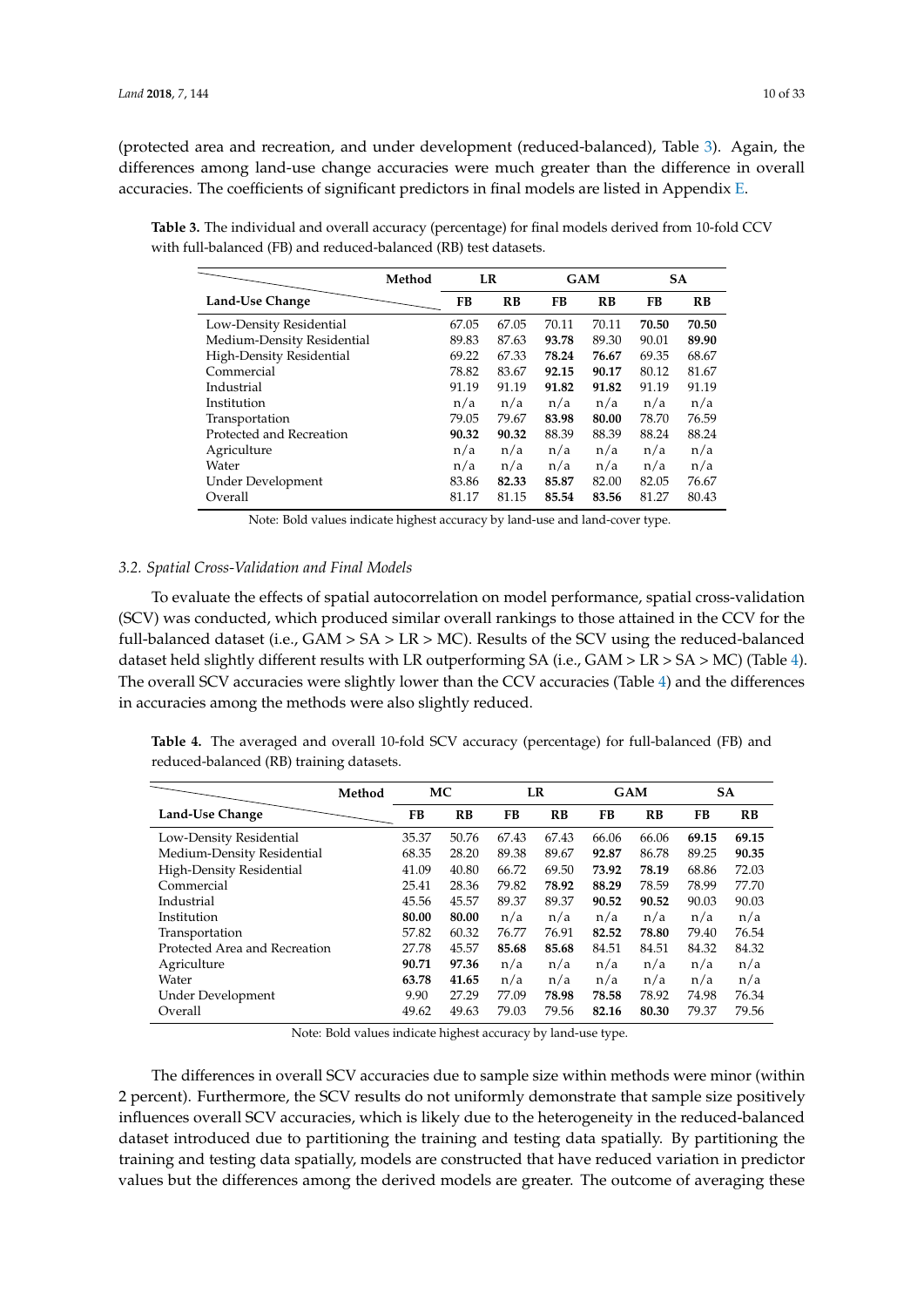(protected area and recreation, and under development (reduced-balanced), Table 3). Again, the differences among land-use change accuracies were much greater than the difference in overall accuracies. The coefficients of significant predictors in final models are listed in Appendix E.

**Table 3.** The individual and overall accuracy (percentage) for final models derived from 10-fold CCV with full-balanced (FB) and reduced-balanced (RB) test datasets.

| Method | LR | | GAM | | SA | |
|---|---|---|---|---|---|---|
| **Land-Use Change** | **FB** | **RB** | **FB** | **RB** | **FB** | **RB** |
| Low-Density Residential | 67.05 | 67.05 | 70.11 | 70.11 | **70.50** | **70.50** |
| Medium-Density Residential | 89.83 | 87.63 | **93.78** | 89.30 | 90.01 | **89.90** |
| High-Density Residential | 69.22 | 67.33 | **78.24** | **76.67** | 69.35 | 68.67 |
| Commercial | 78.82 | 83.67 | **92.15** | **90.17** | 80.12 | 81.67 |
| Industrial | 91.19 | 91.19 | **91.82** | **91.82** | 91.19 | 91.19 |
| Institution | n/a | n/a | n/a | n/a | n/a | n/a |
| Transportation | 79.05 | 79.67 | **83.98** | **80.00** | 78.70 | 76.59 |
| Protected and Recreation | **90.32** | **90.32** | 88.39 | 88.39 | 88.24 | 88.24 |
| Agriculture | n/a | n/a | n/a | n/a | n/a | n/a |
| Water | n/a | n/a | n/a | n/a | n/a | n/a |
| Under Development | 83.86 | **82.33** | **85.87** | 82.00 | 82.05 | 76.67 |
| Overall | 81.17 | 81.15 | **85.54** | **83.56** | 81.27 | 80.43 |

Note: Bold values indicate highest accuracy by land-use and land-cover type.

### 3.2. Spatial Cross-Validation and Final Models

To evaluate the effects of spatial autocorrelation on model performance, spatial cross-validation (SCV) was conducted, which produced similar overall rankings to those attained in the CCV for the full-balanced dataset (i.e., GAM > SA > LR > MC). Results of the SCV using the reduced-balanced dataset held slightly different results with LR outperforming SA (i.e., GAM > LR > SA > MC) (Table 4). The overall SCV accuracies were slightly lower than the CCV accuracies (Table 4) and the differences in accuracies among the methods were also slightly reduced.

**Table 4.** The averaged and overall 10-fold SCV accuracy (percentage) for full-balanced (FB) and reduced-balanced (RB) training datasets.

| Method | MC | | LR | | GAM | | SA | |
|---|---|---|---|---|---|---|---|---|
| **Land-Use Change** | **FB** | **RB** | **FB** | **RB** | **FB** | **RB** | **FB** | **RB** |
| Low-Density Residential | 35.37 | 50.76 | 67.43 | 67.43 | 66.06 | 66.06 | **69.15** | **69.15** |
| Medium-Density Residential | 68.35 | 28.20 | 89.38 | 89.67 | **92.87** | 86.78 | 89.25 | **90.35** |
| High-Density Residential | 41.09 | 40.80 | 66.72 | 69.50 | **73.92** | **78.19** | 68.86 | 72.03 |
| Commercial | 25.41 | 28.36 | 79.82 | **78.92** | **88.29** | 78.59 | 78.99 | 77.70 |
| Industrial | 45.56 | 45.57 | 89.37 | 89.37 | **90.52** | **90.52** | 90.03 | 90.03 |
| Institution | **80.00** | **80.00** | n/a | n/a | n/a | n/a | n/a | n/a |
| Transportation | 57.82 | 60.32 | 76.77 | 76.91 | **82.52** | **78.80** | 79.40 | 76.54 |
| Protected Area and Recreation | 27.78 | 45.57 | **85.68** | **85.68** | 84.51 | 84.51 | 84.32 | 84.32 |
| Agriculture | **90.71** | **97.36** | n/a | n/a | n/a | n/a | n/a | n/a |
| Water | **63.78** | **41.65** | n/a | n/a | n/a | n/a | n/a | n/a |
| Under Development | 9.90 | 27.29 | 77.09 | **78.98** | **78.58** | 78.92 | 74.98 | 76.34 |
| Overall | 49.62 | 49.63 | 79.03 | 79.56 | **82.16** | **80.30** | 79.37 | 79.56 |

Note: Bold values indicate highest accuracy by land-use type.

The differences in overall SCV accuracies due to sample size within methods were minor (within 2 percent). Furthermore, the SCV results do not uniformly demonstrate that sample size positively influences overall SCV accuracies, which is likely due to the heterogeneity in the reduced-balanced dataset introduced due to partitioning the training and testing data spatially. By partitioning the training and testing data spatially, models are constructed that have reduced variation in predictor values but the differences among the derived models are greater. The outcome of averaging these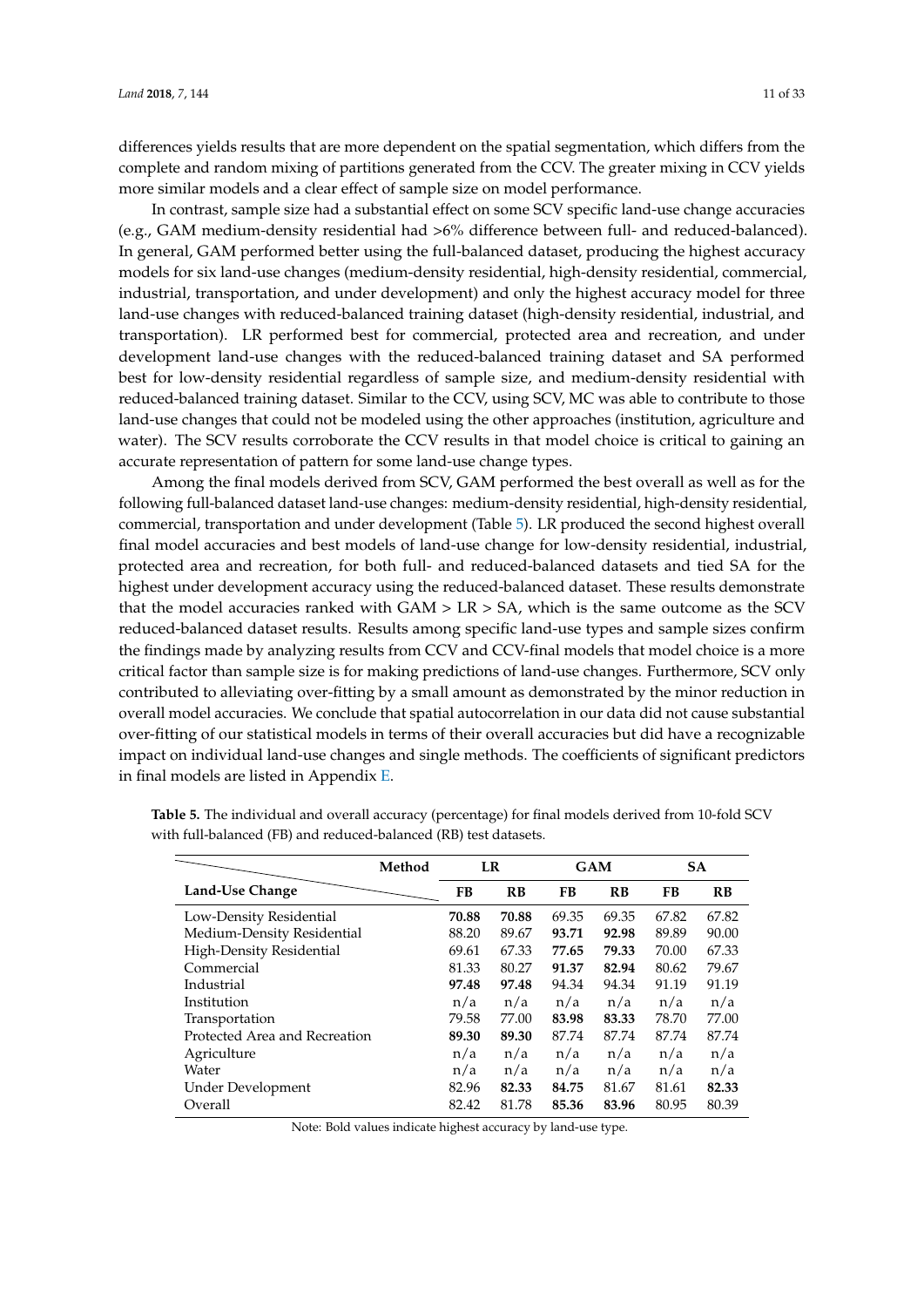differences yields results that are more dependent on the spatial segmentation, which differs from the complete and random mixing of partitions generated from the CCV. The greater mixing in CCV yields more similar models and a clear effect of sample size on model performance.

In contrast, sample size had a substantial effect on some SCV specific land-use change accuracies (e.g., GAM medium-density residential had >6% difference between full- and reduced-balanced). In general, GAM performed better using the full-balanced dataset, producing the highest accuracy models for six land-use changes (medium-density residential, high-density residential, commercial, industrial, transportation, and under development) and only the highest accuracy model for three land-use changes with reduced-balanced training dataset (high-density residential, industrial, and transportation). LR performed best for commercial, protected area and recreation, and under development land-use changes with the reduced-balanced training dataset and SA performed best for low-density residential regardless of sample size, and medium-density residential with reduced-balanced training dataset. Similar to the CCV, using SCV, MC was able to contribute to those land-use changes that could not be modeled using the other approaches (institution, agriculture and water). The SCV results corroborate the CCV results in that model choice is critical to gaining an accurate representation of pattern for some land-use change types.

Among the final models derived from SCV, GAM performed the best overall as well as for the following full-balanced dataset land-use changes: medium-density residential, high-density residential, commercial, transportation and under development (Table 5). LR produced the second highest overall final model accuracies and best models of land-use change for low-density residential, industrial, protected area and recreation, for both full- and reduced-balanced datasets and tied SA for the highest under development accuracy using the reduced-balanced dataset. These results demonstrate that the model accuracies ranked with GAM > LR > SA, which is the same outcome as the SCV reduced-balanced dataset results. Results among specific land-use types and sample sizes confirm the findings made by analyzing results from CCV and CCV-final models that model choice is a more critical factor than sample size is for making predictions of land-use changes. Furthermore, SCV only contributed to alleviating over-fitting by a small amount as demonstrated by the minor reduction in overall model accuracies. We conclude that spatial autocorrelation in our data did not cause substantial over-fitting of our statistical models in terms of their overall accuracies but did have a recognizable impact on individual land-use changes and single methods. The coefficients of significant predictors in final models are listed in Appendix E.

**Table 5.** The individual and overall accuracy (percentage) for final models derived from 10-fold SCV with full-balanced (FB) and reduced-balanced (RB) test datasets.

| Method / Land-Use Change | LR | | GAM | | SA | |
|---|---|---|---|---|---|---|
| | FB | RB | FB | RB | FB | RB |
| Low-Density Residential | **70.88** | **70.88** | 69.35 | 69.35 | 67.82 | 67.82 |
| Medium-Density Residential | 88.20 | 89.67 | **93.71** | **92.98** | 89.89 | 90.00 |
| High-Density Residential | 69.61 | 67.33 | **77.65** | **79.33** | 70.00 | 67.33 |
| Commercial | 81.33 | 80.27 | **91.37** | **82.94** | 80.62 | 79.67 |
| Industrial | **97.48** | **97.48** | 94.34 | 94.34 | 91.19 | 91.19 |
| Institution | n/a | n/a | n/a | n/a | n/a | n/a |
| Transportation | 79.58 | 77.00 | **83.98** | **83.33** | 78.70 | 77.00 |
| Protected Area and Recreation | **89.30** | **89.30** | 87.74 | 87.74 | 87.74 | 87.74 |
| Agriculture | n/a | n/a | n/a | n/a | n/a | n/a |
| Water | n/a | n/a | n/a | n/a | n/a | n/a |
| Under Development | 82.96 | **82.33** | **84.75** | 81.67 | 81.61 | **82.33** |
| Overall | 82.42 | 81.78 | **85.36** | **83.96** | 80.95 | 80.39 |

Note: Bold values indicate highest accuracy by land-use type.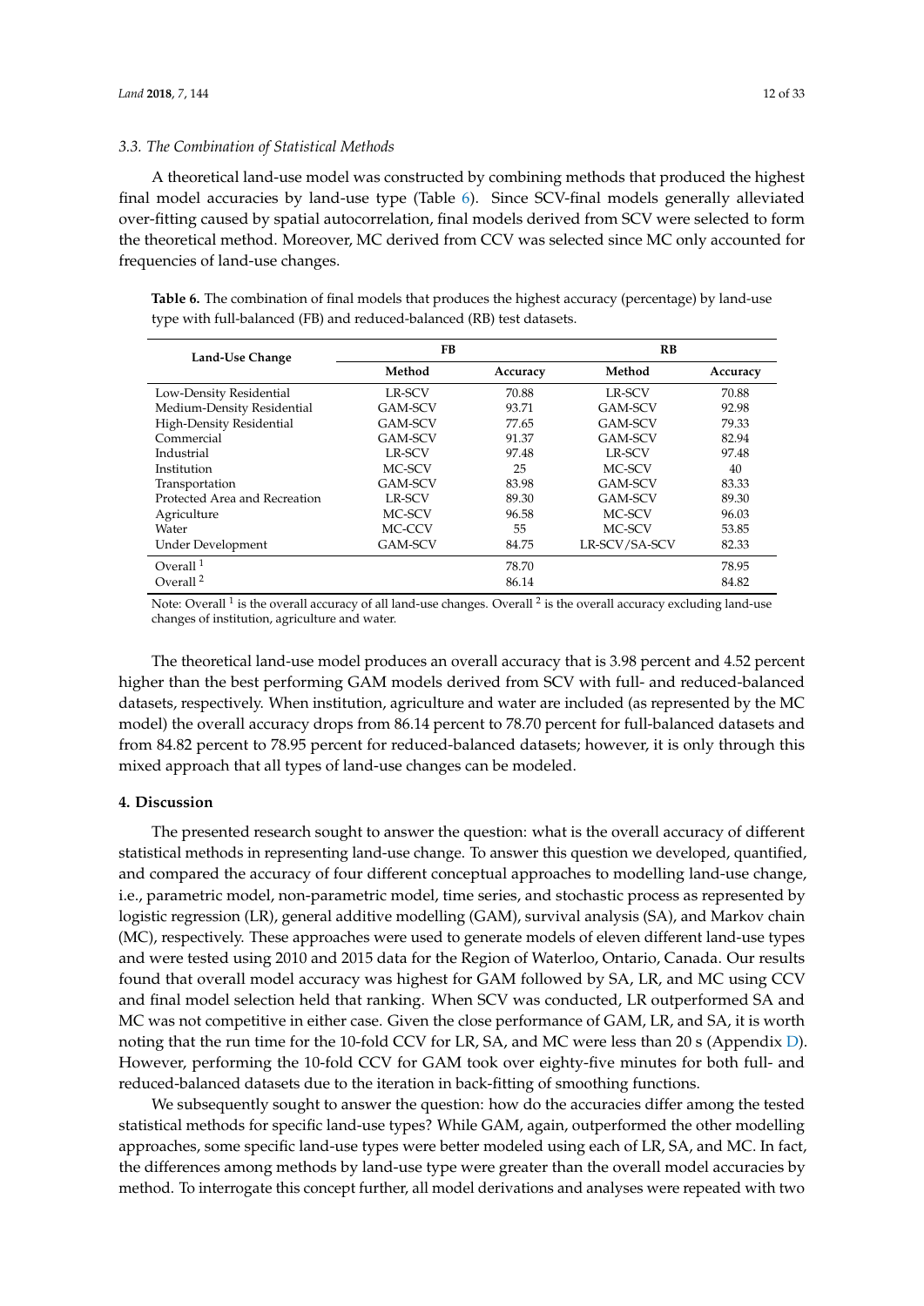### 3.3. The Combination of Statistical Methods

A theoretical land-use model was constructed by combining methods that produced the highest final model accuracies by land-use type (Table 6). Since SCV-final models generally alleviated over-fitting caused by spatial autocorrelation, final models derived from SCV were selected to form the theoretical method. Moreover, MC derived from CCV was selected since MC only accounted for frequencies of land-use changes.

**Table 6.** The combination of final models that produces the highest accuracy (percentage) by land-use type with full-balanced (FB) and reduced-balanced (RB) test datasets.

| Land-Use Change | FB | | RB | |
|---|---|---|---|---|
| | Method | Accuracy | Method | Accuracy |
| Low-Density Residential | LR-SCV | 70.88 | LR-SCV | 70.88 |
| Medium-Density Residential | GAM-SCV | 93.71 | GAM-SCV | 92.98 |
| High-Density Residential | GAM-SCV | 77.65 | GAM-SCV | 79.33 |
| Commercial | GAM-SCV | 91.37 | GAM-SCV | 82.94 |
| Industrial | LR-SCV | 97.48 | LR-SCV | 97.48 |
| Institution | MC-SCV | 25 | MC-SCV | 40 |
| Transportation | GAM-SCV | 83.98 | GAM-SCV | 83.33 |
| Protected Area and Recreation | LR-SCV | 89.30 | GAM-SCV | 89.30 |
| Agriculture | MC-SCV | 96.58 | MC-SCV | 96.03 |
| Water | MC-CCV | 55 | MC-SCV | 53.85 |
| Under Development | GAM-SCV | 84.75 | LR-SCV/SA-SCV | 82.33 |
| Overall [1] | | 78.70 | | 78.95 |
| Overall [2] | | 86.14 | | 84.82 |

Note: Overall [1] is the overall accuracy of all land-use changes. Overall [2] is the overall accuracy excluding land-use changes of institution, agriculture and water.

The theoretical land-use model produces an overall accuracy that is 3.98 percent and 4.52 percent higher than the best performing GAM models derived from SCV with full- and reduced-balanced datasets, respectively. When institution, agriculture and water are included (as represented by the MC model) the overall accuracy drops from 86.14 percent to 78.70 percent for full-balanced datasets and from 84.82 percent to 78.95 percent for reduced-balanced datasets; however, it is only through this mixed approach that all types of land-use changes can be modeled.

## 4. Discussion

The presented research sought to answer the question: what is the overall accuracy of different statistical methods in representing land-use change. To answer this question we developed, quantified, and compared the accuracy of four different conceptual approaches to modelling land-use change, i.e., parametric model, non-parametric model, time series, and stochastic process as represented by logistic regression (LR), general additive modelling (GAM), survival analysis (SA), and Markov chain (MC), respectively. These approaches were used to generate models of eleven different land-use types and were tested using 2010 and 2015 data for the Region of Waterloo, Ontario, Canada. Our results found that overall model accuracy was highest for GAM followed by SA, LR, and MC using CCV and final model selection held that ranking. When SCV was conducted, LR outperformed SA and MC was not competitive in either case. Given the close performance of GAM, LR, and SA, it is worth noting that the run time for the 10-fold CCV for LR, SA, and MC were less than 20 s (Appendix D). However, performing the 10-fold CCV for GAM took over eighty-five minutes for both full- and reduced-balanced datasets due to the iteration in back-fitting of smoothing functions.

We subsequently sought to answer the question: how do the accuracies differ among the tested statistical methods for specific land-use types? While GAM, again, outperformed the other modelling approaches, some specific land-use types were better modeled using each of LR, SA, and MC. In fact, the differences among methods by land-use type were greater than the overall model accuracies by method. To interrogate this concept further, all model derivations and analyses were repeated with two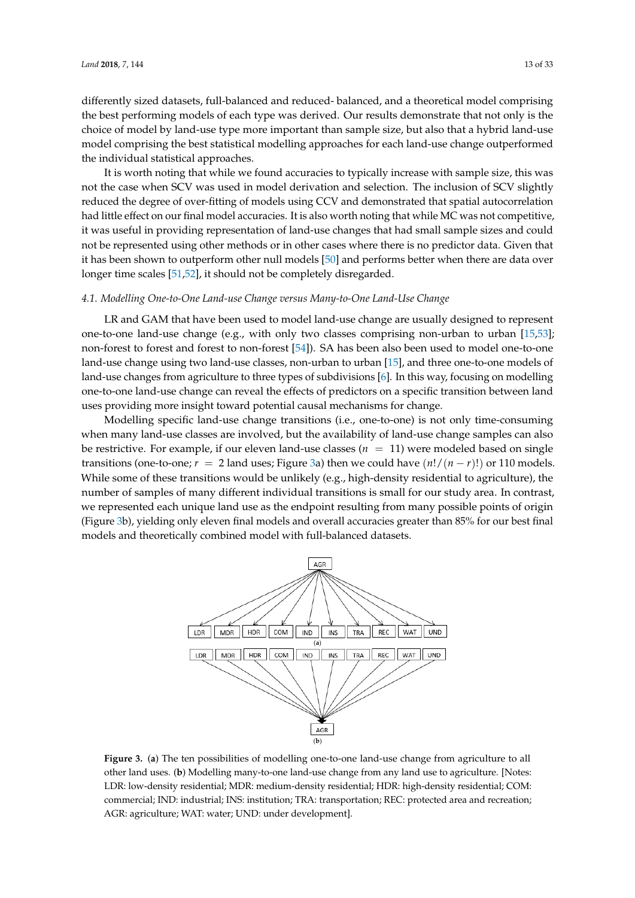differently sized datasets, full-balanced and reduced- balanced, and a theoretical model comprising the best performing models of each type was derived. Our results demonstrate that not only is the choice of model by land-use type more important than sample size, but also that a hybrid land-use model comprising the best statistical modelling approaches for each land-use change outperformed the individual statistical approaches.

It is worth noting that while we found accuracies to typically increase with sample size, this was not the case when SCV was used in model derivation and selection. The inclusion of SCV slightly reduced the degree of over-fitting of models using CCV and demonstrated that spatial autocorrelation had little effect on our final model accuracies. It is also worth noting that while MC was not competitive, it was useful in providing representation of land-use changes that had small sample sizes and could not be represented using other methods or in other cases where there is no predictor data. Given that it has been shown to outperform other null models [50] and performs better when there are data over longer time scales [51,52], it should not be completely disregarded.

### *4.1. Modelling One-to-One Land-use Change versus Many-to-One Land-Use Change*

LR and GAM that have been used to model land-use change are usually designed to represent one-to-one land-use change (e.g., with only two classes comprising non-urban to urban [15,53]; non-forest to forest and forest to non-forest [54]). SA has been also been used to model one-to-one land-use change using two land-use classes, non-urban to urban [15], and three one-to-one models of land-use changes from agriculture to three types of subdivisions [6]. In this way, focusing on modelling one-to-one land-use change can reveal the effects of predictors on a specific transition between land uses providing more insight toward potential causal mechanisms for change.

Modelling specific land-use change transitions (i.e., one-to-one) is not only time-consuming when many land-use classes are involved, but the availability of land-use change samples can also be restrictive. For example, if our eleven land-use classes ($n = 11$) were modeled based on single transitions (one-to-one; $r = 2$ land uses; Figure 3a) then we could have $(n!/(n-r)!)$ or 110 models. While some of these transitions would be unlikely (e.g., high-density residential to agriculture), the number of samples of many different individual transitions is small for our study area. In contrast, we represented each unique land use as the endpoint resulting from many possible points of origin (Figure 3b), yielding only eleven final models and overall accuracies greater than 85% for our best final models and theoretically combined model with full-balanced datasets.

**Figure 3.** (**a**) The ten possibilities of modelling one-to-one land-use change from agriculture to all other land uses. (**b**) Modelling many-to-one land-use change from any land use to agriculture. [Notes: LDR: low-density residential; MDR: medium-density residential; HDR: high-density residential; COM: commercial; IND: industrial; INS: institution; TRA: transportation; REC: protected area and recreation; AGR: agriculture; WAT: water; UND: under development].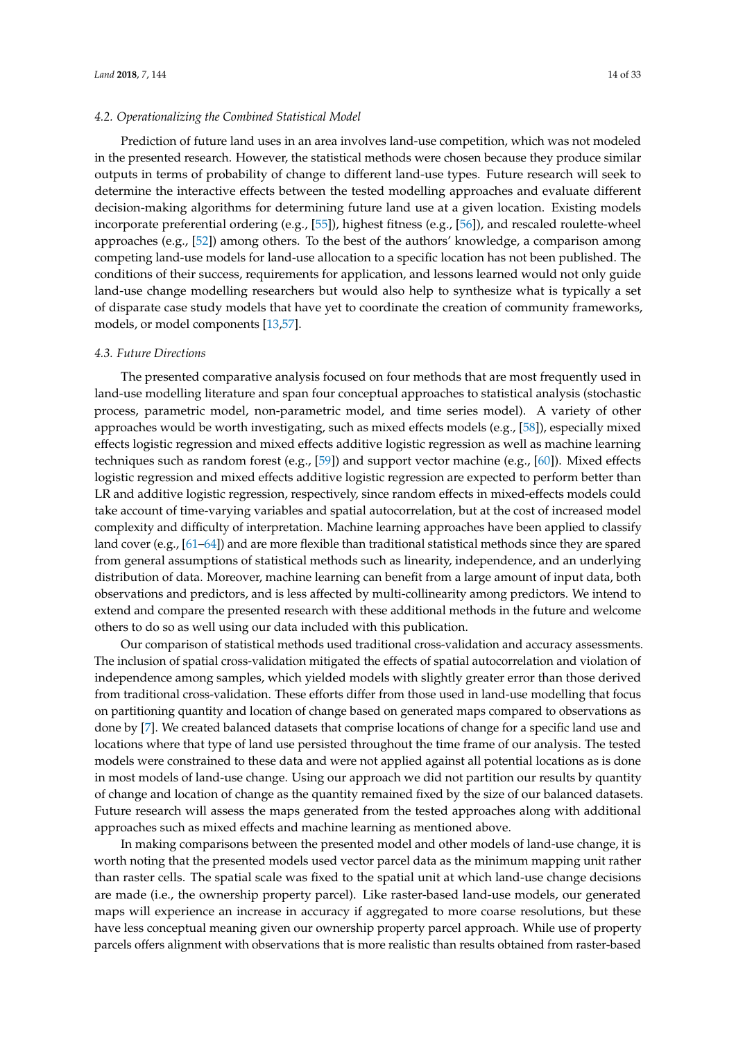### 4.2. Operationalizing the Combined Statistical Model

Prediction of future land uses in an area involves land-use competition, which was not modeled in the presented research. However, the statistical methods were chosen because they produce similar outputs in terms of probability of change to different land-use types. Future research will seek to determine the interactive effects between the tested modelling approaches and evaluate different decision-making algorithms for determining future land use at a given location. Existing models incorporate preferential ordering (e.g., [55]), highest fitness (e.g., [56]), and rescaled roulette-wheel approaches (e.g., [52]) among others. To the best of the authors' knowledge, a comparison among competing land-use models for land-use allocation to a specific location has not been published. The conditions of their success, requirements for application, and lessons learned would not only guide land-use change modelling researchers but would also help to synthesize what is typically a set of disparate case study models that have yet to coordinate the creation of community frameworks, models, or model components [13,57].

### 4.3. Future Directions

The presented comparative analysis focused on four methods that are most frequently used in land-use modelling literature and span four conceptual approaches to statistical analysis (stochastic process, parametric model, non-parametric model, and time series model). A variety of other approaches would be worth investigating, such as mixed effects models (e.g., [58]), especially mixed effects logistic regression and mixed effects additive logistic regression as well as machine learning techniques such as random forest (e.g., [59]) and support vector machine (e.g., [60]). Mixed effects logistic regression and mixed effects additive logistic regression are expected to perform better than LR and additive logistic regression, respectively, since random effects in mixed-effects models could take account of time-varying variables and spatial autocorrelation, but at the cost of increased model complexity and difficulty of interpretation. Machine learning approaches have been applied to classify land cover (e.g., [61–64]) and are more flexible than traditional statistical methods since they are spared from general assumptions of statistical methods such as linearity, independence, and an underlying distribution of data. Moreover, machine learning can benefit from a large amount of input data, both observations and predictors, and is less affected by multi-collinearity among predictors. We intend to extend and compare the presented research with these additional methods in the future and welcome others to do so as well using our data included with this publication.

Our comparison of statistical methods used traditional cross-validation and accuracy assessments. The inclusion of spatial cross-validation mitigated the effects of spatial autocorrelation and violation of independence among samples, which yielded models with slightly greater error than those derived from traditional cross-validation. These efforts differ from those used in land-use modelling that focus on partitioning quantity and location of change based on generated maps compared to observations as done by [7]. We created balanced datasets that comprise locations of change for a specific land use and locations where that type of land use persisted throughout the time frame of our analysis. The tested models were constrained to these data and were not applied against all potential locations as is done in most models of land-use change. Using our approach we did not partition our results by quantity of change and location of change as the quantity remained fixed by the size of our balanced datasets. Future research will assess the maps generated from the tested approaches along with additional approaches such as mixed effects and machine learning as mentioned above.

In making comparisons between the presented model and other models of land-use change, it is worth noting that the presented models used vector parcel data as the minimum mapping unit rather than raster cells. The spatial scale was fixed to the spatial unit at which land-use change decisions are made (i.e., the ownership property parcel). Like raster-based land-use models, our generated maps will experience an increase in accuracy if aggregated to more coarse resolutions, but these have less conceptual meaning given our ownership property parcel approach. While use of property parcels offers alignment with observations that is more realistic than results obtained from raster-based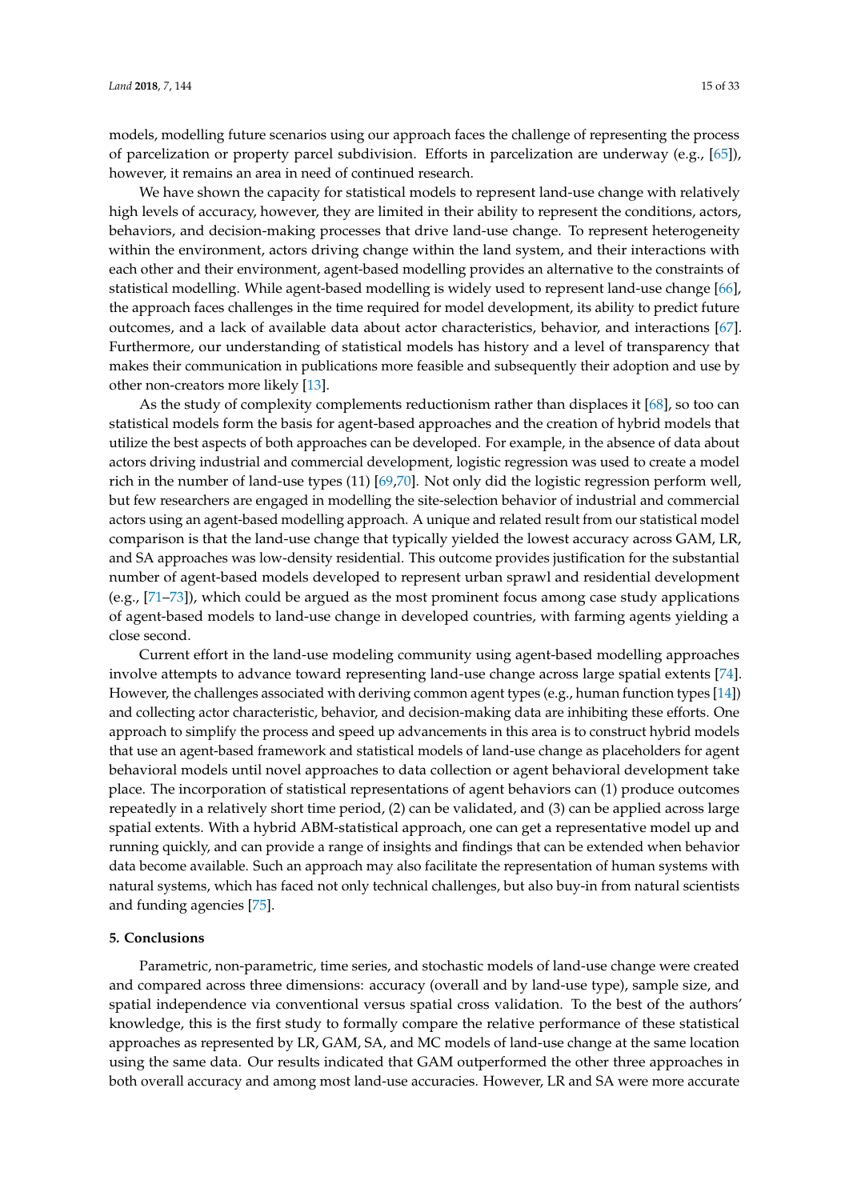models, modelling future scenarios using our approach faces the challenge of representing the process of parcelization or property parcel subdivision. Efforts in parcelization are underway (e.g., [65]), however, it remains an area in need of continued research.

We have shown the capacity for statistical models to represent land-use change with relatively high levels of accuracy, however, they are limited in their ability to represent the conditions, actors, behaviors, and decision-making processes that drive land-use change. To represent heterogeneity within the environment, actors driving change within the land system, and their interactions with each other and their environment, agent-based modelling provides an alternative to the constraints of statistical modelling. While agent-based modelling is widely used to represent land-use change [66], the approach faces challenges in the time required for model development, its ability to predict future outcomes, and a lack of available data about actor characteristics, behavior, and interactions [67]. Furthermore, our understanding of statistical models has history and a level of transparency that makes their communication in publications more feasible and subsequently their adoption and use by other non-creators more likely [13].

As the study of complexity complements reductionism rather than displaces it [68], so too can statistical models form the basis for agent-based approaches and the creation of hybrid models that utilize the best aspects of both approaches can be developed. For example, in the absence of data about actors driving industrial and commercial development, logistic regression was used to create a model rich in the number of land-use types (11) [69,70]. Not only did the logistic regression perform well, but few researchers are engaged in modelling the site-selection behavior of industrial and commercial actors using an agent-based modelling approach. A unique and related result from our statistical model comparison is that the land-use change that typically yielded the lowest accuracy across GAM, LR, and SA approaches was low-density residential. This outcome provides justification for the substantial number of agent-based models developed to represent urban sprawl and residential development (e.g., [71–73]), which could be argued as the most prominent focus among case study applications of agent-based models to land-use change in developed countries, with farming agents yielding a close second.

Current effort in the land-use modeling community using agent-based modelling approaches involve attempts to advance toward representing land-use change across large spatial extents [74]. However, the challenges associated with deriving common agent types (e.g., human function types [14]) and collecting actor characteristic, behavior, and decision-making data are inhibiting these efforts. One approach to simplify the process and speed up advancements in this area is to construct hybrid models that use an agent-based framework and statistical models of land-use change as placeholders for agent behavioral models until novel approaches to data collection or agent behavioral development take place. The incorporation of statistical representations of agent behaviors can (1) produce outcomes repeatedly in a relatively short time period, (2) can be validated, and (3) can be applied across large spatial extents. With a hybrid ABM-statistical approach, one can get a representative model up and running quickly, and can provide a range of insights and findings that can be extended when behavior data become available. Such an approach may also facilitate the representation of human systems with natural systems, which has faced not only technical challenges, but also buy-in from natural scientists and funding agencies [75].

## 5. Conclusions

Parametric, non-parametric, time series, and stochastic models of land-use change were created and compared across three dimensions: accuracy (overall and by land-use type), sample size, and spatial independence via conventional versus spatial cross validation. To the best of the authors' knowledge, this is the first study to formally compare the relative performance of these statistical approaches as represented by LR, GAM, SA, and MC models of land-use change at the same location using the same data. Our results indicated that GAM outperformed the other three approaches in both overall accuracy and among most land-use accuracies. However, LR and SA were more accurate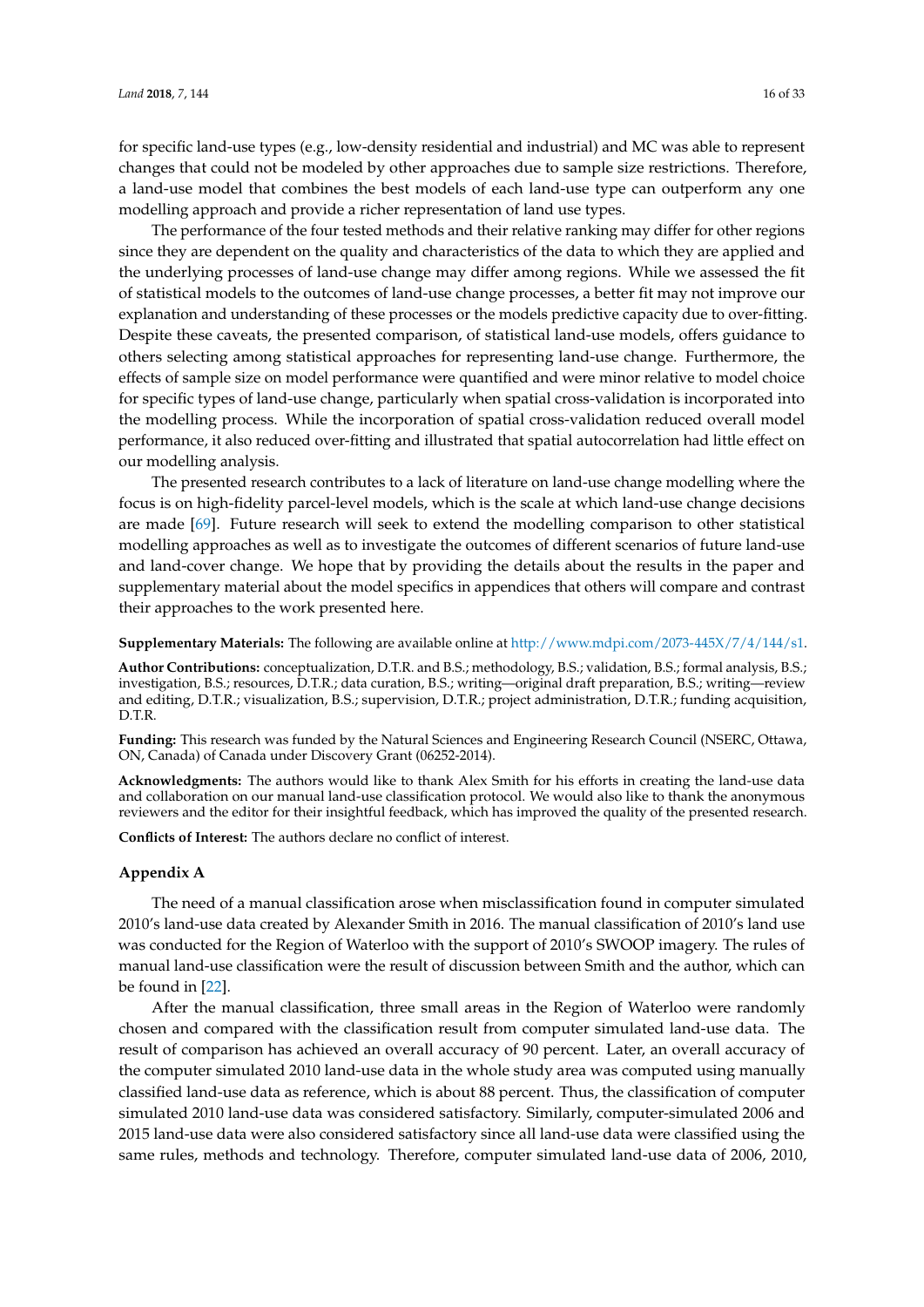for specific land-use types (e.g., low-density residential and industrial) and MC was able to represent changes that could not be modeled by other approaches due to sample size restrictions. Therefore, a land-use model that combines the best models of each land-use type can outperform any one modelling approach and provide a richer representation of land use types.

The performance of the four tested methods and their relative ranking may differ for other regions since they are dependent on the quality and characteristics of the data to which they are applied and the underlying processes of land-use change may differ among regions. While we assessed the fit of statistical models to the outcomes of land-use change processes, a better fit may not improve our explanation and understanding of these processes or the models predictive capacity due to over-fitting. Despite these caveats, the presented comparison, of statistical land-use models, offers guidance to others selecting among statistical approaches for representing land-use change. Furthermore, the effects of sample size on model performance were quantified and were minor relative to model choice for specific types of land-use change, particularly when spatial cross-validation is incorporated into the modelling process. While the incorporation of spatial cross-validation reduced overall model performance, it also reduced over-fitting and illustrated that spatial autocorrelation had little effect on our modelling analysis.

The presented research contributes to a lack of literature on land-use change modelling where the focus is on high-fidelity parcel-level models, which is the scale at which land-use change decisions are made [69]. Future research will seek to extend the modelling comparison to other statistical modelling approaches as well as to investigate the outcomes of different scenarios of future land-use and land-cover change. We hope that by providing the details about the results in the paper and supplementary material about the model specifics in appendices that others will compare and contrast their approaches to the work presented here.

**Supplementary Materials:** The following are available online at http://www.mdpi.com/2073-445X/7/4/144/s1.

**Author Contributions:** conceptualization, D.T.R. and B.S.; methodology, B.S.; validation, B.S.; formal analysis, B.S.; investigation, B.S.; resources, D.T.R.; data curation, B.S.; writing—original draft preparation, B.S.; writing—review and editing, D.T.R.; visualization, B.S.; supervision, D.T.R.; project administration, D.T.R.; funding acquisition, D.T.R.

**Funding:** This research was funded by the Natural Sciences and Engineering Research Council (NSERC, Ottawa, ON, Canada) of Canada under Discovery Grant (06252-2014).

**Acknowledgments:** The authors would like to thank Alex Smith for his efforts in creating the land-use data and collaboration on our manual land-use classification protocol. We would also like to thank the anonymous reviewers and the editor for their insightful feedback, which has improved the quality of the presented research.

**Conflicts of Interest:** The authors declare no conflict of interest.

## Appendix A

The need of a manual classification arose when misclassification found in computer simulated 2010's land-use data created by Alexander Smith in 2016. The manual classification of 2010's land use was conducted for the Region of Waterloo with the support of 2010's SWOOP imagery. The rules of manual land-use classification were the result of discussion between Smith and the author, which can be found in [22].

After the manual classification, three small areas in the Region of Waterloo were randomly chosen and compared with the classification result from computer simulated land-use data. The result of comparison has achieved an overall accuracy of 90 percent. Later, an overall accuracy of the computer simulated 2010 land-use data in the whole study area was computed using manually classified land-use data as reference, which is about 88 percent. Thus, the classification of computer simulated 2010 land-use data was considered satisfactory. Similarly, computer-simulated 2006 and 2015 land-use data were also considered satisfactory since all land-use data were classified using the same rules, methods and technology. Therefore, computer simulated land-use data of 2006, 2010,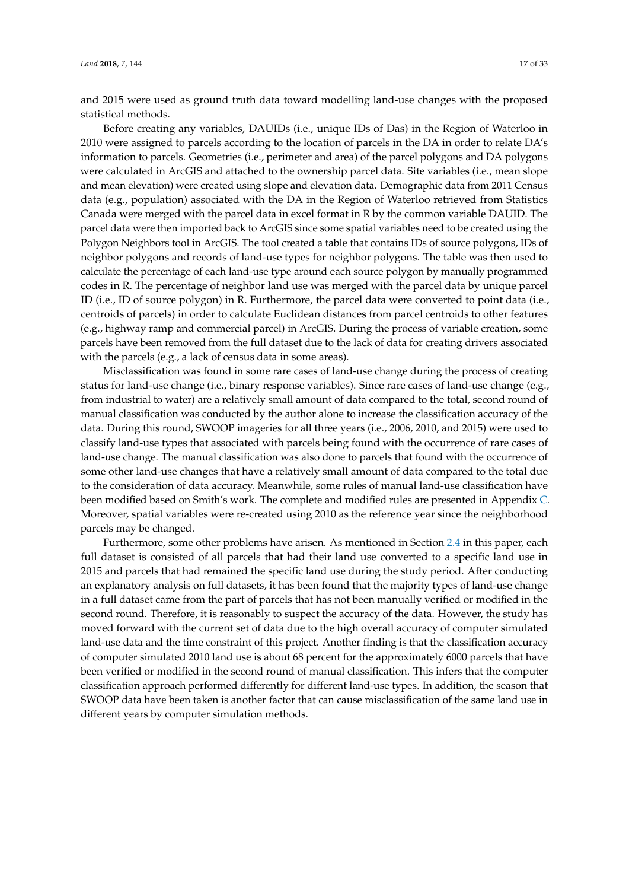and 2015 were used as ground truth data toward modelling land-use changes with the proposed statistical methods.

Before creating any variables, DAUIDs (i.e., unique IDs of Das) in the Region of Waterloo in 2010 were assigned to parcels according to the location of parcels in the DA in order to relate DA's information to parcels. Geometries (i.e., perimeter and area) of the parcel polygons and DA polygons were calculated in ArcGIS and attached to the ownership parcel data. Site variables (i.e., mean slope and mean elevation) were created using slope and elevation data. Demographic data from 2011 Census data (e.g., population) associated with the DA in the Region of Waterloo retrieved from Statistics Canada were merged with the parcel data in excel format in R by the common variable DAUID. The parcel data were then imported back to ArcGIS since some spatial variables need to be created using the Polygon Neighbors tool in ArcGIS. The tool created a table that contains IDs of source polygons, IDs of neighbor polygons and records of land-use types for neighbor polygons. The table was then used to calculate the percentage of each land-use type around each source polygon by manually programmed codes in R. The percentage of neighbor land use was merged with the parcel data by unique parcel ID (i.e., ID of source polygon) in R. Furthermore, the parcel data were converted to point data (i.e., centroids of parcels) in order to calculate Euclidean distances from parcel centroids to other features (e.g., highway ramp and commercial parcel) in ArcGIS. During the process of variable creation, some parcels have been removed from the full dataset due to the lack of data for creating drivers associated with the parcels (e.g., a lack of census data in some areas).

Misclassification was found in some rare cases of land-use change during the process of creating status for land-use change (i.e., binary response variables). Since rare cases of land-use change (e.g., from industrial to water) are a relatively small amount of data compared to the total, second round of manual classification was conducted by the author alone to increase the classification accuracy of the data. During this round, SWOOP imageries for all three years (i.e., 2006, 2010, and 2015) were used to classify land-use types that associated with parcels being found with the occurrence of rare cases of land-use change. The manual classification was also done to parcels that found with the occurrence of some other land-use changes that have a relatively small amount of data compared to the total due to the consideration of data accuracy. Meanwhile, some rules of manual land-use classification have been modified based on Smith's work. The complete and modified rules are presented in Appendix C. Moreover, spatial variables were re-created using 2010 as the reference year since the neighborhood parcels may be changed.

Furthermore, some other problems have arisen. As mentioned in Section 2.4 in this paper, each full dataset is consisted of all parcels that had their land use converted to a specific land use in 2015 and parcels that had remained the specific land use during the study period. After conducting an explanatory analysis on full datasets, it has been found that the majority types of land-use change in a full dataset came from the part of parcels that has not been manually verified or modified in the second round. Therefore, it is reasonably to suspect the accuracy of the data. However, the study has moved forward with the current set of data due to the high overall accuracy of computer simulated land-use data and the time constraint of this project. Another finding is that the classification accuracy of computer simulated 2010 land use is about 68 percent for the approximately 6000 parcels that have been verified or modified in the second round of manual classification. This infers that the computer classification approach performed differently for different land-use types. In addition, the season that SWOOP data have been taken is another factor that can cause misclassification of the same land use in different years by computer simulation methods.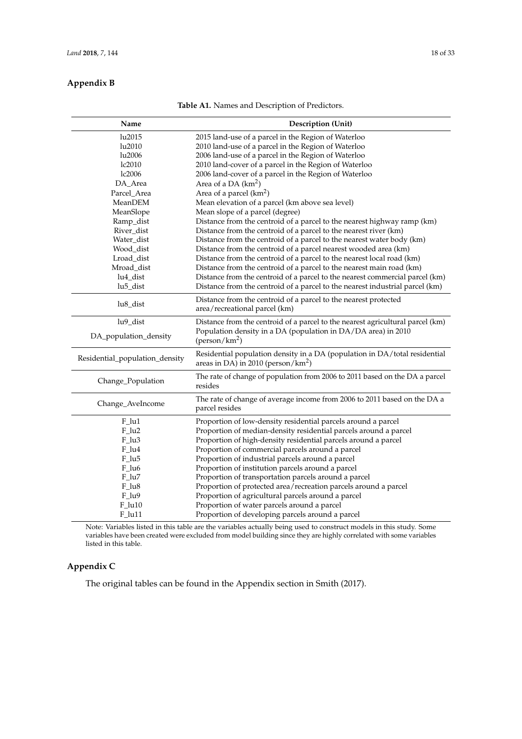## Appendix B

**Table A1.** Names and Description of Predictors.

| Name | Description (Unit) |
|---|---|
| lu2015 | 2015 land-use of a parcel in the Region of Waterloo |
| lu2010 | 2010 land-use of a parcel in the Region of Waterloo |
| lu2006 | 2006 land-use of a parcel in the Region of Waterloo |
| lc2010 | 2010 land-cover of a parcel in the Region of Waterloo |
| lc2006 | 2006 land-cover of a parcel in the Region of Waterloo |
| DA_Area | Area of a DA ($km^2$) |
| Parcel_Area | Area of a parcel ($km^2$) |
| MeanDEM | Mean elevation of a parcel (km above sea level) |
| MeanSlope | Mean slope of a parcel (degree) |
| Ramp_dist | Distance from the centroid of a parcel to the nearest highway ramp (km) |
| River_dist | Distance from the centroid of a parcel to the nearest river (km) |
| Water_dist | Distance from the centroid of a parcel to the nearest water body (km) |
| Wood_dist | Distance from the centroid of a parcel nearest wooded area (km) |
| Lroad_dist | Distance from the centroid of a parcel to the nearest local road (km) |
| Mroad_dist | Distance from the centroid of a parcel to the nearest main road (km) |
| lu4_dist | Distance from the centroid of a parcel to the nearest commercial parcel (km) |
| lu5_dist | Distance from the centroid of a parcel to the nearest industrial parcel (km) |
| lu8_dist | Distance from the centroid of a parcel to the nearest protected area/recreational parcel (km) |
| lu9_dist | Distance from the centroid of a parcel to the nearest agricultural parcel (km) |
| DA_population_density | Population density in a DA (population in DA/DA area) in 2010 (person/$km^2$) |
| Residential_population_density | Residential population density in a DA (population in DA/total residential areas in DA) in 2010 (person/$km^2$) |
| Change_Population | The rate of change of population from 2006 to 2011 based on the DA a parcel resides |
| Change_AveIncome | The rate of change of average income from 2006 to 2011 based on the DA a parcel resides |
| F_lu1 | Proportion of low-density residential parcels around a parcel |
| F_lu2 | Proportion of median-density residential parcels around a parcel |
| F_lu3 | Proportion of high-density residential parcels around a parcel |
| F_lu4 | Proportion of commercial parcels around a parcel |
| F_lu5 | Proportion of industrial parcels around a parcel |
| F_lu6 | Proportion of institution parcels around a parcel |
| F_lu7 | Proportion of transportation parcels around a parcel |
| F_lu8 | Proportion of protected area/recreation parcels around a parcel |
| F_lu9 | Proportion of agricultural parcels around a parcel |
| F_lu10 | Proportion of water parcels around a parcel |
| F_lu11 | Proportion of developing parcels around a parcel |

Note: Variables listed in this table are the variables actually being used to construct models in this study. Some variables have been created were excluded from model building since they are highly correlated with some variables listed in this table.

## Appendix C

The original tables can be found in the Appendix section in Smith (2017).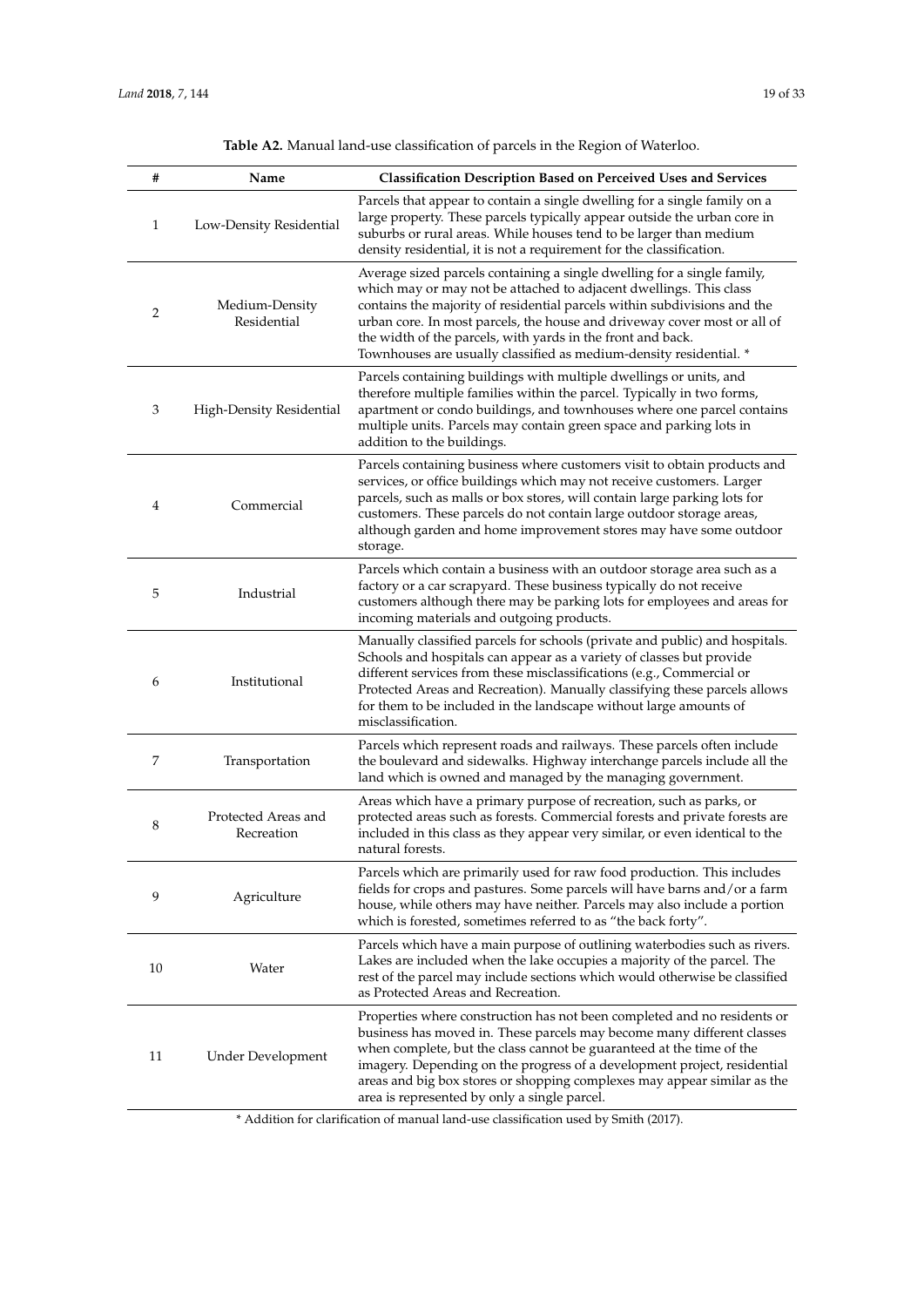**Table A2.** Manual land-use classification of parcels in the Region of Waterloo.

| # | Name | Classification Description Based on Perceived Uses and Services |
|---|---|---|
| 1 | Low-Density Residential | Parcels that appear to contain a single dwelling for a single family on a large property. These parcels typically appear outside the urban core in suburbs or rural areas. While houses tend to be larger than medium density residential, it is not a requirement for the classification. |
| 2 | Medium-Density Residential | Average sized parcels containing a single dwelling for a single family, which may or may not be attached to adjacent dwellings. This class contains the majority of residential parcels within subdivisions and the urban core. In most parcels, the house and driveway cover most or all of the width of the parcels, with yards in the front and back. Townhouses are usually classified as medium-density residential. * |
| 3 | High-Density Residential | Parcels containing buildings with multiple dwellings or units, and therefore multiple families within the parcel. Typically in two forms, apartment or condo buildings, and townhouses where one parcel contains multiple units. Parcels may contain green space and parking lots in addition to the buildings. |
| 4 | Commercial | Parcels containing business where customers visit to obtain products and services, or office buildings which may not receive customers. Larger parcels, such as malls or box stores, will contain large parking lots for customers. These parcels do not contain large outdoor storage areas, although garden and home improvement stores may have some outdoor storage. |
| 5 | Industrial | Parcels which contain a business with an outdoor storage area such as a factory or a car scrapyard. These business typically do not receive customers although there may be parking lots for employees and areas for incoming materials and outgoing products. |
| 6 | Institutional | Manually classified parcels for schools (private and public) and hospitals. Schools and hospitals can appear as a variety of classes but provide different services from these misclassifications (e.g., Commercial or Protected Areas and Recreation). Manually classifying these parcels allows for them to be included in the landscape without large amounts of misclassification. |
| 7 | Transportation | Parcels which represent roads and railways. These parcels often include the boulevard and sidewalks. Highway interchange parcels include all the land which is owned and managed by the managing government. |
| 8 | Protected Areas and Recreation | Areas which have a primary purpose of recreation, such as parks, or protected areas such as forests. Commercial forests and private forests are included in this class as they appear very similar, or even identical to the natural forests. |
| 9 | Agriculture | Parcels which are primarily used for raw food production. This includes fields for crops and pastures. Some parcels will have barns and/or a farm house, while others may have neither. Parcels may also include a portion which is forested, sometimes referred to as "the back forty". |
| 10 | Water | Parcels which have a main purpose of outlining waterbodies such as rivers. Lakes are included when the lake occupies a majority of the parcel. The rest of the parcel may include sections which would otherwise be classified as Protected Areas and Recreation. |
| 11 | Under Development | Properties where construction has not been completed and no residents or business has moved in. These parcels may become many different classes when complete, but the class cannot be guaranteed at the time of the imagery. Depending on the progress of a development project, residential areas and big box stores or shopping complexes may appear similar as the area is represented by only a single parcel. |

* Addition for clarification of manual land-use classification used by Smith (2017).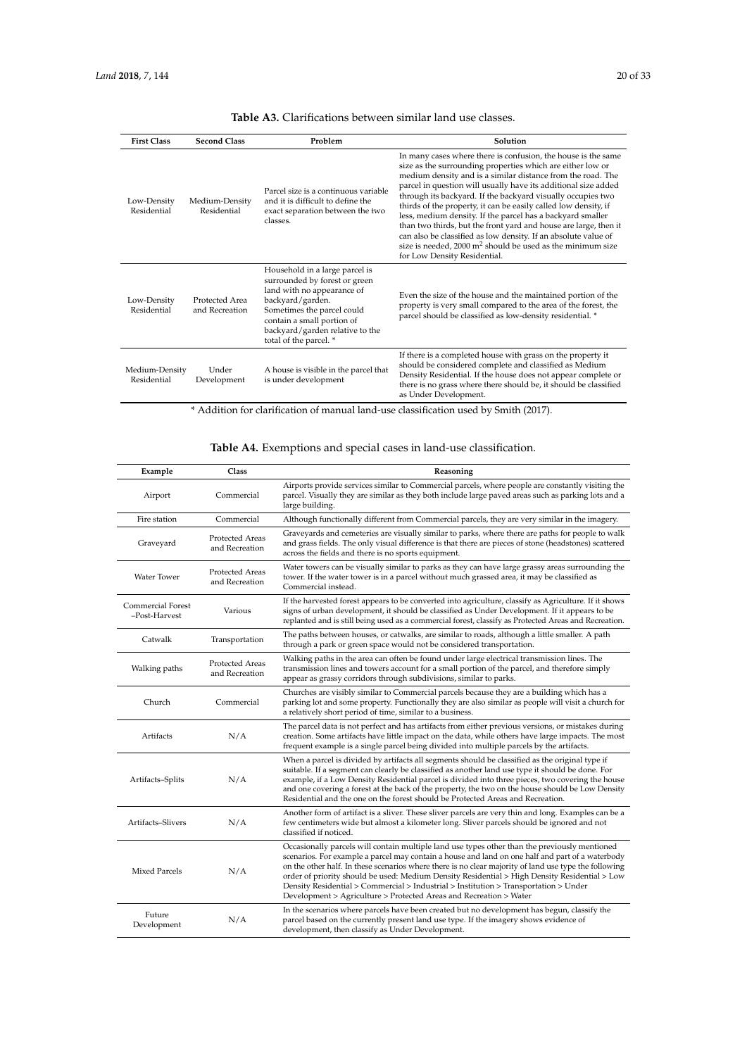**Table A3.** Clarifications between similar land use classes.

| First Class | Second Class | Problem | Solution |
|---|---|---|---|
| Low-Density Residential | Medium-Density Residential | Parcel size is a continuous variable and it is difficult to define the exact separation between the two classes. | In many cases where there is confusion, the house is the same size as the surrounding properties which are either low or medium density and is a similar distance from the road. The parcel in question will usually have its additional size added through its backyard. If the backyard visually occupies two thirds of the property, it can be easily called low density, if less, medium density. If the parcel has a backyard smaller than two thirds, but the front yard and house are large, then it can also be classified as low density. If an absolute value of size is needed, 2000 $m^2$ should be used as the minimum size for Low Density Residential. |
| Low-Density Residential | Protected Area and Recreation | Household in a large parcel is surrounded by forest or green land with no appearance of backyard/garden. Sometimes the parcel could contain a small portion of backyard/garden relative to the total of the parcel. * | Even the size of the house and the maintained portion of the property is very small compared to the area of the forest, the parcel should be classified as low-density residential. * |
| Medium-Density Residential | Under Development | A house is visible in the parcel that is under development | If there is a completed house with grass on the property it should be considered complete and classified as Medium Density Residential. If the house does not appear complete or there is no grass where there should be, it should be classified as Under Development. |

* Addition for clarification of manual land-use classification used by Smith (2017).

**Table A4.** Exemptions and special cases in land-use classification.

| Example | Class | Reasoning |
|---|---|---|
| Airport | Commercial | Airports provide services similar to Commercial parcels, where people are constantly visiting the parcel. Visually they are similar as they both include large paved areas such as parking lots and a large building. |
| Fire station | Commercial | Although functionally different from Commercial parcels, they are very similar in the imagery. |
| Graveyard | Protected Areas and Recreation | Graveyards and cemeteries are visually similar to parks, where there are paths for people to walk and grass fields. The only visual difference is that there are pieces of stone (headstones) scattered across the fields and there is no sports equipment. |
| Water Tower | Protected Areas and Recreation | Water towers can be visually similar to parks as they can have large grassy areas surrounding the tower. If the water tower is in a parcel without much grassed area, it may be classified as Commercial instead. |
| Commercial Forest –Post-Harvest | Various | If the harvested forest appears to be converted into agriculture, classify as Agriculture. If it shows signs of urban development, it should be classified as Under Development. If it appears to be replanted and is still being used as a commercial forest, classify as Protected Areas and Recreation. |
| Catwalk | Transportation | The paths between houses, or catwalks, are similar to roads, although a little smaller. A path through a park or green space would not be considered transportation. |
| Walking paths | Protected Areas and Recreation | Walking paths in the area can often be found under large electrical transmission lines. The transmission lines and towers account for a small portion of the parcel, and therefore simply appear as grassy corridors through subdivisions, similar to parks. |
| Church | Commercial | Churches are visibly similar to Commercial parcels because they are a building which has a parking lot and some property. Functionally they are also similar as people will visit a church for a relatively short period of time, similar to a business. |
| Artifacts | N/A | The parcel data is not perfect and has artifacts from either previous versions, or mistakes during creation. Some artifacts have little impact on the data, while others have large impacts. The most frequent example is a single parcel being divided into multiple parcels by the artifacts. |
| Artifacts–Splits | N/A | When a parcel is divided by artifacts all segments should be classified as the original type if suitable. If a segment can clearly be classified as another land use type it should be done. For example, if a Low Density Residential parcel is divided into three pieces, two covering the house and one covering a forest at the back of the property, the two on the house should be Low Density Residential and the one on the forest should be Protected Areas and Recreation. |
| Artifacts–Slivers | N/A | Another form of artifact is a sliver. These sliver parcels are very thin and long. Examples can be a few centimeters wide but almost a kilometer long. Sliver parcels should be ignored and not classified if noticed. |
| Mixed Parcels | N/A | Occasionally parcels will contain multiple land use types other than the previously mentioned scenarios. For example a parcel may contain a house and land on one half and part of a waterbody on the other half. In these scenarios where there is no clear majority of land use type the following order of priority should be used: Medium Density Residential > High Density Residential > Low Density Residential > Commercial > Industrial > Institution > Transportation > Under Development > Agriculture > Protected Areas and Recreation > Water |
| Future Development | N/A | In the scenarios where parcels have been created but no development has begun, classify the parcel based on the currently present land use type. If the imagery shows evidence of development, then classify as Under Development. |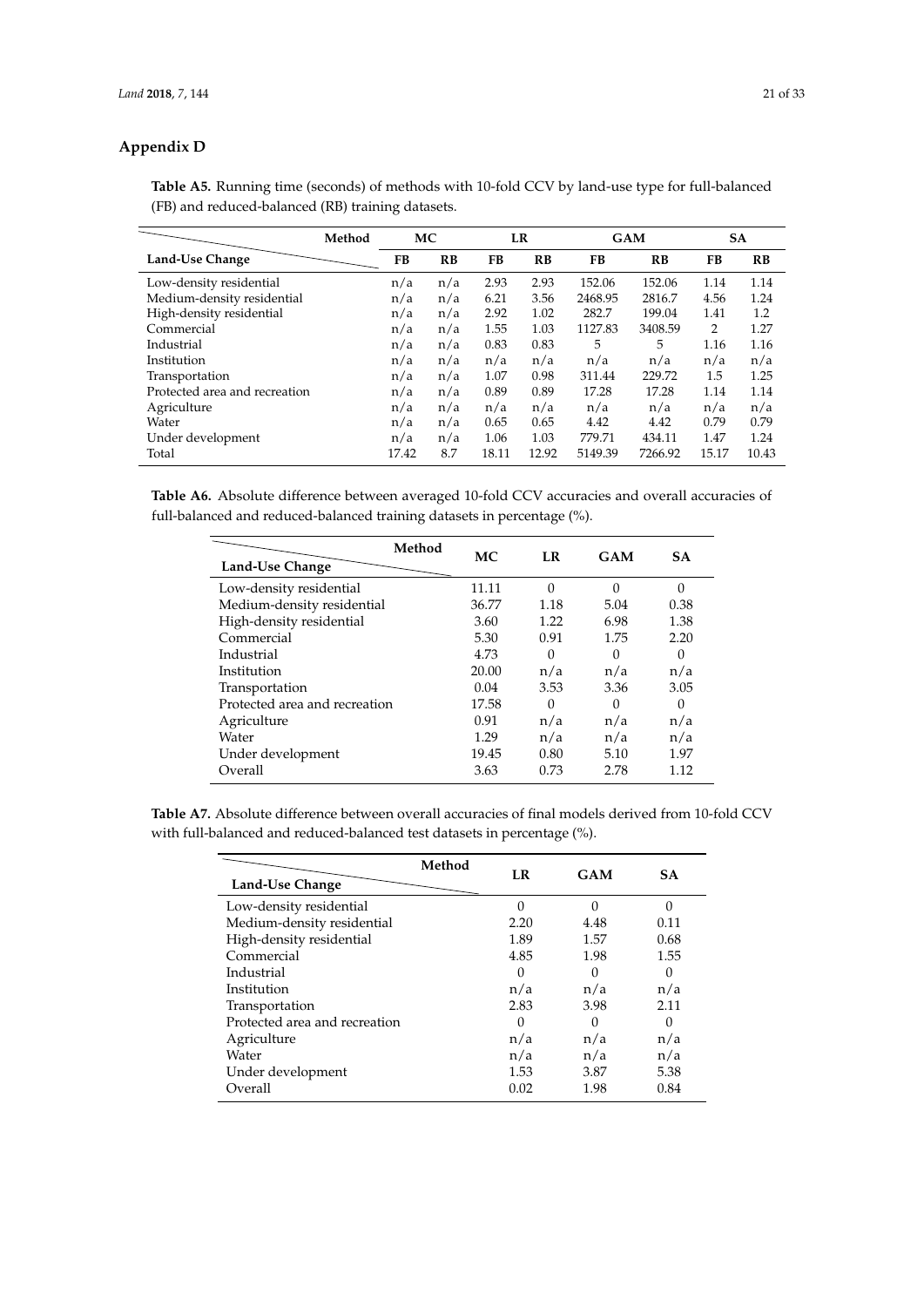## Appendix D

**Table A5.** Running time (seconds) of methods with 10-fold CCV by land-use type for full-balanced (FB) and reduced-balanced (RB) training datasets.

| Method / Land-Use Change | MC | | LR | | GAM | | SA | |
|---|---|---|---|---|---|---|---|---|
| | FB | RB | FB | RB | FB | RB | FB | RB |
| Low-density residential | n/a | n/a | 2.93 | 2.93 | 152.06 | 152.06 | 1.14 | 1.14 |
| Medium-density residential | n/a | n/a | 6.21 | 3.56 | 2468.95 | 2816.7 | 4.56 | 1.24 |
| High-density residential | n/a | n/a | 2.92 | 1.02 | 282.7 | 199.04 | 1.41 | 1.2 |
| Commercial | n/a | n/a | 1.55 | 1.03 | 1127.83 | 3408.59 | 2 | 1.27 |
| Industrial | n/a | n/a | 0.83 | 0.83 | 5 | 5 | 1.16 | 1.16 |
| Institution | n/a | n/a | n/a | n/a | n/a | n/a | n/a | n/a |
| Transportation | n/a | n/a | 1.07 | 0.98 | 311.44 | 229.72 | 1.5 | 1.25 |
| Protected area and recreation | n/a | n/a | 0.89 | 0.89 | 17.28 | 17.28 | 1.14 | 1.14 |
| Agriculture | n/a | n/a | n/a | n/a | n/a | n/a | n/a | n/a |
| Water | n/a | n/a | 0.65 | 0.65 | 4.42 | 4.42 | 0.79 | 0.79 |
| Under development | n/a | n/a | 1.06 | 1.03 | 779.71 | 434.11 | 1.47 | 1.24 |
| Total | 17.42 | 8.7 | 18.11 | 12.92 | 5149.39 | 7266.92 | 15.17 | 10.43 |

**Table A6.** Absolute difference between averaged 10-fold CCV accuracies and overall accuracies of full-balanced and reduced-balanced training datasets in percentage (%).

| Method / Land-Use Change | MC | LR | GAM | SA |
|---|---|---|---|---|
| Low-density residential | 11.11 | 0 | 0 | 0 |
| Medium-density residential | 36.77 | 1.18 | 5.04 | 0.38 |
| High-density residential | 3.60 | 1.22 | 6.98 | 1.38 |
| Commercial | 5.30 | 0.91 | 1.75 | 2.20 |
| Industrial | 4.73 | 0 | 0 | 0 |
| Institution | 20.00 | n/a | n/a | n/a |
| Transportation | 0.04 | 3.53 | 3.36 | 3.05 |
| Protected area and recreation | 17.58 | 0 | 0 | 0 |
| Agriculture | 0.91 | n/a | n/a | n/a |
| Water | 1.29 | n/a | n/a | n/a |
| Under development | 19.45 | 0.80 | 5.10 | 1.97 |
| Overall | 3.63 | 0.73 | 2.78 | 1.12 |

**Table A7.** Absolute difference between overall accuracies of final models derived from 10-fold CCV with full-balanced and reduced-balanced test datasets in percentage (%).

| Method / Land-Use Change | LR | GAM | SA |
|---|---|---|---|
| Low-density residential | 0 | 0 | 0 |
| Medium-density residential | 2.20 | 4.48 | 0.11 |
| High-density residential | 1.89 | 1.57 | 0.68 |
| Commercial | 4.85 | 1.98 | 1.55 |
| Industrial | 0 | 0 | 0 |
| Institution | n/a | n/a | n/a |
| Transportation | 2.83 | 3.98 | 2.11 |
| Protected area and recreation | 0 | 0 | 0 |
| Agriculture | n/a | n/a | n/a |
| Water | n/a | n/a | n/a |
| Under development | 1.53 | 3.87 | 5.38 |
| Overall | 0.02 | 1.98 | 0.84 |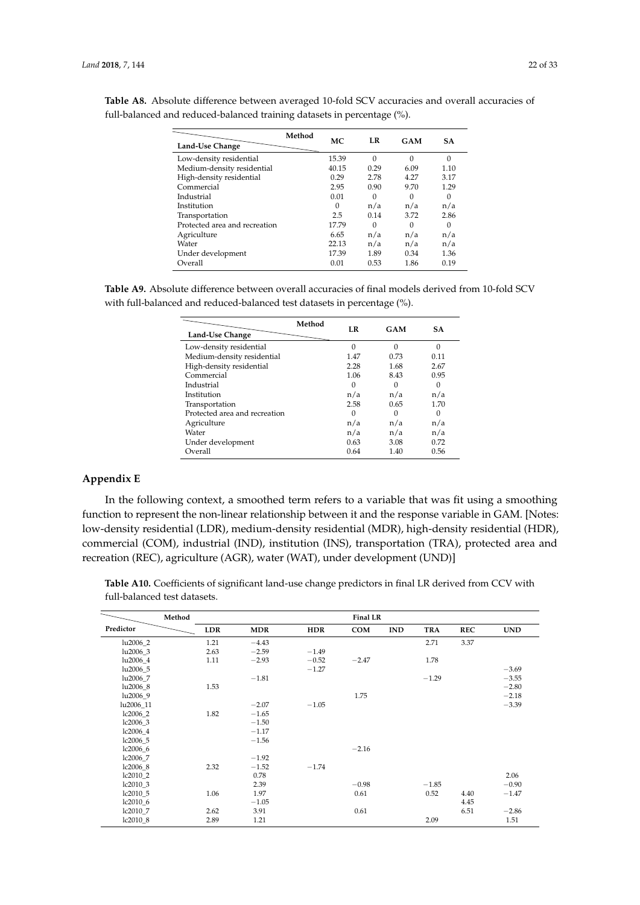**Table A8.** Absolute difference between averaged 10-fold SCV accuracies and overall accuracies of full-balanced and reduced-balanced training datasets in percentage (%).

| Land-Use Change \ Method | MC | LR | GAM | SA |
|---|---|---|---|---|
| Low-density residential | 15.39 | 0 | 0 | 0 |
| Medium-density residential | 40.15 | 0.29 | 6.09 | 1.10 |
| High-density residential | 0.29 | 2.78 | 4.27 | 3.17 |
| Commercial | 2.95 | 0.90 | 9.70 | 1.29 |
| Industrial | 0.01 | 0 | 0 | 0 |
| Institution | 0 | n/a | n/a | n/a |
| Transportation | 2.5 | 0.14 | 3.72 | 2.86 |
| Protected area and recreation | 17.79 | 0 | 0 | 0 |
| Agriculture | 6.65 | n/a | n/a | n/a |
| Water | 22.13 | n/a | n/a | n/a |
| Under development | 17.39 | 1.89 | 0.34 | 1.36 |
| Overall | 0.01 | 0.53 | 1.86 | 0.19 |

**Table A9.** Absolute difference between overall accuracies of final models derived from 10-fold SCV with full-balanced and reduced-balanced test datasets in percentage (%).

| Land-Use Change \ Method | LR | GAM | SA |
|---|---|---|---|
| Low-density residential | 0 | 0 | 0 |
| Medium-density residential | 1.47 | 0.73 | 0.11 |
| High-density residential | 2.28 | 1.68 | 2.67 |
| Commercial | 1.06 | 8.43 | 0.95 |
| Industrial | 0 | 0 | 0 |
| Institution | n/a | n/a | n/a |
| Transportation | 2.58 | 0.65 | 1.70 |
| Protected area and recreation | 0 | 0 | 0 |
| Agriculture | n/a | n/a | n/a |
| Water | n/a | n/a | n/a |
| Under development | 0.63 | 3.08 | 0.72 |
| Overall | 0.64 | 1.40 | 0.56 |

## Appendix E

In the following context, a smoothed term refers to a variable that was fit using a smoothing function to represent the non-linear relationship between it and the response variable in GAM. [Notes: low-density residential (LDR), medium-density residential (MDR), high-density residential (HDR), commercial (COM), industrial (IND), institution (INS), transportation (TRA), protected area and recreation (REC), agriculture (AGR), water (WAT), under development (UND)]

**Table A10.** Coefficients of significant land-use change predictors in final LR derived from CCV with full-balanced test datasets.

| Method | Final LR | | | | | | | |
|---|---|---|---|---|---|---|---|---|
| **Predictor** | **LDR** | **MDR** | **HDR** | **COM** | **IND** | **TRA** | **REC** | **UND** |
| lu2006_2 | 1.21 | −4.43 | | | | 2.71 | 3.37 | |
| lu2006_3 | 2.63 | −2.59 | −1.49 | | | | | |
| lu2006_4 | 1.11 | −2.93 | −0.52 | −2.47 | | 1.78 | | |
| lu2006_5 | | | −1.27 | | | | | −3.69 |
| lu2006_7 | | −1.81 | | | | −1.29 | | −3.55 |
| lu2006_8 | 1.53 | | | | | | | −2.80 |
| lu2006_9 | | | | 1.75 | | | | −2.18 |
| lu2006_11 | | −2.07 | −1.05 | | | | | −3.39 |
| lc2006_2 | 1.82 | −1.65 | | | | | | |
| lc2006_3 | | −1.50 | | | | | | |
| lc2006_4 | | −1.17 | | | | | | |
| lc2006_5 | | −1.56 | | | | | | |
| lc2006_6 | | | | −2.16 | | | | |
| lc2006_7 | | −1.92 | | | | | | |
| lc2006_8 | 2.32 | −1.52 | −1.74 | | | | | |
| lc2010_2 | | 0.78 | | | | | | 2.06 |
| lc2010_3 | | 2.39 | | −0.98 | | −1.85 | | −0.90 |
| lc2010_5 | 1.06 | 1.97 | | 0.61 | | 0.52 | 4.40 | −1.47 |
| lc2010_6 | | −1.05 | | | | | 4.45 | |
| lc2010_7 | 2.62 | 3.91 | | 0.61 | | | 6.51 | −2.86 |
| lc2010_8 | 2.89 | 1.21 | | | | 2.09 | | 1.51 |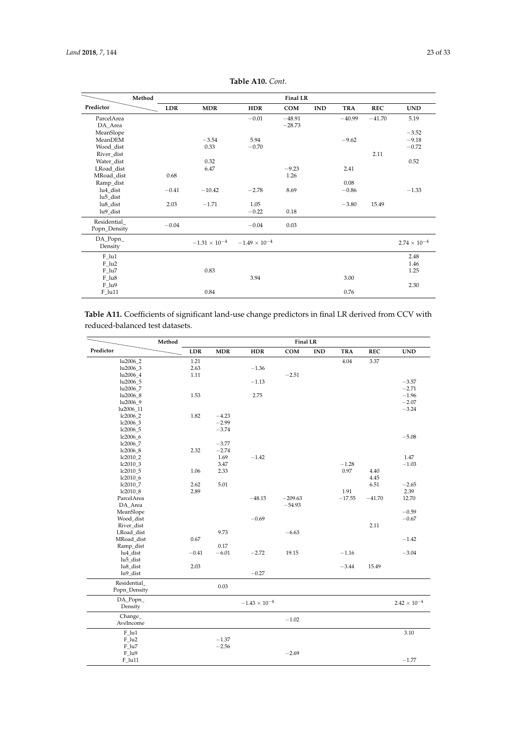**Table A10.** *Cont.*

| Predictor \ Method | LDR | MDR | HDR | COM | IND | TRA | REC | UND |
|---|---|---|---|---|---|---|---|---|
| | Final LR | | | | | | | |
| ParcelArea | | | −0.01 | −48.91 | | −40.99 | −41.70 | 5.19 |
| DA_Area | | | | −28.73 | | | | |
| MeanSlope | | | | | | | | −3.52 |
| MeanDEM | | −3.54 | 5.94 | | | −9.62 | | −9.18 |
| Wood_dist | | 0.33 | −0.70 | | | | | −0.72 |
| River_dist | | | | | | | 2.11 | |
| Water_dist | | 0.32 | | | | | | 0.52 |
| LRoad_dist | | 6.47 | | −9.23 | | 2.41 | | |
| MRoad_dist | 0.68 | | | 1.26 | | | | |
| Ramp_dist | | | | | | 0.08 | | |
| lu4_dist | −0.41 | −10.42 | −2.78 | 8.69 | | −0.86 | | −1.33 |
| lu5_dist | | | | | | | | |
| lu8_dist | 2.03 | −1.71 | 1.05 | | | −3.80 | 15.49 | |
| lu9_dist | | | −0.22 | 0.18 | | | | |
| Residential_ Popn_Density | −0.04 | | −0.04 | 0.03 | | | | |
| DA_Popn_ Density | | $-1.31 \times 10^{-4}$ | $-1.49 \times 10^{-4}$ | | | | | $2.74 \times 10^{-4}$ |
| F_lu1 | | | | | | | | 2.48 |
| F_lu2 | | | | | | | | 1.46 |
| F_lu7 | | 0.83 | | | | | | 1.25 |
| F_lu8 | | | 3.94 | | | 3.00 | | |
| F_lu9 | | | | | | | | 2.30 |
| F_lu11 | | 0.84 | | | | 0.76 | | |

**Table A11.** Coefficients of significant land-use change predictors in final LR derived from CCV with reduced-balanced test datasets.

| Predictor \ Method | LDR | MDR | HDR | COM | IND | TRA | REC | UND |
|---|---|---|---|---|---|---|---|---|
| | Final LR | | | | | | | |
| lu2006_2 | 1.21 | | | | | 4.04 | 3.37 | |
| lu2006_3 | 2.63 | | −1.36 | | | | | |
| lu2006_4 | 1.11 | | | −2.51 | | | | |
| lu2006_5 | | | −1.13 | | | | | −3.57 |
| lu2006_7 | | | | | | | | −2.71 |
| lu2006_8 | 1.53 | | 2.75 | | | | | −1.96 |
| lu2006_9 | | | | | | | | −2.07 |
| lu2006_11 | | | | | | | | −3.24 |
| lc2006_2 | 1.82 | −4.23 | | | | | | |
| lc2006_3 | | −2.99 | | | | | | |
| lc2006_5 | | −3.74 | | | | | | |
| lc2006_6 | | | | | | | | −5.08 |
| lc2006_7 | | −3.77 | | | | | | |
| lc2006_8 | 2.32 | −2.74 | | | | | | |
| lc2010_2 | | 1.69 | −1.42 | | | | | 1.47 |
| lc2010_3 | | 3.47 | | | | −1.28 | | −1.03 |
| lc2010_5 | 1.06 | 2.33 | | | | 0.97 | 4.40 | |
| lc2010_6 | | | | | | | 4.45 | |
| lc2010_7 | 2.62 | 5.01 | | | | | 6.51 | −2.65 |
| lc2010_8 | 2.89 | | | | | 1.91 | | 2.39 |
| ParcelArea | | | −48.15 | −209.63 | | −17.55 | −41.70 | 12.70 |
| DA_Area | | | | −54.93 | | | | |
| MeanSlope | | | | | | | | −0.59 |
| Wood_dist | | | −0.69 | | | | | −0.67 |
| River_dist | | | | | | | 2.11 | |
| LRoad_dist | | 9.73 | | −6.63 | | | | |
| MRoad_dist | 0.67 | | | | | | | −1.42 |
| Ramp_dist | | 0.17 | | | | | | |
| lu4_dist | −0.41 | −6.01 | −2.72 | 19.15 | | −1.16 | | −3.04 |
| lu5_dist | | | | | | | | |
| lu8_dist | 2.03 | | | | | −3.44 | 15.49 | |
| lu9_dist | | | −0.27 | | | | | |
| Residential_ Popn_Density | | 0.03 | | | | | | |
| DA_Popn_ Density | | | $-1.43 \times 10^{-4}$ | | | | | $2.42 \times 10^{-4}$ |
| Change_ AveIncome | | | | −1.02 | | | | |
| F_lu1 | | | | | | | | 3.10 |
| F_lu2 | | −1.37 | | | | | | |
| F_lu7 | | −2.56 | | | | | | |
| F_lu9 | | | | −2.69 | | | | |
| F_lu11 | | | | | | | | −1.77 |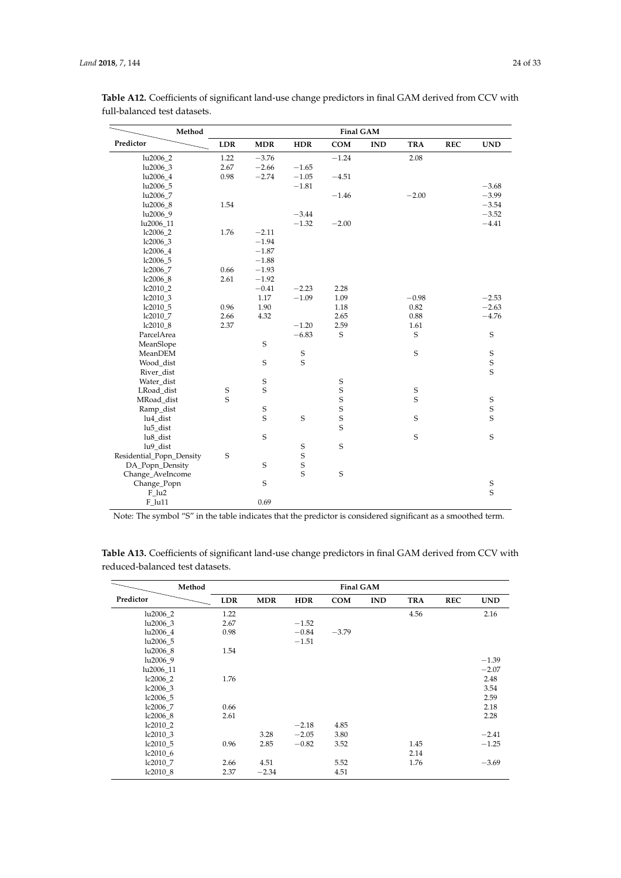**Table A12.** Coefficients of significant land-use change predictors in final GAM derived from CCV with full-balanced test datasets.

| Method / Predictor | Final GAM | | | | | | | |
|---|---|---|---|---|---|---|---|---|
| | LDR | MDR | HDR | COM | IND | TRA | REC | UND |
| lu2006_2 | 1.22 | −3.76 | | −1.24 | | 2.08 | | |
| lu2006_3 | 2.67 | −2.66 | −1.65 | | | | | |
| lu2006_4 | 0.98 | −2.74 | −1.05 | −4.51 | | | | |
| lu2006_5 | | | −1.81 | | | | | −3.68 |
| lu2006_7 | | | | −1.46 | | −2.00 | | −3.99 |
| lu2006_8 | 1.54 | | | | | | | −3.54 |
| lu2006_9 | | | −3.44 | | | | | −3.52 |
| lu2006_11 | | | −1.32 | −2.00 | | | | −4.41 |
| lc2006_2 | 1.76 | −2.11 | | | | | | |
| lc2006_3 | | −1.94 | | | | | | |
| lc2006_4 | | −1.87 | | | | | | |
| lc2006_5 | | −1.88 | | | | | | |
| lc2006_7 | 0.66 | −1.93 | | | | | | |
| lc2006_8 | 2.61 | −1.92 | | | | | | |
| lc2010_2 | | −0.41 | −2.23 | 2.28 | | | | |
| lc2010_3 | | 1.17 | −1.09 | 1.09 | | −0.98 | | −2.53 |
| lc2010_5 | 0.96 | 1.90 | | 1.18 | | 0.82 | | −2.63 |
| lc2010_7 | 2.66 | 4.32 | | 2.65 | | 0.88 | | −4.76 |
| lc2010_8 | 2.37 | | −1.20 | 2.59 | | 1.61 | | |
| ParcelArea | | | −6.83 | S | | S | | S |
| MeanSlope | | S | | | | | | |
| MeanDEM | | | S | | | S | | S |
| Wood_dist | | S | S | | | | | S |
| River_dist | | | | | | | | S |
| Water_dist | | S | | S | | | | |
| LRoad_dist | S | S | | S | | S | | |
| MRoad_dist | S | | | S | | S | | S |
| Ramp_dist | | S | | S | | | | S |
| lu4_dist | | S | S | S | | S | | S |
| lu5_dist | | | | S | | | | |
| lu8_dist | | S | | | | S | | S |
| lu9_dist | | | S | S | | | | |
| Residential_Popn_Density | S | | S | | | | | |
| DA_Popn_Density | | S | S | | | | | |
| Change_AveIncome | | | S | S | | | | |
| Change_Popn | | S | | | | | | S |
| F_lu2 | | | | | | | | S |
| F_lu11 | | 0.69 | | | | | | |

Note: The symbol "S" in the table indicates that the predictor is considered significant as a smoothed term.

**Table A13.** Coefficients of significant land-use change predictors in final GAM derived from CCV with reduced-balanced test datasets.

| Method / Predictor | Final GAM | | | | | | | |
|---|---|---|---|---|---|---|---|---|
| | LDR | MDR | HDR | COM | IND | TRA | REC | UND |
| lu2006_2 | 1.22 | | | | | 4.56 | | 2.16 |
| lu2006_3 | 2.67 | | −1.52 | | | | | |
| lu2006_4 | 0.98 | | −0.84 | −3.79 | | | | |
| lu2006_5 | | | −1.51 | | | | | |
| lu2006_8 | 1.54 | | | | | | | |
| lu2006_9 | | | | | | | | −1.39 |
| lu2006_11 | | | | | | | | −2.07 |
| lc2006_2 | 1.76 | | | | | | | 2.48 |
| lc2006_3 | | | | | | | | 3.54 |
| lc2006_5 | | | | | | | | 2.59 |
| lc2006_7 | 0.66 | | | | | | | 2.18 |
| lc2006_8 | 2.61 | | | | | | | 2.28 |
| lc2010_2 | | | −2.18 | 4.85 | | | | |
| lc2010_3 | | 3.28 | −2.05 | 3.80 | | | | −2.41 |
| lc2010_5 | 0.96 | 2.85 | −0.82 | 3.52 | | 1.45 | | −1.25 |
| lc2010_6 | | | | | | 2.14 | | |
| lc2010_7 | 2.66 | 4.51 | | 5.52 | | 1.76 | | −3.69 |
| lc2010_8 | 2.37 | −2.34 | | 4.51 | | | | |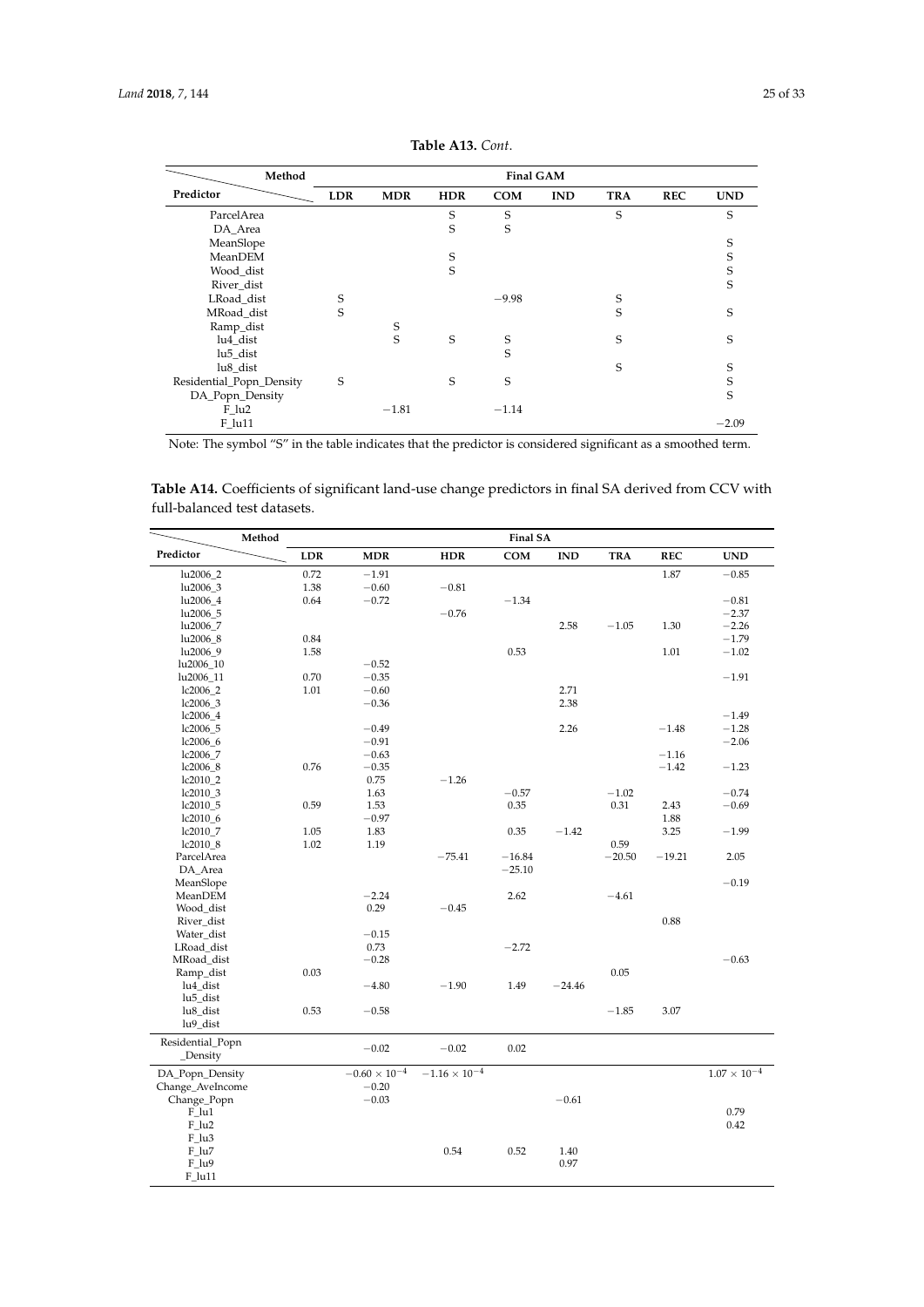**Table A13.** *Cont.*

| Method / Predictor | Final GAM | | | | | | | |
|---|---|---|---|---|---|---|---|---|
| | LDR | MDR | HDR | COM | IND | TRA | REC | UND |
| ParcelArea | | | S | S | | S | | S |
| DA_Area | | | S | S | | | | |
| MeanSlope | | | | | | | | S |
| MeanDEM | | | S | | | | | S |
| Wood_dist | | | S | | | | | S |
| River_dist | | | | | | | | S |
| LRoad_dist | S | | | −9.98 | | S | | |
| MRoad_dist | S | | | | | S | | S |
| Ramp_dist | | S | | | | | | |
| lu4_dist | | S | S | S | | S | | S |
| lu5_dist | | | | S | | | | |
| lu8_dist | | | | | | S | | S |
| Residential_Popn_Density | S | | S | S | | | | S |
| DA_Popn_Density | | | | | | | | S |
| F_lu2 | | −1.81 | | −1.14 | | | | |
| F_lu11 | | | | | | | | −2.09 |

Note: The symbol "S" in the table indicates that the predictor is considered significant as a smoothed term.

**Table A14.** Coefficients of significant land-use change predictors in final SA derived from CCV with full-balanced test datasets.

| Method / Predictor | Final SA | | | | | | | |
|---|---|---|---|---|---|---|---|---|
| | LDR | MDR | HDR | COM | IND | TRA | REC | UND |
| lu2006_2 | 0.72 | −1.91 | | | | | 1.87 | −0.85 |
| lu2006_3 | 1.38 | −0.60 | −0.81 | | | | | |
| lu2006_4 | 0.64 | −0.72 | | −1.34 | | | | −0.81 |
| lu2006_5 | | | −0.76 | | | | | −2.37 |
| lu2006_7 | | | | | 2.58 | −1.05 | 1.30 | −2.26 |
| lu2006_8 | 0.84 | | | | | | | −1.79 |
| lu2006_9 | 1.58 | | | 0.53 | | | 1.01 | −1.02 |
| lu2006_10 | | −0.52 | | | | | | |
| lu2006_11 | 0.70 | −0.35 | | | | | | −1.91 |
| lc2006_2 | 1.01 | −0.60 | | | 2.71 | | | |
| lc2006_3 | | −0.36 | | | 2.38 | | | |
| lc2006_4 | | | | | | | | −1.49 |
| lc2006_5 | | −0.49 | | | 2.26 | | −1.48 | −1.28 |
| lc2006_6 | | −0.91 | | | | | | −2.06 |
| lc2006_7 | | −0.63 | | | | | −1.16 | |
| lc2006_8 | 0.76 | −0.35 | | | | | −1.42 | −1.23 |
| lc2010_2 | | 0.75 | −1.26 | | | | | |
| lc2010_3 | | 1.63 | | −0.57 | | −1.02 | | −0.74 |
| lc2010_5 | 0.59 | 1.53 | | 0.35 | | 0.31 | 2.43 | −0.69 |
| lc2010_6 | | −0.97 | | | | | 1.88 | |
| lc2010_7 | 1.05 | 1.83 | | 0.35 | −1.42 | | 3.25 | −1.99 |
| lc2010_8 | 1.02 | 1.19 | | | | 0.59 | | |
| ParcelArea | | | −75.41 | −16.84 | | −20.50 | −19.21 | 2.05 |
| DA_Area | | | | −25.10 | | | | |
| MeanSlope | | | | | | | | −0.19 |
| MeanDEM | | −2.24 | | 2.62 | | −4.61 | | |
| Wood_dist | | 0.29 | −0.45 | | | | | |
| River_dist | | | | | | | 0.88 | |
| Water_dist | | −0.15 | | | | | | |
| LRoad_dist | | 0.73 | | −2.72 | | | | |
| MRoad_dist | | −0.28 | | | | | | −0.63 |
| Ramp_dist | 0.03 | | | | | 0.05 | | |
| lu4_dist | | −4.80 | −1.90 | 1.49 | −24.46 | | | |
| lu5_dist | | | | | | | | |
| lu8_dist | 0.53 | −0.58 | | | | −1.85 | 3.07 | |
| lu9_dist | | | | | | | | |
| Residential_Popn_Density | | −0.02 | −0.02 | 0.02 | | | | |
| DA_Popn_Density | | $-0.60 \times 10^{-4}$ | $-1.16 \times 10^{-4}$ | | | | | $1.07 \times 10^{-4}$ |
| Change_AveIncome | | −0.20 | | | | | | |
| Change_Popn | | −0.03 | | | −0.61 | | | |
| F_lu1 | | | | | | | | 0.79 |
| F_lu2 | | | | | | | | 0.42 |
| F_lu3 | | | | | | | | |
| F_lu7 | | | 0.54 | 0.52 | 1.40 | | | |
| F_lu9 | | | | | 0.97 | | | |
| F_lu11 | | | | | | | | |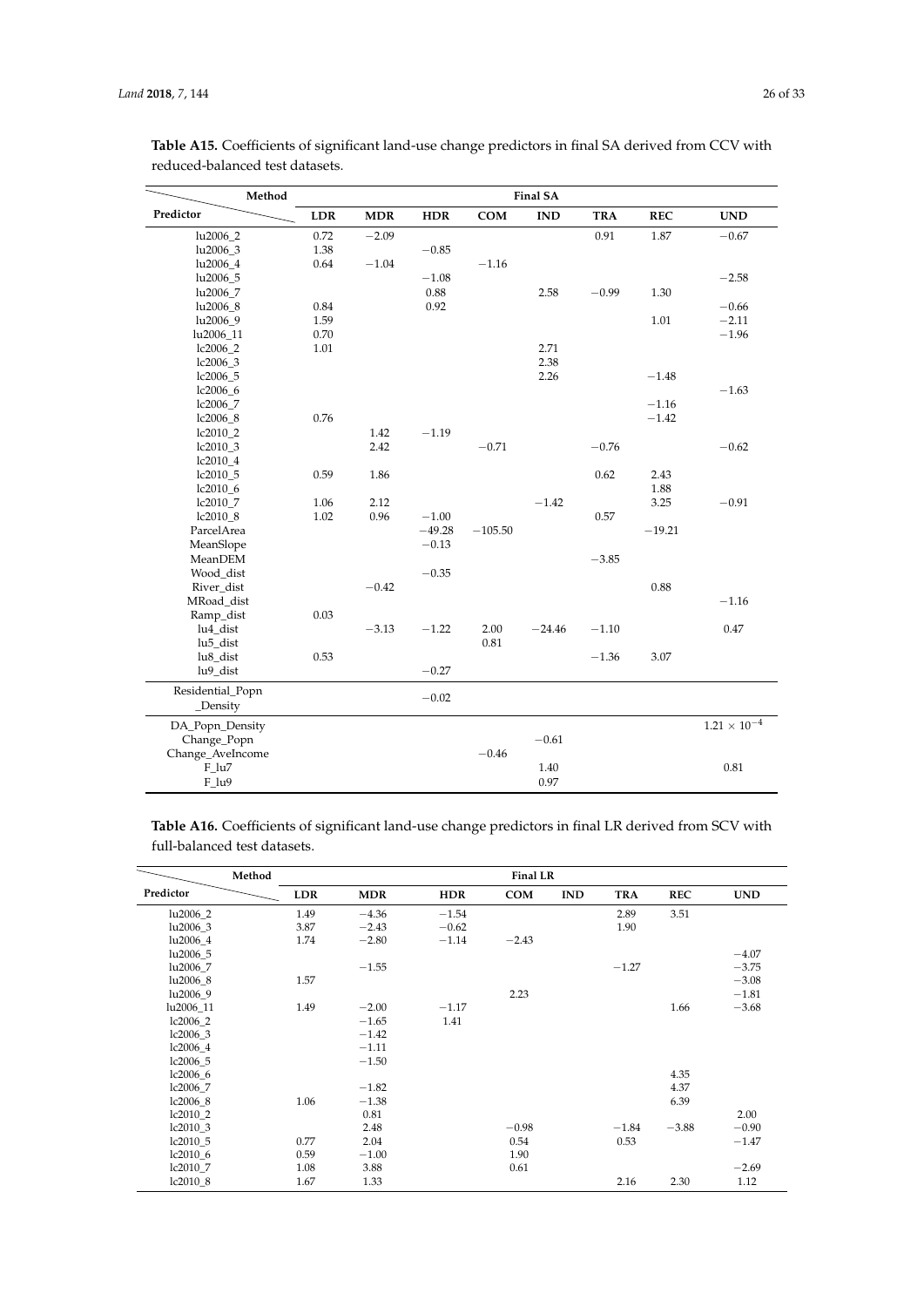**Table A15.** Coefficients of significant land-use change predictors in final SA derived from CCV with reduced-balanced test datasets.

| Method | Final SA | | | | | | | |
|---|---|---|---|---|---|---|---|---|
| Predictor | LDR | MDR | HDR | COM | IND | TRA | REC | UND |
| lu2006_2 | 0.72 | −2.09 | | | | 0.91 | 1.87 | −0.67 |
| lu2006_3 | 1.38 | | −0.85 | | | | | |
| lu2006_4 | 0.64 | −1.04 | | −1.16 | | | | |
| lu2006_5 | | | −1.08 | | | | | −2.58 |
| lu2006_7 | | | 0.88 | | 2.58 | −0.99 | 1.30 | |
| lu2006_8 | 0.84 | | 0.92 | | | | | −0.66 |
| lu2006_9 | 1.59 | | | | | | 1.01 | −2.11 |
| lu2006_11 | 0.70 | | | | | | | −1.96 |
| lc2006_2 | 1.01 | | | | 2.71 | | | |
| lc2006_3 | | | | | 2.38 | | | |
| lc2006_5 | | | | | 2.26 | | −1.48 | |
| lc2006_6 | | | | | | | | −1.63 |
| lc2006_7 | | | | | | | −1.16 | |
| lc2006_8 | 0.76 | | | | | | −1.42 | |
| lc2010_2 | | 1.42 | −1.19 | | | | | |
| lc2010_3 | | 2.42 | | −0.71 | | −0.76 | | −0.62 |
| lc2010_4 | | | | | | | | |
| lc2010_5 | 0.59 | 1.86 | | | | 0.62 | 2.43 | |
| lc2010_6 | | | | | | | 1.88 | |
| lc2010_7 | 1.06 | 2.12 | | | −1.42 | | 3.25 | −0.91 |
| lc2010_8 | 1.02 | 0.96 | −1.00 | | | 0.57 | | |
| ParcelArea | | | −49.28 | −105.50 | | | −19.21 | |
| MeanSlope | | | −0.13 | | | | | |
| MeanDEM | | | | | | −3.85 | | |
| Wood_dist | | | −0.35 | | | | | |
| River_dist | | −0.42 | | | | | 0.88 | |
| MRoad_dist | | | | | | | | −1.16 |
| Ramp_dist | 0.03 | | | | | | | |
| lu4_dist | | −3.13 | −1.22 | 2.00 | −24.46 | −1.10 | | 0.47 |
| lu5_dist | | | | 0.81 | | | | |
| lu8_dist | 0.53 | | | | | −1.36 | 3.07 | |
| lu9_dist | | | −0.27 | | | | | |
| Residential_Popn_Density | | | −0.02 | | | | | |
| DA_Popn_Density | | | | | | | | $1.21 \times 10^{-4}$ |
| Change_Popn | | | | | −0.61 | | | |
| Change_AveIncome | | | | −0.46 | | | | |
| F_lu7 | | | | | 1.40 | | | 0.81 |
| F_lu9 | | | | | 0.97 | | | |

**Table A16.** Coefficients of significant land-use change predictors in final LR derived from SCV with full-balanced test datasets.

| Method | Final LR | | | | | | | |
|---|---|---|---|---|---|---|---|---|
| Predictor | LDR | MDR | HDR | COM | IND | TRA | REC | UND |
| lu2006_2 | 1.49 | −4.36 | −1.54 | | | 2.89 | 3.51 | |
| lu2006_3 | 3.87 | −2.43 | −0.62 | | | 1.90 | | |
| lu2006_4 | 1.74 | −2.80 | −1.14 | −2.43 | | | | |
| lu2006_5 | | | | | | | | −4.07 |
| lu2006_7 | | −1.55 | | | | −1.27 | | −3.75 |
| lu2006_8 | 1.57 | | | | | | | −3.08 |
| lu2006_9 | | | | 2.23 | | | | −1.81 |
| lu2006_11 | 1.49 | −2.00 | −1.17 | | | | 1.66 | −3.68 |
| lc2006_2 | | −1.65 | 1.41 | | | | | |
| lc2006_3 | | −1.42 | | | | | | |
| lc2006_4 | | −1.11 | | | | | | |
| lc2006_5 | | −1.50 | | | | | | |
| lc2006_6 | | | | | | | 4.35 | |
| lc2006_7 | | −1.82 | | | | | 4.37 | |
| lc2006_8 | 1.06 | −1.38 | | | | | 6.39 | |
| lc2010_2 | | 0.81 | | | | | | 2.00 |
| lc2010_3 | | 2.48 | | −0.98 | | −1.84 | −3.88 | −0.90 |
| lc2010_5 | 0.77 | 2.04 | | 0.54 | | 0.53 | | −1.47 |
| lc2010_6 | 0.59 | −1.00 | | 1.90 | | | | |
| lc2010_7 | 1.08 | 3.88 | | 0.61 | | | | −2.69 |
| lc2010_8 | 1.67 | 1.33 | | | | 2.16 | 2.30 | 1.12 |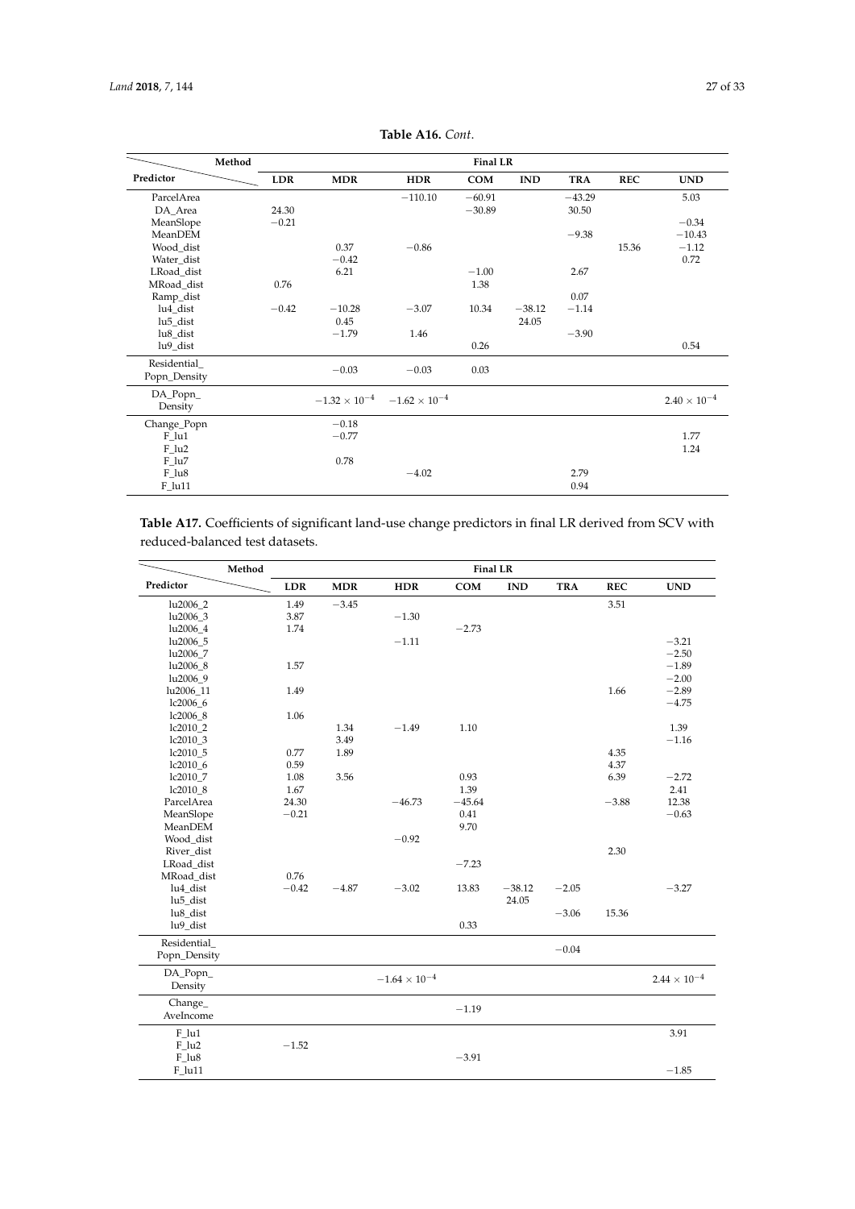**Table A16.** *Cont.*

| Predictor \ Method | Final LR | | | | | | | |
|---|---|---|---|---|---|---|---|---|
| | **LDR** | **MDR** | **HDR** | **COM** | **IND** | **TRA** | **REC** | **UND** |
| ParcelArea | | | −110.10 | −60.91 | | −43.29 | | 5.03 |
| DA_Area | 24.30 | | | −30.89 | | 30.50 | | |
| MeanSlope | −0.21 | | | | | | | −0.34 |
| MeanDEM | | | | | | −9.38 | | −10.43 |
| Wood_dist | | 0.37 | −0.86 | | | | 15.36 | −1.12 |
| Water_dist | | −0.42 | | | | | | 0.72 |
| LRoad_dist | | 6.21 | | −1.00 | | 2.67 | | |
| MRoad_dist | 0.76 | | | 1.38 | | | | |
| Ramp_dist | | | | | | 0.07 | | |
| lu4_dist | −0.42 | −10.28 | −3.07 | 10.34 | −38.12 | −1.14 | | |
| lu5_dist | | 0.45 | | | 24.05 | | | |
| lu8_dist | | −1.79 | 1.46 | | | −3.90 | | |
| lu9_dist | | | | 0.26 | | | | 0.54 |
| Residential_ Popn_Density | | −0.03 | −0.03 | 0.03 | | | | |
| DA_Popn_ Density | | $-1.32 \times 10^{-4}$ | $-1.62 \times 10^{-4}$ | | | | | $2.40 \times 10^{-4}$ |
| Change_Popn | | −0.18 | | | | | | |
| F_lu1 | | −0.77 | | | | | | 1.77 |
| F_lu2 | | | | | | | | 1.24 |
| F_lu7 | | 0.78 | | | | | | |
| F_lu8 | | | −4.02 | | | 2.79 | | |
| F_lu11 | | | | | | 0.94 | | |

**Table A17.** Coefficients of significant land-use change predictors in final LR derived from SCV with reduced-balanced test datasets.

| Predictor \ Method | Final LR | | | | | | | |
|---|---|---|---|---|---|---|---|---|
| | **LDR** | **MDR** | **HDR** | **COM** | **IND** | **TRA** | **REC** | **UND** |
| lu2006_2 | 1.49 | −3.45 | | | | | 3.51 | |
| lu2006_3 | 3.87 | | −1.30 | | | | | |
| lu2006_4 | 1.74 | | | −2.73 | | | | |
| lu2006_5 | | | −1.11 | | | | | −3.21 |
| lu2006_7 | | | | | | | | −2.50 |
| lu2006_8 | 1.57 | | | | | | | −1.89 |
| lu2006_9 | | | | | | | | −2.00 |
| lu2006_11 | 1.49 | | | | | | 1.66 | −2.89 |
| lc2006_6 | | | | | | | | −4.75 |
| lc2006_8 | 1.06 | | | | | | | |
| lc2010_2 | | 1.34 | −1.49 | 1.10 | | | | 1.39 |
| lc2010_3 | | 3.49 | | | | | | −1.16 |
| lc2010_5 | 0.77 | 1.89 | | | | | 4.35 | |
| lc2010_6 | 0.59 | | | | | | 4.37 | |
| lc2010_7 | 1.08 | 3.56 | | 0.93 | | | 6.39 | −2.72 |
| lc2010_8 | 1.67 | | | 1.39 | | | | 2.41 |
| ParcelArea | 24.30 | | −46.73 | −45.64 | | | −3.88 | 12.38 |
| MeanSlope | −0.21 | | | 0.41 | | | | −0.63 |
| MeanDEM | | | | 9.70 | | | | |
| Wood_dist | | | −0.92 | | | | | |
| River_dist | | | | | | | 2.30 | |
| LRoad_dist | | | | −7.23 | | | | |
| MRoad_dist | 0.76 | | | | | | | |
| lu4_dist | −0.42 | −4.87 | −3.02 | 13.83 | −38.12 | −2.05 | | −3.27 |
| lu5_dist | | | | | 24.05 | | | |
| lu8_dist | | | | | | −3.06 | 15.36 | |
| lu9_dist | | | | 0.33 | | | | |
| Residential_ Popn_Density | | | | | | −0.04 | | |
| DA_Popn_ Density | | | $-1.64 \times 10^{-4}$ | | | | | $2.44 \times 10^{-4}$ |
| Change_ AveIncome | | | | −1.19 | | | | |
| F_lu1 | | | | | | | | 3.91 |
| F_lu2 | −1.52 | | | | | | | |
| F_lu8 | | | | −3.91 | | | | |
| F_lu11 | | | | | | | | −1.85 |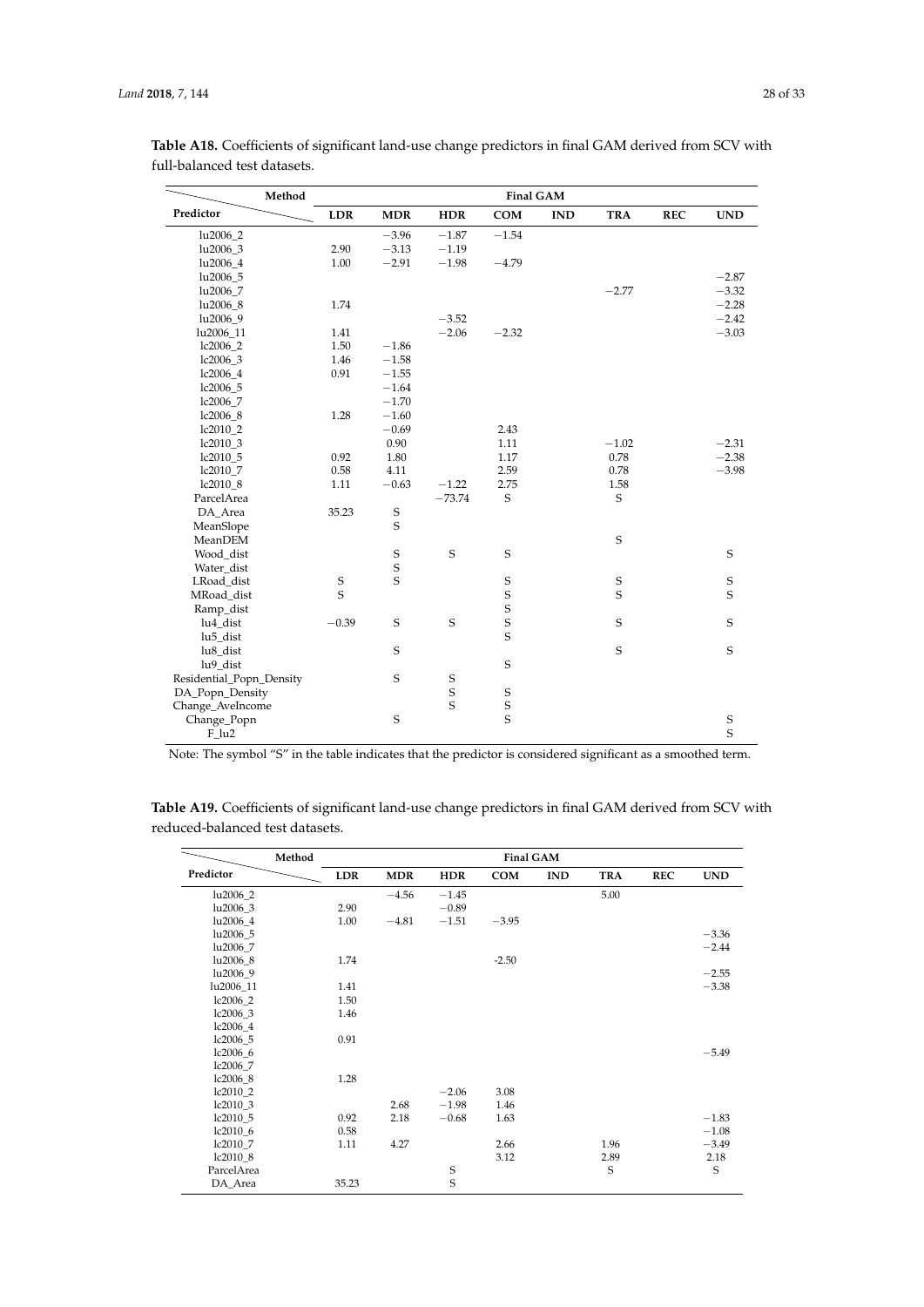**Table A18.** Coefficients of significant land-use change predictors in final GAM derived from SCV with full-balanced test datasets.

| Method | Final GAM | | | | | | | |
|---|---|---|---|---|---|---|---|---|
| Predictor | LDR | MDR | HDR | COM | IND | TRA | REC | UND |
| lu2006_2 | | −3.96 | −1.87 | −1.54 | | | | |
| lu2006_3 | 2.90 | −3.13 | −1.19 | | | | | |
| lu2006_4 | 1.00 | −2.91 | −1.98 | −4.79 | | | | |
| lu2006_5 | | | | | | | | −2.87 |
| lu2006_7 | | | | | | −2.77 | | −3.32 |
| lu2006_8 | 1.74 | | | | | | | −2.28 |
| lu2006_9 | | | −3.52 | | | | | −2.42 |
| lu2006_11 | 1.41 | | −2.06 | −2.32 | | | | −3.03 |
| lc2006_2 | 1.50 | −1.86 | | | | | | |
| lc2006_3 | 1.46 | −1.58 | | | | | | |
| lc2006_4 | 0.91 | −1.55 | | | | | | |
| lc2006_5 | | −1.64 | | | | | | |
| lc2006_7 | | −1.70 | | | | | | |
| lc2006_8 | 1.28 | −1.60 | | | | | | |
| lc2010_2 | | −0.69 | | 2.43 | | | | |
| lc2010_3 | | 0.90 | | 1.11 | | −1.02 | | −2.31 |
| lc2010_5 | 0.92 | 1.80 | | 1.17 | | 0.78 | | −2.38 |
| lc2010_7 | 0.58 | 4.11 | | 2.59 | | 0.78 | | −3.98 |
| lc2010_8 | 1.11 | −0.63 | −1.22 | 2.75 | | 1.58 | | |
| ParcelArea | | | −73.74 | S | | S | | |
| DA_Area | 35.23 | S | | | | | | |
| MeanSlope | | S | | | | | | |
| MeanDEM | | | | | | S | | |
| Wood_dist | | S | S | S | | | | S |
| Water_dist | | S | | | | | | |
| LRoad_dist | S | S | | S | | S | | S |
| MRoad_dist | S | | | S | | S | | S |
| Ramp_dist | | | | S | | | | |
| lu4_dist | −0.39 | S | S | S | | S | | S |
| lu5_dist | | | | S | | | | |
| lu8_dist | | S | | | | S | | S |
| lu9_dist | | | | S | | | | |
| Residential_Popn_Density | | S | S | | | | | |
| DA_Popn_Density | | | S | S | | | | |
| Change_AveIncome | | | S | S | | | | |
| Change_Popn | | S | | S | | | | S |
| F_lu2 | | | | | | | | S |

Note: The symbol "S" in the table indicates that the predictor is considered significant as a smoothed term.

**Table A19.** Coefficients of significant land-use change predictors in final GAM derived from SCV with reduced-balanced test datasets.

| Method | Final GAM | | | | | | | |
|---|---|---|---|---|---|---|---|---|
| Predictor | LDR | MDR | HDR | COM | IND | TRA | REC | UND |
| lu2006_2 | | −4.56 | −1.45 | | | 5.00 | | |
| lu2006_3 | 2.90 | | −0.89 | | | | | |
| lu2006_4 | 1.00 | −4.81 | −1.51 | −3.95 | | | | |
| lu2006_5 | | | | | | | | −3.36 |
| lu2006_7 | | | | | | | | −2.44 |
| lu2006_8 | 1.74 | | | -2.50 | | | | |
| lu2006_9 | | | | | | | | −2.55 |
| lu2006_11 | 1.41 | | | | | | | −3.38 |
| lc2006_2 | 1.50 | | | | | | | |
| lc2006_3 | 1.46 | | | | | | | |
| lc2006_4 | | | | | | | | |
| lc2006_5 | 0.91 | | | | | | | |
| lc2006_6 | | | | | | | | −5.49 |
| lc2006_7 | | | | | | | | |
| lc2006_8 | 1.28 | | | | | | | |
| lc2010_2 | | | −2.06 | 3.08 | | | | |
| lc2010_3 | | 2.68 | −1.98 | 1.46 | | | | |
| lc2010_5 | 0.92 | 2.18 | −0.68 | 1.63 | | | | −1.83 |
| lc2010_6 | 0.58 | | | | | | | −1.08 |
| lc2010_7 | 1.11 | 4.27 | | 2.66 | | 1.96 | | −3.49 |
| lc2010_8 | | | | 3.12 | | 2.89 | | 2.18 |
| ParcelArea | | | S | | | S | | S |
| DA_Area | 35.23 | | S | | | | | |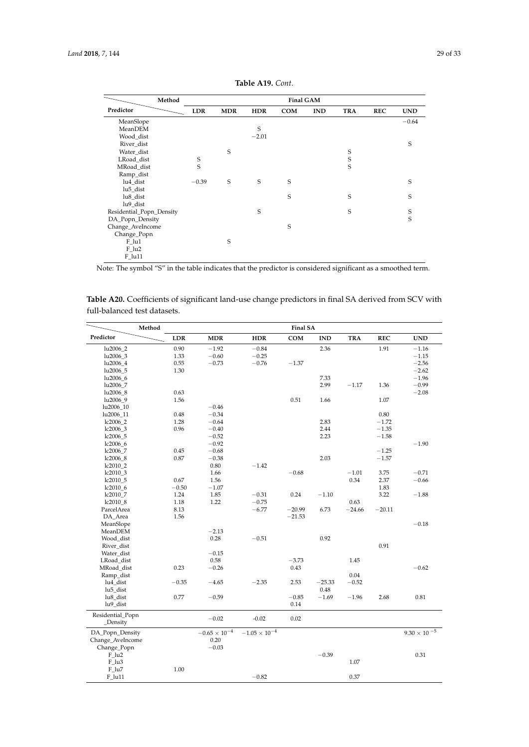**Table A19.** *Cont.*

| Method / Predictor | Final GAM | | | | | | | |
|---|---|---|---|---|---|---|---|---|
| | LDR | MDR | HDR | COM | IND | TRA | REC | UND |
| MeanSlope | | | | | | | | −0.64 |
| MeanDEM | | | S | | | | | |
| Wood_dist | | | −2.01 | | | | | |
| River_dist | | | | | | | | S |
| Water_dist | | S | | | | S | | |
| LRoad_dist | S | | | | | S | | |
| MRoad_dist | S | | | | | S | | |
| Ramp_dist | | | | | | | | |
| lu4_dist | −0.39 | S | S | S | | | | S |
| lu5_dist | | | | | | | | |
| lu8_dist | | | | S | | S | | S |
| lu9_dist | | | | | | | | |
| Residential_Popn_Density | | | S | | | S | | S |
| DA_Popn_Density | | | | | | | | S |
| Change_AveIncome | | | | S | | | | |
| Change_Popn | | | | | | | | |
| F_lu1 | | S | | | | | | |
| F_lu2 | | | | | | | | |
| F_lu11 | | | | | | | | |

Note: The symbol "S" in the table indicates that the predictor is considered significant as a smoothed term.

**Table A20.** Coefficients of significant land-use change predictors in final SA derived from SCV with full-balanced test datasets.

| Method / Predictor | Final SA | | | | | | | |
|---|---|---|---|---|---|---|---|---|
| | LDR | MDR | HDR | COM | IND | TRA | REC | UND |
| lu2006_2 | 0.90 | −1.92 | −0.84 | | 2.36 | | 1.91 | −1.16 |
| lu2006_3 | 1.33 | −0.60 | −0.25 | | | | | −1.15 |
| lu2006_4 | 0.55 | −0.73 | −0.76 | −1.37 | | | | −2.56 |
| lu2006_5 | 1.30 | | | | | | | −2.62 |
| lu2006_6 | | | | | 7.33 | | | −1.96 |
| lu2006_7 | | | | | 2.99 | −1.17 | 1.36 | −0.99 |
| lu2006_8 | 0.63 | | | | | | | −2.08 |
| lu2006_9 | 1.56 | | | 0.51 | 1.66 | | 1.07 | |
| lu2006_10 | | −0.46 | | | | | | |
| lu2006_11 | 0.48 | −0.34 | | | | | 0.80 | |
| lc2006_2 | 1.28 | −0.64 | | | 2.83 | | −1.72 | |
| lc2006_3 | 0.96 | −0.40 | | | 2.44 | | −1.35 | |
| lc2006_5 | | −0.52 | | | 2.23 | | −1.58 | |
| lc2006_6 | | −0.92 | | | | | | −1.90 |
| lc2006_7 | 0.45 | −0.68 | | | | | −1.25 | |
| lc2006_8 | 0.87 | −0.38 | | | 2.03 | | −1.57 | |
| lc2010_2 | | 0.80 | −1.42 | | | | | |
| lc2010_3 | | 1.66 | | −0.68 | | −1.01 | 3.75 | −0.71 |
| lc2010_5 | 0.67 | 1.56 | | | | 0.34 | 2.37 | −0.66 |
| lc2010_6 | −0.50 | −1.07 | | | | | 1.83 | |
| lc2010_7 | 1.24 | 1.85 | −0.31 | 0.24 | −1.10 | | 3.22 | −1.88 |
| lc2010_8 | 1.18 | 1.22 | −0.75 | | | 0.63 | | |
| ParcelArea | 8.13 | | −6.77 | −20.99 | 6.73 | −24.66 | −20.11 | |
| DA_Area | 1.56 | | | −21.53 | | | | |
| MeanSlope | | | | | | | | −0.18 |
| MeanDEM | | −2.13 | | | | | | |
| Wood_dist | | 0.28 | −0.51 | | 0.92 | | | |
| River_dist | | | | | | | 0.91 | |
| Water_dist | | −0.15 | | | | | | |
| LRoad_dist | | 0.58 | | −3.73 | | 1.45 | | |
| MRoad_dist | 0.23 | −0.26 | | 0.43 | | | | −0.62 |
| Ramp_dist | | | | | | 0.04 | | |
| lu4_dist | −0.35 | −4.65 | −2.35 | 2.53 | −25.33 | −0.52 | | |
| lu5_dist | | | | | 0.48 | | | |
| lu8_dist | 0.77 | −0.59 | | −0.85 | −1.69 | −1.96 | 2.68 | 0.81 |
| lu9_dist | | | | 0.14 | | | | |
| Residential_Popn_Density | | −0.02 | -0.02 | 0.02 | | | | |
| DA_Popn_Density | | $-0.65 \times 10^{-4}$ | $-1.05 \times 10^{-4}$ | | | | | $9.30 \times 10^{-5}$ |
| Change_AveIncome | | 0.20 | | | | | | |
| Change_Popn | | −0.03 | | | | | | |
| F_lu2 | | | | | −0.39 | | | 0.31 |
| F_lu3 | | | | | | 1.07 | | |
| F_lu7 | 1.00 | | | | | | | |
| F_lu11 | | | −0.82 | | | 0.37 | | |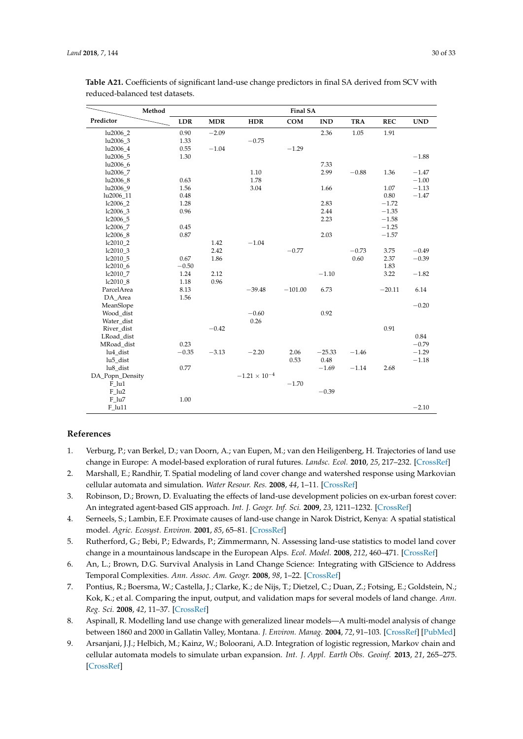**Table A21.** Coefficients of significant land-use change predictors in final SA derived from SCV with reduced-balanced test datasets.

| Method / Predictor | Final SA | | | | | | | |
|---|---|---|---|---|---|---|---|---|
| | LDR | MDR | HDR | COM | IND | TRA | REC | UND |
| lu2006_2 | 0.90 | −2.09 | | | 2.36 | 1.05 | 1.91 | |
| lu2006_3 | 1.33 | | −0.75 | | | | | |
| lu2006_4 | 0.55 | −1.04 | | −1.29 | | | | |
| lu2006_5 | 1.30 | | | | | | | −1.88 |
| lu2006_6 | | | | | 7.33 | | | |
| lu2006_7 | | | 1.10 | | 2.99 | −0.88 | 1.36 | −1.47 |
| lu2006_8 | 0.63 | | 1.78 | | | | | −1.00 |
| lu2006_9 | 1.56 | | 3.04 | | 1.66 | | 1.07 | −1.13 |
| lu2006_11 | 0.48 | | | | | | 0.80 | −1.47 |
| lc2006_2 | 1.28 | | | | 2.83 | | −1.72 | |
| lc2006_3 | 0.96 | | | | 2.44 | | −1.35 | |
| lc2006_5 | | | | | 2.23 | | −1.58 | |
| lc2006_7 | 0.45 | | | | | | −1.25 | |
| lc2006_8 | 0.87 | | | | 2.03 | | −1.57 | |
| lc2010_2 | | 1.42 | −1.04 | | | | | |
| lc2010_3 | | 2.42 | | −0.77 | | −0.73 | 3.75 | −0.49 |
| lc2010_5 | 0.67 | 1.86 | | | | 0.60 | 2.37 | −0.39 |
| lc2010_6 | −0.50 | | | | | | 1.83 | |
| lc2010_7 | 1.24 | 2.12 | | | −1.10 | | 3.22 | −1.82 |
| lc2010_8 | 1.18 | 0.96 | | | | | | |
| ParcelArea | 8.13 | | −39.48 | −101.00 | 6.73 | | −20.11 | 6.14 |
| DA_Area | 1.56 | | | | | | | |
| MeanSlope | | | | | | | | −0.20 |
| Wood_dist | | | −0.60 | | 0.92 | | | |
| Water_dist | | | 0.26 | | | | | |
| River_dist | | −0.42 | | | | | 0.91 | |
| LRoad_dist | | | | | | | | 0.84 |
| MRoad_dist | 0.23 | | | | | | | −0.79 |
| lu4_dist | −0.35 | −3.13 | −2.20 | 2.06 | −25.33 | −1.46 | | −1.29 |
| lu5_dist | | | | 0.53 | 0.48 | | | −1.18 |
| lu8_dist | 0.77 | | | | −1.69 | −1.14 | 2.68 | |
| DA_Popn_Density | | | $-1.21 \times 10^{-4}$ | | | | | |
| F_lu1 | | | | −1.70 | | | | |
| F_lu2 | | | | | −0.39 | | | |
| F_lu7 | 1.00 | | | | | | | |
| F_lu11 | | | | | | | | −2.10 |

## References

1. Verburg, P.; van Berkel, D.; van Doorn, A.; van Eupen, M.; van den Heiligenberg, H. Trajectories of land use change in Europe: A model-based exploration of rural futures. *Landsc. Ecol.* **2010**, *25*, 217–232. [CrossRef]
2. Marshall, E.; Randhir, T. Spatial modeling of land cover change and watershed response using Markovian cellular automata and simulation. *Water Resour. Res.* **2008**, *44*, 1–11. [CrossRef]
3. Robinson, D.; Brown, D. Evaluating the effects of land-use development policies on ex-urban forest cover: An integrated agent-based GIS approach. *Int. J. Geogr. Inf. Sci.* **2009**, *23*, 1211–1232. [CrossRef]
4. Serneels, S.; Lambin, E.F. Proximate causes of land-use change in Narok District, Kenya: A spatial statistical model. *Agric. Ecosyst. Environ.* **2001**, *85*, 65–81. [CrossRef]
5. Rutherford, G.; Bebi, P.; Edwards, P.; Zimmermann, N. Assessing land-use statistics to model land cover change in a mountainous landscape in the European Alps. *Ecol. Model.* **2008**, *212*, 460–471. [CrossRef]
6. An, L.; Brown, D.G. Survival Analysis in Land Change Science: Integrating with GIScience to Address Temporal Complexities. *Ann. Assoc. Am. Geogr.* **2008**, *98*, 1–22. [CrossRef]
7. Pontius, R.; Boersma, W.; Castella, J.; Clarke, K.; de Nijs, T.; Dietzel, C.; Duan, Z.; Fotsing, E.; Goldstein, N.; Kok, K.; et al. Comparing the input, output, and validation maps for several models of land change. *Ann. Reg. Sci.* **2008**, *42*, 11–37. [CrossRef]
8. Aspinall, R. Modelling land use change with generalized linear models—A multi-model analysis of change between 1860 and 2000 in Gallatin Valley, Montana. *J. Environ. Manag.* **2004**, *72*, 91–103. [CrossRef] [PubMed]
9. Arsanjani, J.J.; Helbich, M.; Kainz, W.; Boloorani, A.D. Integration of logistic regression, Markov chain and cellular automata models to simulate urban expansion. *Int. J. Appl. Earth Obs. Geoinf.* **2013**, *21*, 265–275. [CrossRef]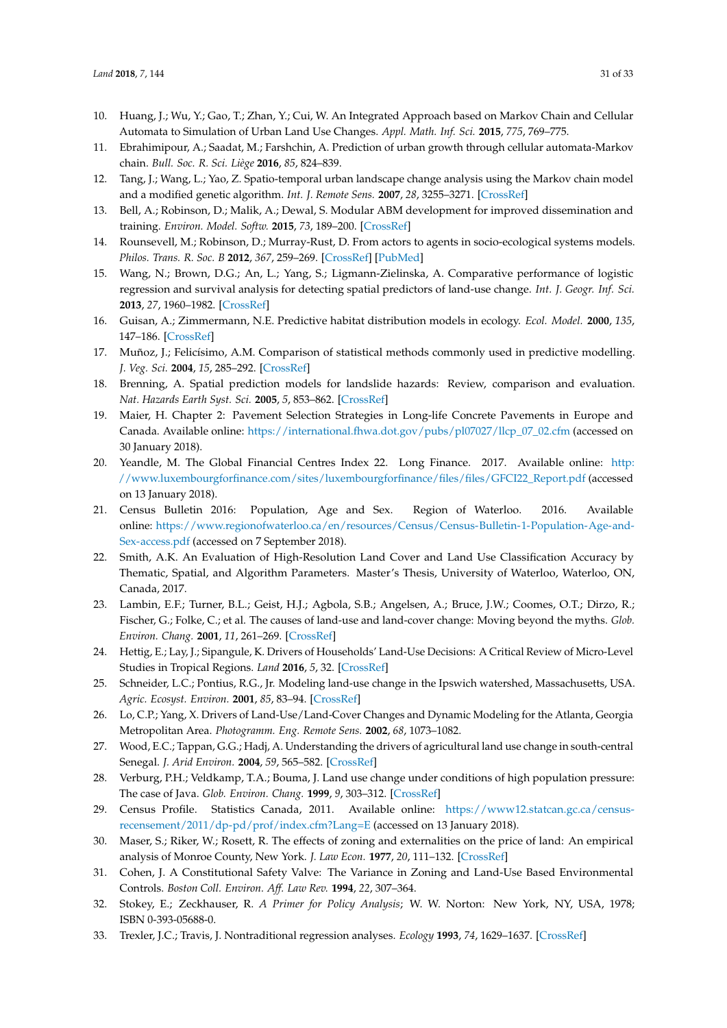10. Huang, J.; Wu, Y.; Gao, T.; Zhan, Y.; Cui, W. An Integrated Approach based on Markov Chain and Cellular Automata to Simulation of Urban Land Use Changes. *Appl. Math. Inf. Sci.* **2015**, *775*, 769–775.
11. Ebrahimipour, A.; Saadat, M.; Farshchin, A. Prediction of urban growth through cellular automata-Markov chain. *Bull. Soc. R. Sci. Liège* **2016**, *85*, 824–839.
12. Tang, J.; Wang, L.; Yao, Z. Spatio-temporal urban landscape change analysis using the Markov chain model and a modified genetic algorithm. *Int. J. Remote Sens.* **2007**, *28*, 3255–3271. [CrossRef]
13. Bell, A.; Robinson, D.; Malik, A.; Dewal, S. Modular ABM development for improved dissemination and training. *Environ. Model. Softw.* **2015**, *73*, 189–200. [CrossRef]
14. Rounsevell, M.; Robinson, D.; Murray-Rust, D. From actors to agents in socio-ecological systems models. *Philos. Trans. R. Soc. B* **2012**, *367*, 259–269. [CrossRef] [PubMed]
15. Wang, N.; Brown, D.G.; An, L.; Yang, S.; Ligmann-Zielinska, A. Comparative performance of logistic regression and survival analysis for detecting spatial predictors of land-use change. *Int. J. Geogr. Inf. Sci.* **2013**, *27*, 1960–1982. [CrossRef]
16. Guisan, A.; Zimmermann, N.E. Predictive habitat distribution models in ecology. *Ecol. Model.* **2000**, *135*, 147–186. [CrossRef]
17. Muñoz, J.; Felicísimo, A.M. Comparison of statistical methods commonly used in predictive modelling. *J. Veg. Sci.* **2004**, *15*, 285–292. [CrossRef]
18. Brenning, A. Spatial prediction models for landslide hazards: Review, comparison and evaluation. *Nat. Hazards Earth Syst. Sci.* **2005**, *5*, 853–862. [CrossRef]
19. Maier, H. Chapter 2: Pavement Selection Strategies in Long-life Concrete Pavements in Europe and Canada. Available online: https://international.fhwa.dot.gov/pubs/pl07027/llcp_07_02.cfm (accessed on 30 January 2018).
20. Yeandle, M. The Global Financial Centres Index 22. Long Finance. 2017. Available online: http://www.luxembourgforfinance.com/sites/luxembourgforfinance/files/files/GFCI22_Report.pdf (accessed on 13 January 2018).
21. Census Bulletin 2016: Population, Age and Sex. Region of Waterloo. 2016. Available online: https://www.regionofwaterloo.ca/en/resources/Census/Census-Bulletin-1-Population-Age-and-Sex-access.pdf (accessed on 7 September 2018).
22. Smith, A.K. An Evaluation of High-Resolution Land Cover and Land Use Classification Accuracy by Thematic, Spatial, and Algorithm Parameters. Master's Thesis, University of Waterloo, Waterloo, ON, Canada, 2017.
23. Lambin, E.F.; Turner, B.L.; Geist, H.J.; Agbola, S.B.; Angelsen, A.; Bruce, J.W.; Coomes, O.T.; Dirzo, R.; Fischer, G.; Folke, C.; et al. The causes of land-use and land-cover change: Moving beyond the myths. *Glob. Environ. Chang.* **2001**, *11*, 261–269. [CrossRef]
24. Hettig, E.; Lay, J.; Sipangule, K. Drivers of Households' Land-Use Decisions: A Critical Review of Micro-Level Studies in Tropical Regions. *Land* **2016**, *5*, 32. [CrossRef]
25. Schneider, L.C.; Pontius, R.G., Jr. Modeling land-use change in the Ipswich watershed, Massachusetts, USA. *Agric. Ecosyst. Environ.* **2001**, *85*, 83–94. [CrossRef]
26. Lo, C.P.; Yang, X. Drivers of Land-Use/Land-Cover Changes and Dynamic Modeling for the Atlanta, Georgia Metropolitan Area. *Photogramm. Eng. Remote Sens.* **2002**, *68*, 1073–1082.
27. Wood, E.C.; Tappan, G.G.; Hadj, A. Understanding the drivers of agricultural land use change in south-central Senegal. *J. Arid Environ.* **2004**, *59*, 565–582. [CrossRef]
28. Verburg, P.H.; Veldkamp, T.A.; Bouma, J. Land use change under conditions of high population pressure: The case of Java. *Glob. Environ. Chang.* **1999**, *9*, 303–312. [CrossRef]
29. Census Profile. Statistics Canada, 2011. Available online: https://www12.statcan.gc.ca/census-recensement/2011/dp-pd/prof/index.cfm?Lang=E (accessed on 13 January 2018).
30. Maser, S.; Riker, W.; Rosett, R. The effects of zoning and externalities on the price of land: An empirical analysis of Monroe County, New York. *J. Law Econ.* **1977**, *20*, 111–132. [CrossRef]
31. Cohen, J. A Constitutional Safety Valve: The Variance in Zoning and Land-Use Based Environmental Controls. *Boston Coll. Environ. Aff. Law Rev.* **1994**, *22*, 307–364.
32. Stokey, E.; Zeckhauser, R. *A Primer for Policy Analysis*; W. W. Norton: New York, NY, USA, 1978; ISBN 0-393-05688-0.
33. Trexler, J.C.; Travis, J. Nontraditional regression analyses. *Ecology* **1993**, *74*, 1629–1637. [CrossRef]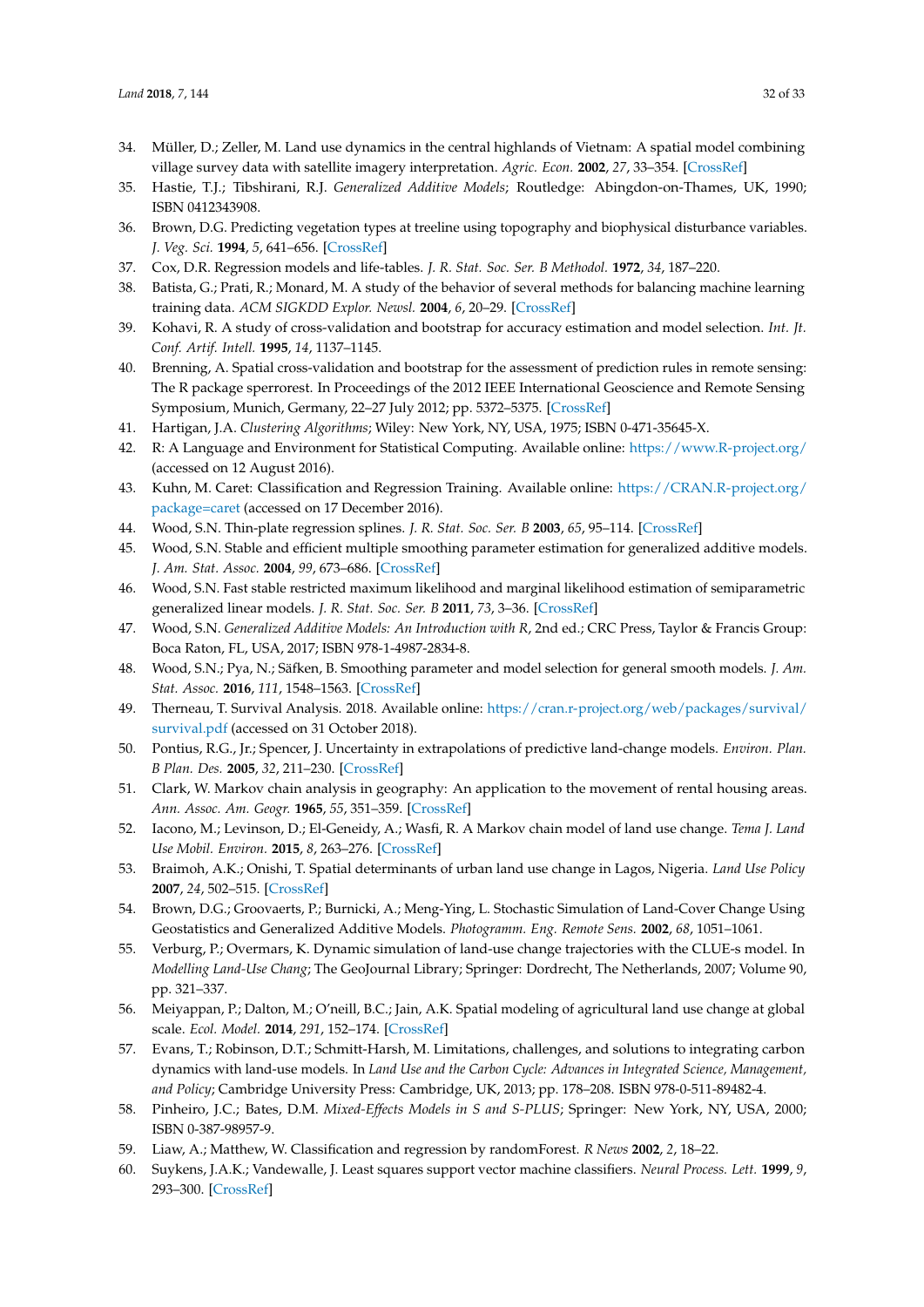34. Müller, D.; Zeller, M. Land use dynamics in the central highlands of Vietnam: A spatial model combining village survey data with satellite imagery interpretation. *Agric. Econ.* **2002**, *27*, 33–354. [CrossRef]
35. Hastie, T.J.; Tibshirani, R.J. *Generalized Additive Models*; Routledge: Abingdon-on-Thames, UK, 1990; ISBN 0412343908.
36. Brown, D.G. Predicting vegetation types at treeline using topography and biophysical disturbance variables. *J. Veg. Sci.* **1994**, *5*, 641–656. [CrossRef]
37. Cox, D.R. Regression models and life-tables. *J. R. Stat. Soc. Ser. B Methodol.* **1972**, *34*, 187–220.
38. Batista, G.; Prati, R.; Monard, M. A study of the behavior of several methods for balancing machine learning training data. *ACM SIGKDD Explor. Newsl.* **2004**, *6*, 20–29. [CrossRef]
39. Kohavi, R. A study of cross-validation and bootstrap for accuracy estimation and model selection. *Int. Jt. Conf. Artif. Intell.* **1995**, *14*, 1137–1145.
40. Brenning, A. Spatial cross-validation and bootstrap for the assessment of prediction rules in remote sensing: The R package sperrorest. In Proceedings of the 2012 IEEE International Geoscience and Remote Sensing Symposium, Munich, Germany, 22–27 July 2012; pp. 5372–5375. [CrossRef]
41. Hartigan, J.A. *Clustering Algorithms*; Wiley: New York, NY, USA, 1975; ISBN 0-471-35645-X.
42. R: A Language and Environment for Statistical Computing. Available online: https://www.R-project.org/ (accessed on 12 August 2016).
43. Kuhn, M. Caret: Classification and Regression Training. Available online: https://CRAN.R-project.org/package=caret (accessed on 17 December 2016).
44. Wood, S.N. Thin-plate regression splines. *J. R. Stat. Soc. Ser. B* **2003**, *65*, 95–114. [CrossRef]
45. Wood, S.N. Stable and efficient multiple smoothing parameter estimation for generalized additive models. *J. Am. Stat. Assoc.* **2004**, *99*, 673–686. [CrossRef]
46. Wood, S.N. Fast stable restricted maximum likelihood and marginal likelihood estimation of semiparametric generalized linear models. *J. R. Stat. Soc. Ser. B* **2011**, *73*, 3–36. [CrossRef]
47. Wood, S.N. *Generalized Additive Models: An Introduction with R*, 2nd ed.; CRC Press, Taylor & Francis Group: Boca Raton, FL, USA, 2017; ISBN 978-1-4987-2834-8.
48. Wood, S.N.; Pya, N.; Säfken, B. Smoothing parameter and model selection for general smooth models. *J. Am. Stat. Assoc.* **2016**, *111*, 1548–1563. [CrossRef]
49. Therneau, T. Survival Analysis. 2018. Available online: https://cran.r-project.org/web/packages/survival/survival.pdf (accessed on 31 October 2018).
50. Pontius, R.G., Jr.; Spencer, J. Uncertainty in extrapolations of predictive land-change models. *Environ. Plan. B Plan. Des.* **2005**, *32*, 211–230. [CrossRef]
51. Clark, W. Markov chain analysis in geography: An application to the movement of rental housing areas. *Ann. Assoc. Am. Geogr.* **1965**, *55*, 351–359. [CrossRef]
52. Iacono, M.; Levinson, D.; El-Geneidy, A.; Wasfi, R. A Markov chain model of land use change. *Tema J. Land Use Mobil. Environ.* **2015**, *8*, 263–276. [CrossRef]
53. Braimoh, A.K.; Onishi, T. Spatial determinants of urban land use change in Lagos, Nigeria. *Land Use Policy* **2007**, *24*, 502–515. [CrossRef]
54. Brown, D.G.; Groovaerts, P.; Burnicki, A.; Meng-Ying, L. Stochastic Simulation of Land-Cover Change Using Geostatistics and Generalized Additive Models. *Photogramm. Eng. Remote Sens.* **2002**, *68*, 1051–1061.
55. Verburg, P.; Overmars, K. Dynamic simulation of land-use change trajectories with the CLUE-s model. In *Modelling Land-Use Chang*; The GeoJournal Library; Springer: Dordrecht, The Netherlands, 2007; Volume 90, pp. 321–337.
56. Meiyappan, P.; Dalton, M.; O'neill, B.C.; Jain, A.K. Spatial modeling of agricultural land use change at global scale. *Ecol. Model.* **2014**, *291*, 152–174. [CrossRef]
57. Evans, T.; Robinson, D.T.; Schmitt-Harsh, M. Limitations, challenges, and solutions to integrating carbon dynamics with land-use models. In *Land Use and the Carbon Cycle: Advances in Integrated Science, Management, and Policy*; Cambridge University Press: Cambridge, UK, 2013; pp. 178–208. ISBN 978-0-511-89482-4.
58. Pinheiro, J.C.; Bates, D.M. *Mixed-Effects Models in S and S-PLUS*; Springer: New York, NY, USA, 2000; ISBN 0-387-98957-9.
59. Liaw, A.; Matthew, W. Classification and regression by randomForest. *R News* **2002**, *2*, 18–22.
60. Suykens, J.A.K.; Vandewalle, J. Least squares support vector machine classifiers. *Neural Process. Lett.* **1999**, *9*, 293–300. [CrossRef]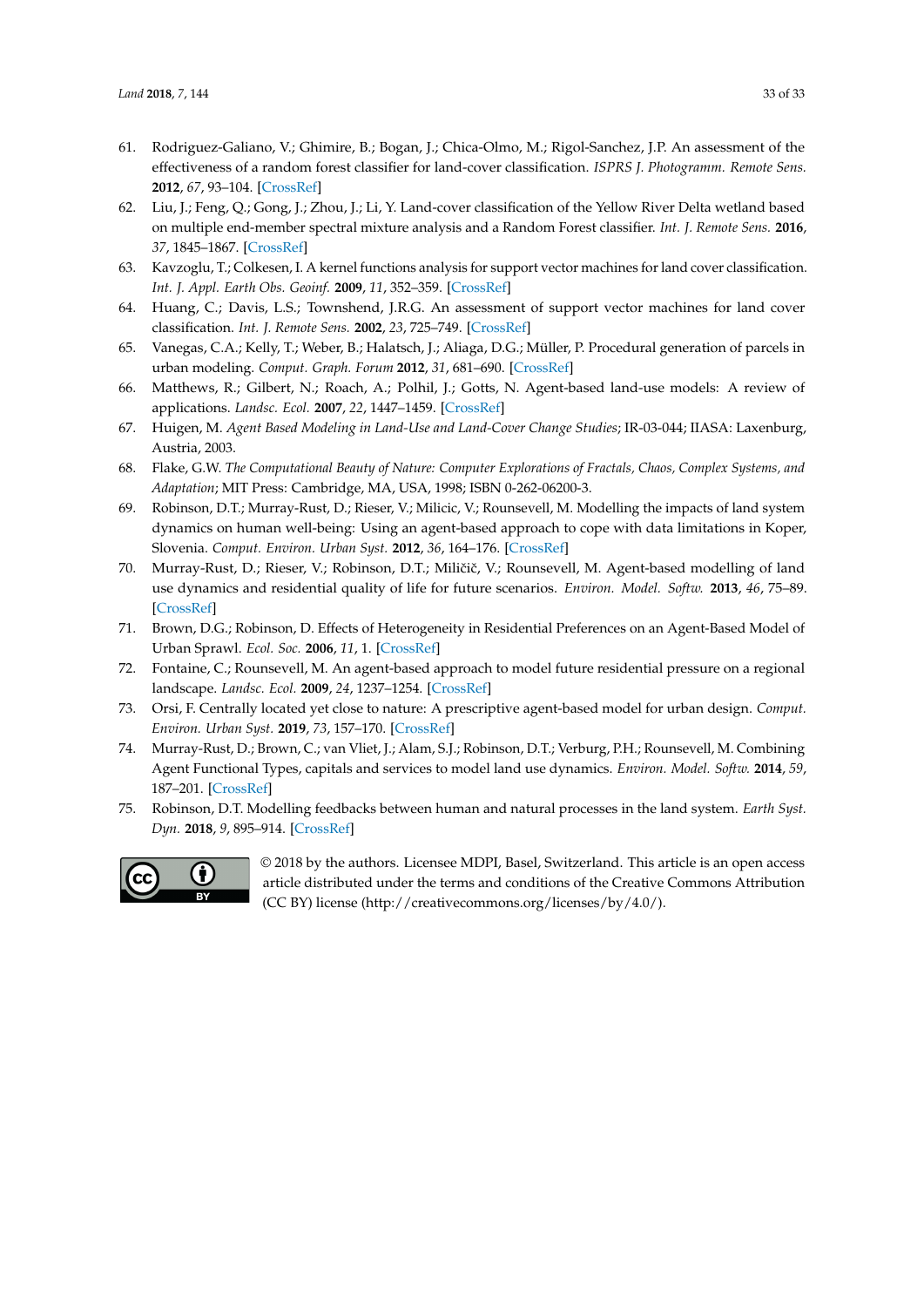61. Rodriguez-Galiano, V.; Ghimire, B.; Bogan, J.; Chica-Olmo, M.; Rigol-Sanchez, J.P. An assessment of the effectiveness of a random forest classifier for land-cover classification. *ISPRS J. Photogramm. Remote Sens.* **2012**, *67*, 93–104. [CrossRef]
62. Liu, J.; Feng, Q.; Gong, J.; Zhou, J.; Li, Y. Land-cover classification of the Yellow River Delta wetland based on multiple end-member spectral mixture analysis and a Random Forest classifier. *Int. J. Remote Sens.* **2016**, *37*, 1845–1867. [CrossRef]
63. Kavzoglu, T.; Colkesen, I. A kernel functions analysis for support vector machines for land cover classification. *Int. J. Appl. Earth Obs. Geoinf.* **2009**, *11*, 352–359. [CrossRef]
64. Huang, C.; Davis, L.S.; Townshend, J.R.G. An assessment of support vector machines for land cover classification. *Int. J. Remote Sens.* **2002**, *23*, 725–749. [CrossRef]
65. Vanegas, C.A.; Kelly, T.; Weber, B.; Halatsch, J.; Aliaga, D.G.; Müller, P. Procedural generation of parcels in urban modeling. *Comput. Graph. Forum* **2012**, *31*, 681–690. [CrossRef]
66. Matthews, R.; Gilbert, N.; Roach, A.; Polhil, J.; Gotts, N. Agent-based land-use models: A review of applications. *Landsc. Ecol.* **2007**, *22*, 1447–1459. [CrossRef]
67. Huigen, M. *Agent Based Modeling in Land-Use and Land-Cover Change Studies*; IR-03-044; IIASA: Laxenburg, Austria, 2003.
68. Flake, G.W. *The Computational Beauty of Nature: Computer Explorations of Fractals, Chaos, Complex Systems, and Adaptation*; MIT Press: Cambridge, MA, USA, 1998; ISBN 0-262-06200-3.
69. Robinson, D.T.; Murray-Rust, D.; Rieser, V.; Milicic, V.; Rounsevell, M. Modelling the impacts of land system dynamics on human well-being: Using an agent-based approach to cope with data limitations in Koper, Slovenia. *Comput. Environ. Urban Syst.* **2012**, *36*, 164–176. [CrossRef]
70. Murray-Rust, D.; Rieser, V.; Robinson, D.T.; Miličič, V.; Rounsevell, M. Agent-based modelling of land use dynamics and residential quality of life for future scenarios. *Environ. Model. Softw.* **2013**, *46*, 75–89. [CrossRef]
71. Brown, D.G.; Robinson, D. Effects of Heterogeneity in Residential Preferences on an Agent-Based Model of Urban Sprawl. *Ecol. Soc.* **2006**, *11*, 1. [CrossRef]
72. Fontaine, C.; Rounsevell, M. An agent-based approach to model future residential pressure on a regional landscape. *Landsc. Ecol.* **2009**, *24*, 1237–1254. [CrossRef]
73. Orsi, F. Centrally located yet close to nature: A prescriptive agent-based model for urban design. *Comput. Environ. Urban Syst.* **2019**, *73*, 157–170. [CrossRef]
74. Murray-Rust, D.; Brown, C.; van Vliet, J.; Alam, S.J.; Robinson, D.T.; Verburg, P.H.; Rounsevell, M. Combining Agent Functional Types, capitals and services to model land use dynamics. *Environ. Model. Softw.* **2014**, *59*, 187–201. [CrossRef]
75. Robinson, D.T. Modelling feedbacks between human and natural processes in the land system. *Earth Syst. Dyn.* **2018**, *9*, 895–914. [CrossRef]

© 2018 by the authors. Licensee MDPI, Basel, Switzerland. This article is an open access article distributed under the terms and conditions of the Creative Commons Attribution (CC BY) license (http://creativecommons.org/licenses/by/4.0/).